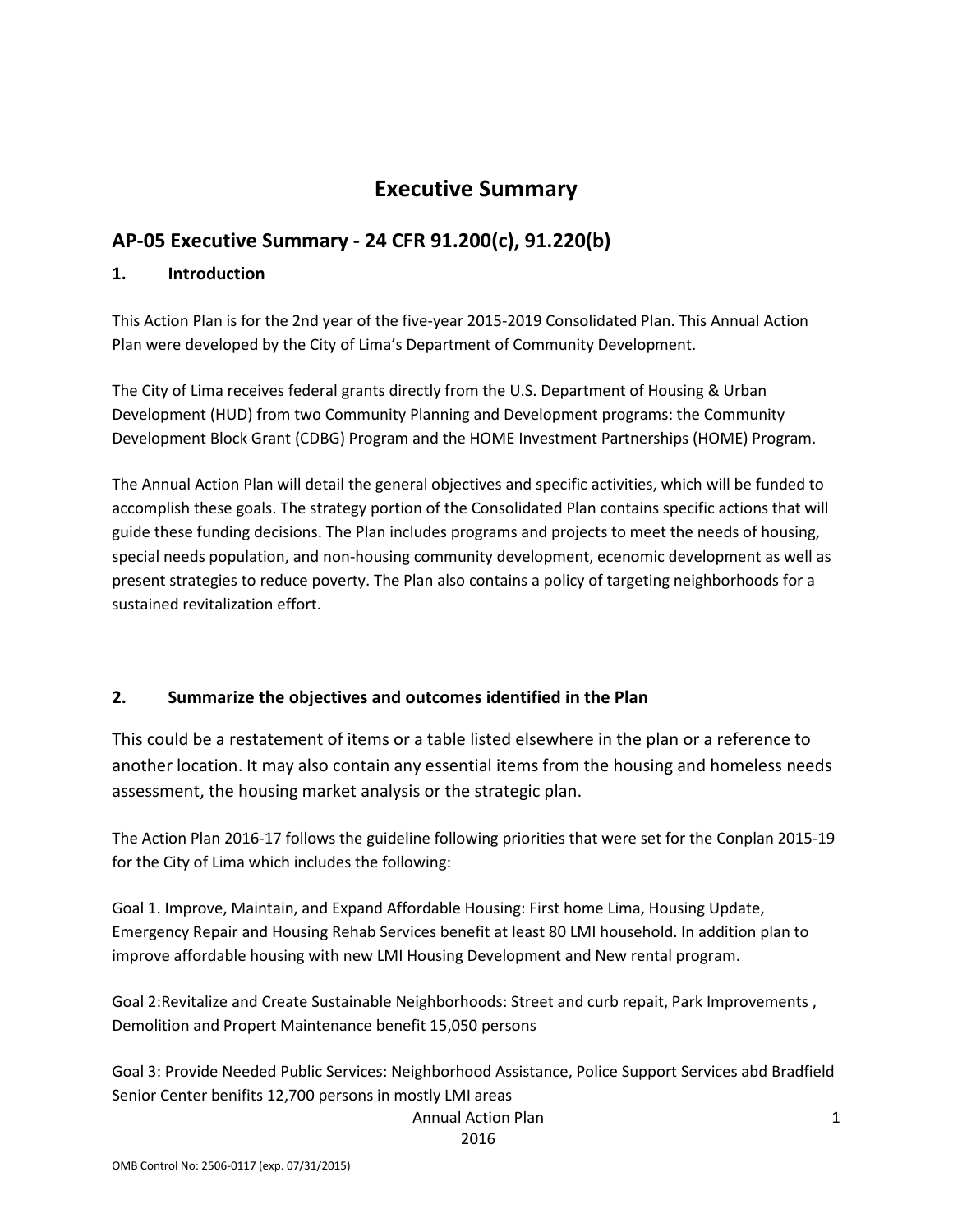# Executive Summary

## AP-05 Executive Summary - 24 CFR 91.200(c), 91.220(b)

### 1. Introduction

This Action Plan is for the 2nd year of the five-year 2015-2019 Consolidated Plan. This Annual Action Plan were developed by the City of Lima's Department of Community Development.

The City of Lima receives federal grants directly from the U.S. Department of Housing & Urban Development (HUD) from two Community Planning and Development programs: the Community Development Block Grant (CDBG) Program and the HOME Investment Partnerships (HOME) Program.

The Annual Action Plan will detail the general objectives and specific activities, which will be funded to accomplish these goals. The strategy portion of the Consolidated Plan contains specific actions that will guide these funding decisions. The Plan includes programs and projects to meet the needs of housing, special needs population, and non-housing community development, ecenomic development as well as present strategies to reduce poverty. The Plan also contains a policy of targeting neighborhoods for a sustained revitalization effort.

### 2. Summarize the objectives and outcomes identified in the Plan

This could be a restatement of items or a table listed elsewhere in the plan or a reference to another location. It may also contain any essential items from the housing and homeless needs assessment, the housing market analysis or the strategic plan.

The Action Plan 2016-17 follows the guideline following priorities that were set for the Conplan 2015-19 for the City of Lima which includes the following:

Goal 1. Improve, Maintain, and Expand Affordable Housing: First home Lima, Housing Update, Emergency Repair and Housing Rehab Services benefit at least 80 LMI household. In addition plan to improve affordable housing with new LMI Housing Development and New rental program.

Goal 2:Revitalize and Create Sustainable Neighborhoods: Street and curb repait, Park Improvements , Demolition and Propert Maintenance benefit 15,050 persons

Goal 3: Provide Needed Public Services: Neighborhood Assistance, Police Support Services abd Bradfield Senior Center benifits 12,700 persons in mostly LMI areas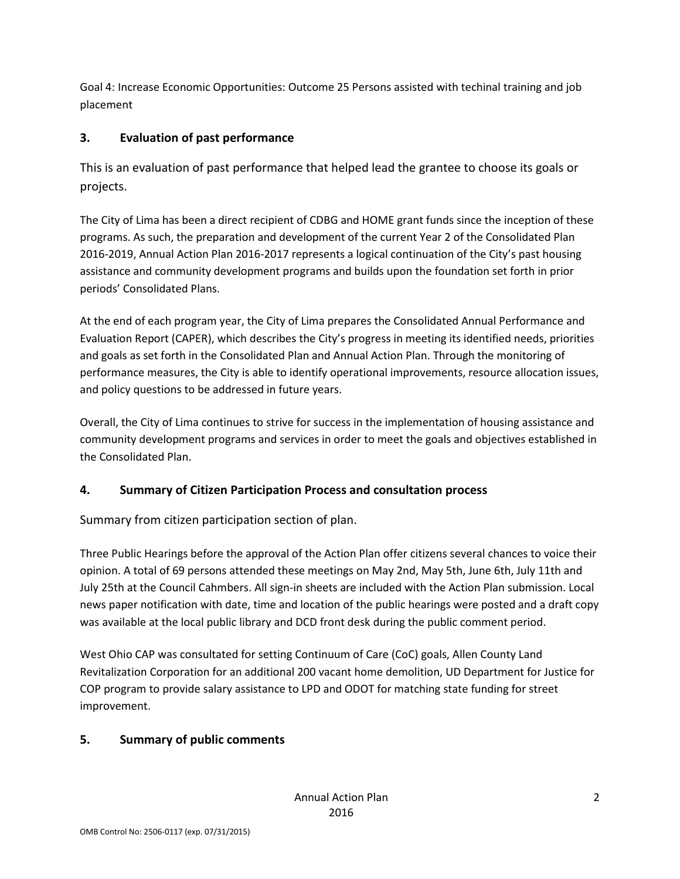Goal 4: Increase Economic Opportunities: Outcome 25 Persons assisted with techinal training and job placement

## 3. Evaluation of past performance

This is an evaluation of past performance that helped lead the grantee to choose its goals or projects.

The City of Lima has been a direct recipient of CDBG and HOME grant funds since the inception of these programs. As such, the preparation and development of the current Year 2 of the Consolidated Plan 2016-2019, Annual Action Plan 2016-2017 represents a logical continuation of the City's past housing assistance and community development programs and builds upon the foundation set forth in prior periods' Consolidated Plans.

At the end of each program year, the City of Lima prepares the Consolidated Annual Performance and Evaluation Report (CAPER), which describes the City's progress in meeting its identified needs, priorities and goals as set forth in the Consolidated Plan and Annual Action Plan. Through the monitoring of performance measures, the City is able to identify operational improvements, resource allocation issues, and policy questions to be addressed in future years.

Overall, the City of Lima continues to strive for success in the implementation of housing assistance and community development programs and services in order to meet the goals and objectives established in the Consolidated Plan.

## 4. Summary of Citizen Participation Process and consultation process

Summary from citizen participation section of plan.

Three Public Hearings before the approval of the Action Plan offer citizens several chances to voice their opinion. A total of 69 persons attended these meetings on May 2nd, May 5th, June 6th, July 11th and July 25th at the Council Cahmbers. All sign-in sheets are included with the Action Plan submission. Local news paper notification with date, time and location of the public hearings were posted and a draft copy was available at the local public library and DCD front desk during the public comment period.

West Ohio CAP was consultated for setting Continuum of Care (CoC) goals, Allen County Land Revitalization Corporation for an additional 200 vacant home demolition, UD Department for Justice for COP program to provide salary assistance to LPD and ODOT for matching state funding for street improvement.

## 5. Summary of public comments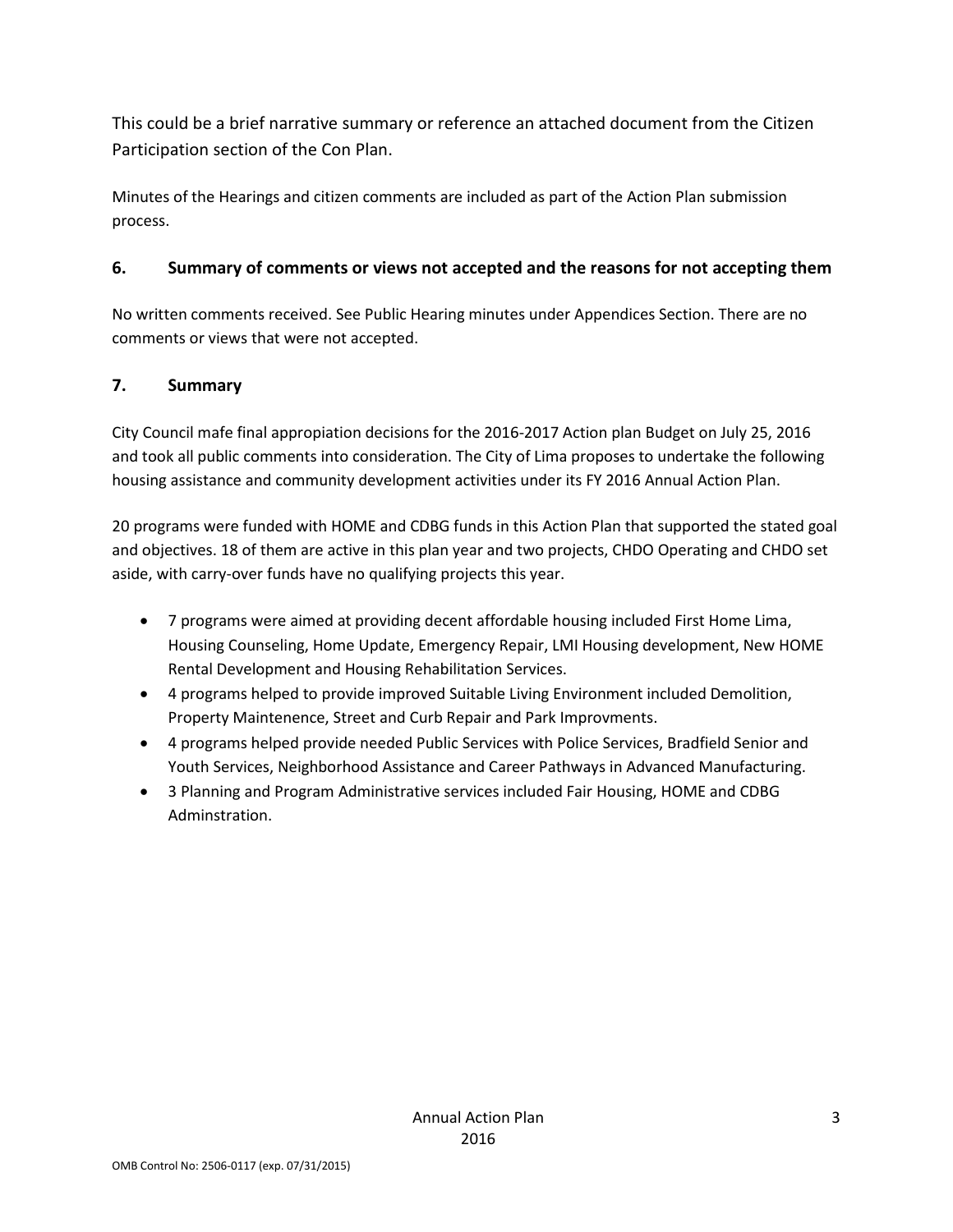This could be a brief narrative summary or reference an attached document from the Citizen Participation section of the Con Plan.

Minutes of the Hearings and citizen comments are included as part of the Action Plan submission process.

### 6. Summary of comments or views not accepted and the reasons for not accepting them

No written comments received. See Public Hearing minutes under Appendices Section. There are no comments or views that were not accepted.

### 7. Summary

City Council mafe final appropiation decisions for the 2016-2017 Action plan Budget on July 25, 2016 and took all public comments into consideration. The City of Lima proposes to undertake the following housing assistance and community development activities under its FY 2016 Annual Action Plan.

20 programs were funded with HOME and CDBG funds in this Action Plan that supported the stated goal and objectives. 18 of them are active in this plan year and two projects, CHDO Operating and CHDO set aside, with carry-over funds have no qualifying projects this year.

- 7 programs were aimed at providing decent affordable housing included First Home Lima, Housing Counseling, Home Update, Emergency Repair, LMI Housing development, New HOME Rental Development and Housing Rehabilitation Services.
- 4 programs helped to provide improved Suitable Living Environment included Demolition, Property Maintenence, Street and Curb Repair and Park Improvments.
- 4 programs helped provide needed Public Services with Police Services, Bradfield Senior and Youth Services, Neighborhood Assistance and Career Pathways in Advanced Manufacturing.
- 3 Planning and Program Administrative services included Fair Housing, HOME and CDBG Adminstration.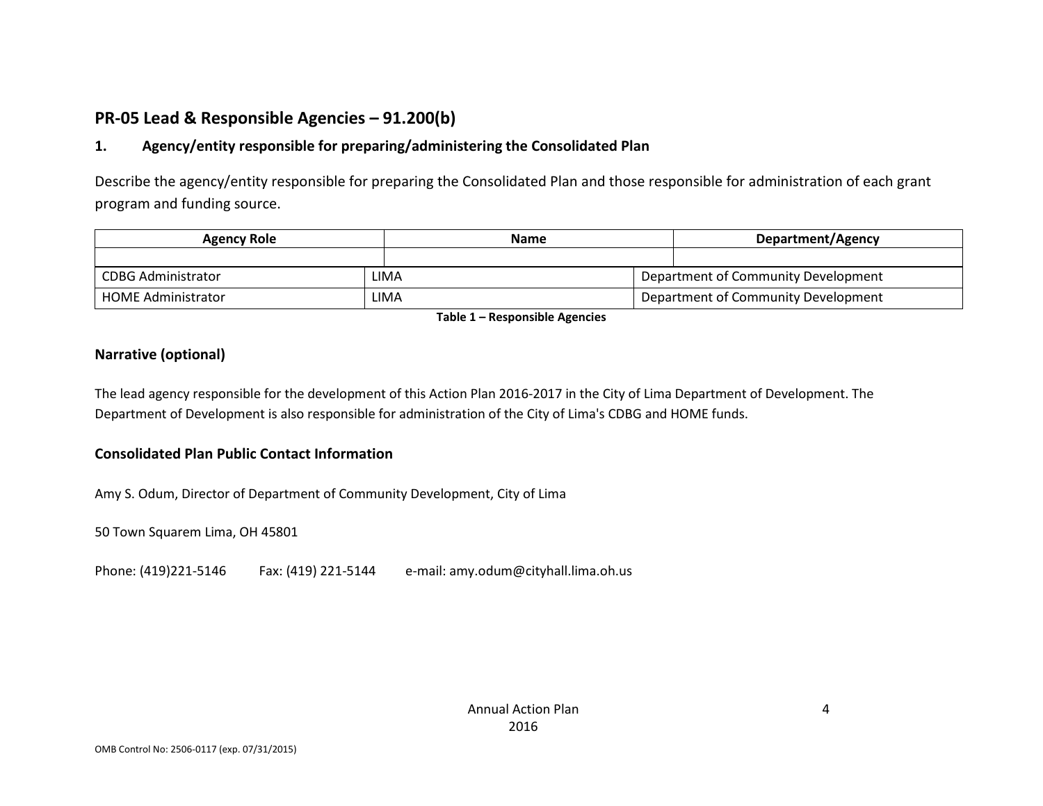## PR-05 Lead & Responsible Agencies – 91.200(b)

### 1. Agency/entity responsible for preparing/administering the Consolidated Plan

Describe the agency/entity responsible for preparing the Consolidated Plan and those responsible for administration of each grant program and funding source.

| Agency Role | Name | Department/Agency |
|---|---|---|
| | | |
| CDBG Administrator | LIMA | Department of Community Development |
| HOME Administrator | LIMA | Department of Community Development |

**Table 1 – Responsible Agencies**

### Narrative (optional)

The lead agency responsible for the development of this Action Plan 2016-2017 in the City of Lima Department of Development. The Department of Development is also responsible for administration of the City of Lima's CDBG and HOME funds.

### Consolidated Plan Public Contact Information

Amy S. Odum, Director of Department of Community Development, City of Lima

50 Town Squarem Lima, OH 45801

Phone: (419)221-5146 Fax: (419) 221-5144 e-mail: amy.odum@cityhall.lima.oh.us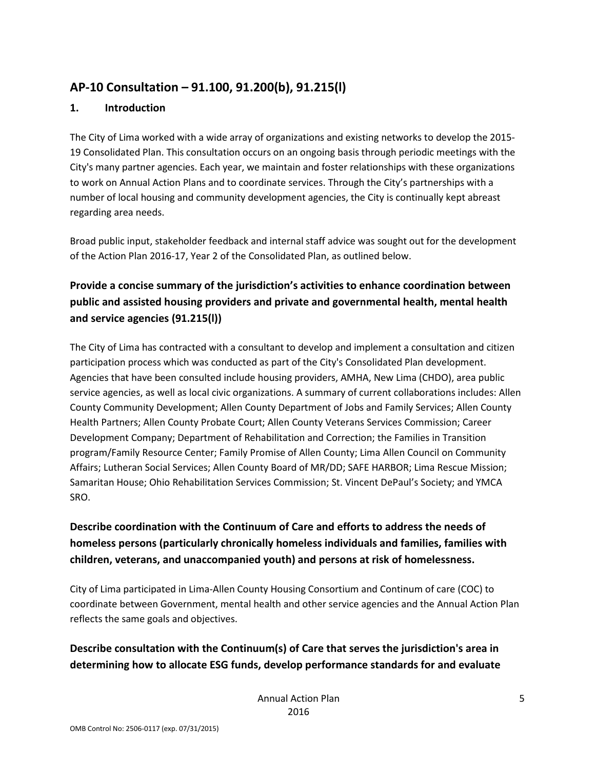## AP-10 Consultation – 91.100, 91.200(b), 91.215(l)

### 1. Introduction

The City of Lima worked with a wide array of organizations and existing networks to develop the 2015-19 Consolidated Plan. This consultation occurs on an ongoing basis through periodic meetings with the City's many partner agencies. Each year, we maintain and foster relationships with these organizations to work on Annual Action Plans and to coordinate services. Through the City's partnerships with a number of local housing and community development agencies, the City is continually kept abreast regarding area needs.

Broad public input, stakeholder feedback and internal staff advice was sought out for the development of the Action Plan 2016-17, Year 2 of the Consolidated Plan, as outlined below.

### Provide a concise summary of the jurisdiction's activities to enhance coordination between public and assisted housing providers and private and governmental health, mental health and service agencies (91.215(l))

The City of Lima has contracted with a consultant to develop and implement a consultation and citizen participation process which was conducted as part of the City's Consolidated Plan development. Agencies that have been consulted include housing providers, AMHA, New Lima (CHDO), area public service agencies, as well as local civic organizations. A summary of current collaborations includes: Allen County Community Development; Allen County Department of Jobs and Family Services; Allen County Health Partners; Allen County Probate Court; Allen County Veterans Services Commission; Career Development Company; Department of Rehabilitation and Correction; the Families in Transition program/Family Resource Center; Family Promise of Allen County; Lima Allen Council on Community Affairs; Lutheran Social Services; Allen County Board of MR/DD; SAFE HARBOR; Lima Rescue Mission; Samaritan House; Ohio Rehabilitation Services Commission; St. Vincent DePaul's Society; and YMCA SRO.

### Describe coordination with the Continuum of Care and efforts to address the needs of homeless persons (particularly chronically homeless individuals and families, families with children, veterans, and unaccompanied youth) and persons at risk of homelessness.

City of Lima participated in Lima-Allen County Housing Consortium and Continum of care (COC) to coordinate between Government, mental health and other service agencies and the Annual Action Plan reflects the same goals and objectives.

### Describe consultation with the Continuum(s) of Care that serves the jurisdiction's area in determining how to allocate ESG funds, develop performance standards for and evaluate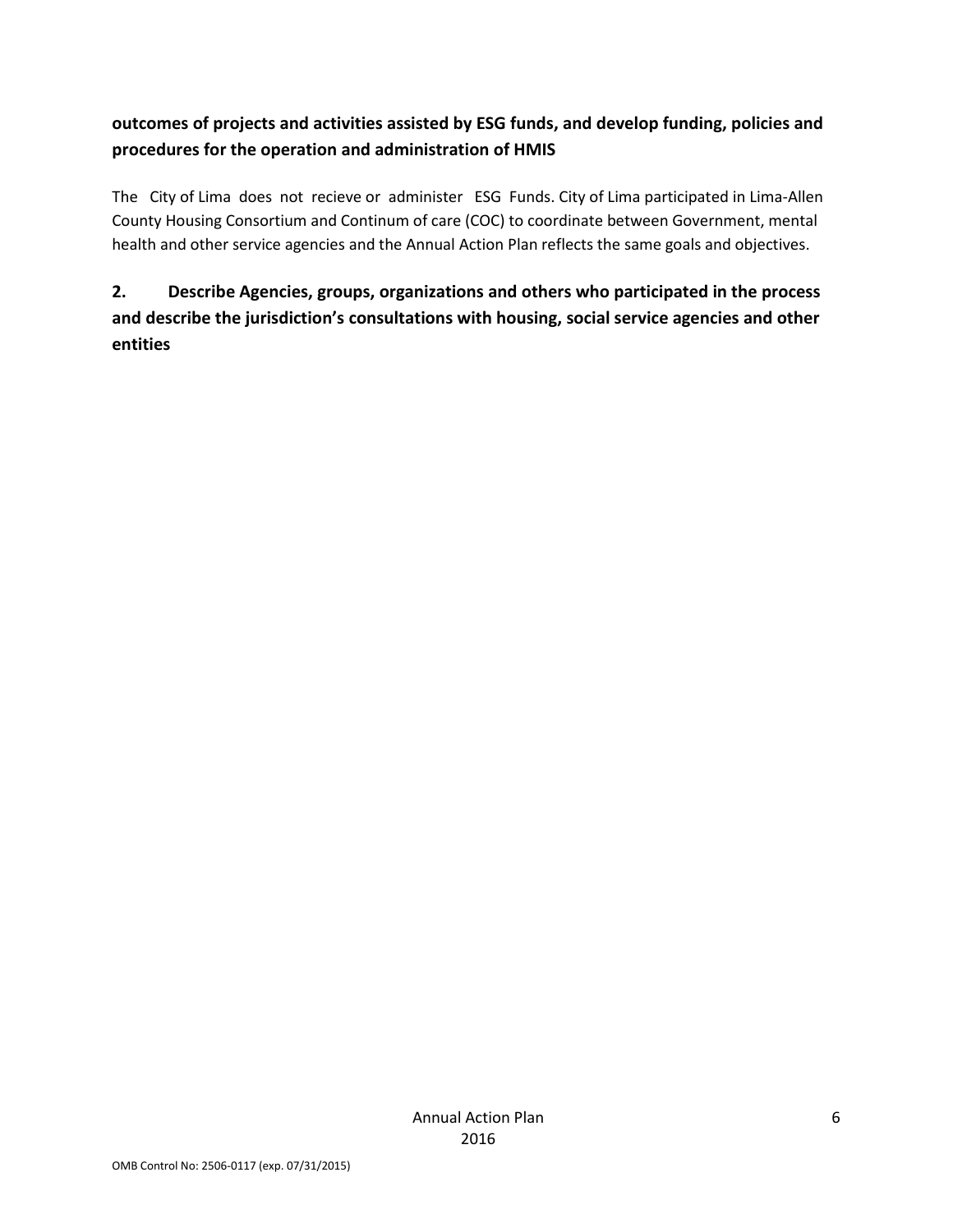**outcomes of projects and activities assisted by ESG funds, and develop funding, policies and procedures for the operation and administration of HMIS**

The City of Lima does not recieve or administer ESG Funds. City of Lima participated in Lima-Allen County Housing Consortium and Continum of care (COC) to coordinate between Government, mental health and other service agencies and the Annual Action Plan reflects the same goals and objectives.

**2. Describe Agencies, groups, organizations and others who participated in the process and describe the jurisdiction's consultations with housing, social service agencies and other entities**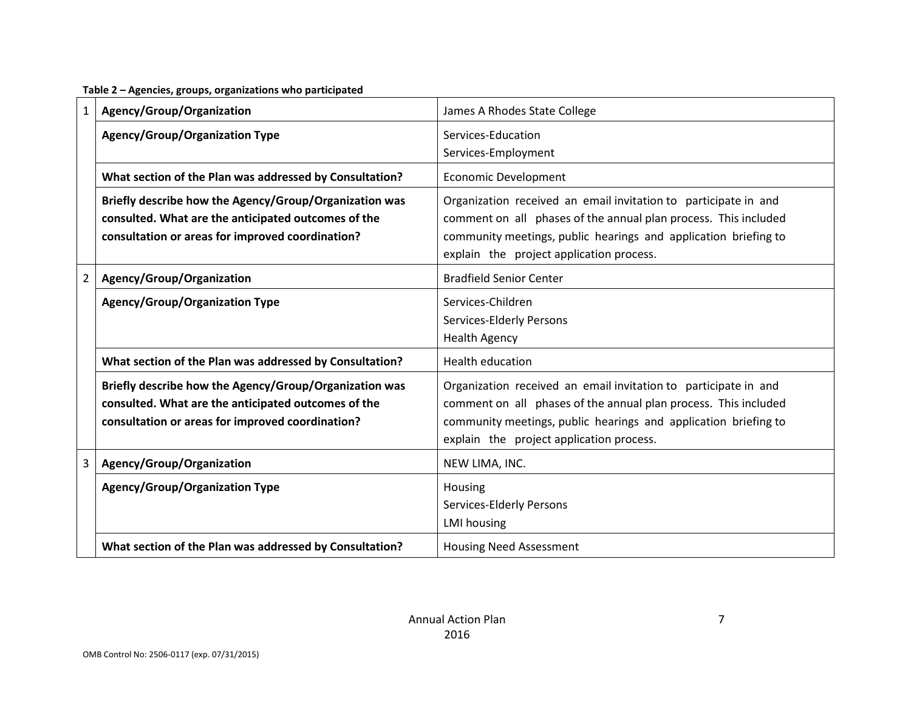**Table 2 – Agencies, groups, organizations who participated**

| | | |
|---|---|---|
| 1 | **Agency/Group/Organization** | James A Rhodes State College |
| | **Agency/Group/Organization Type** | Services-Education<br>Services-Employment |
| | **What section of the Plan was addressed by Consultation?** | Economic Development |
| | **Briefly describe how the Agency/Group/Organization was consulted. What are the anticipated outcomes of the consultation or areas for improved coordination?** | Organization received an email invitation to participate in and comment on all phases of the annual plan process. This included community meetings, public hearings and application briefing to explain the project application process. |
| 2 | **Agency/Group/Organization** | Bradfield Senior Center |
| | **Agency/Group/Organization Type** | Services-Children<br>Services-Elderly Persons<br>Health Agency |
| | **What section of the Plan was addressed by Consultation?** | Health education |
| | **Briefly describe how the Agency/Group/Organization was consulted. What are the anticipated outcomes of the consultation or areas for improved coordination?** | Organization received an email invitation to participate in and comment on all phases of the annual plan process. This included community meetings, public hearings and application briefing to explain the project application process. |
| 3 | **Agency/Group/Organization** | NEW LIMA, INC. |
| | **Agency/Group/Organization Type** | Housing<br>Services-Elderly Persons<br>LMI housing |
| | **What section of the Plan was addressed by Consultation?** | Housing Need Assessment |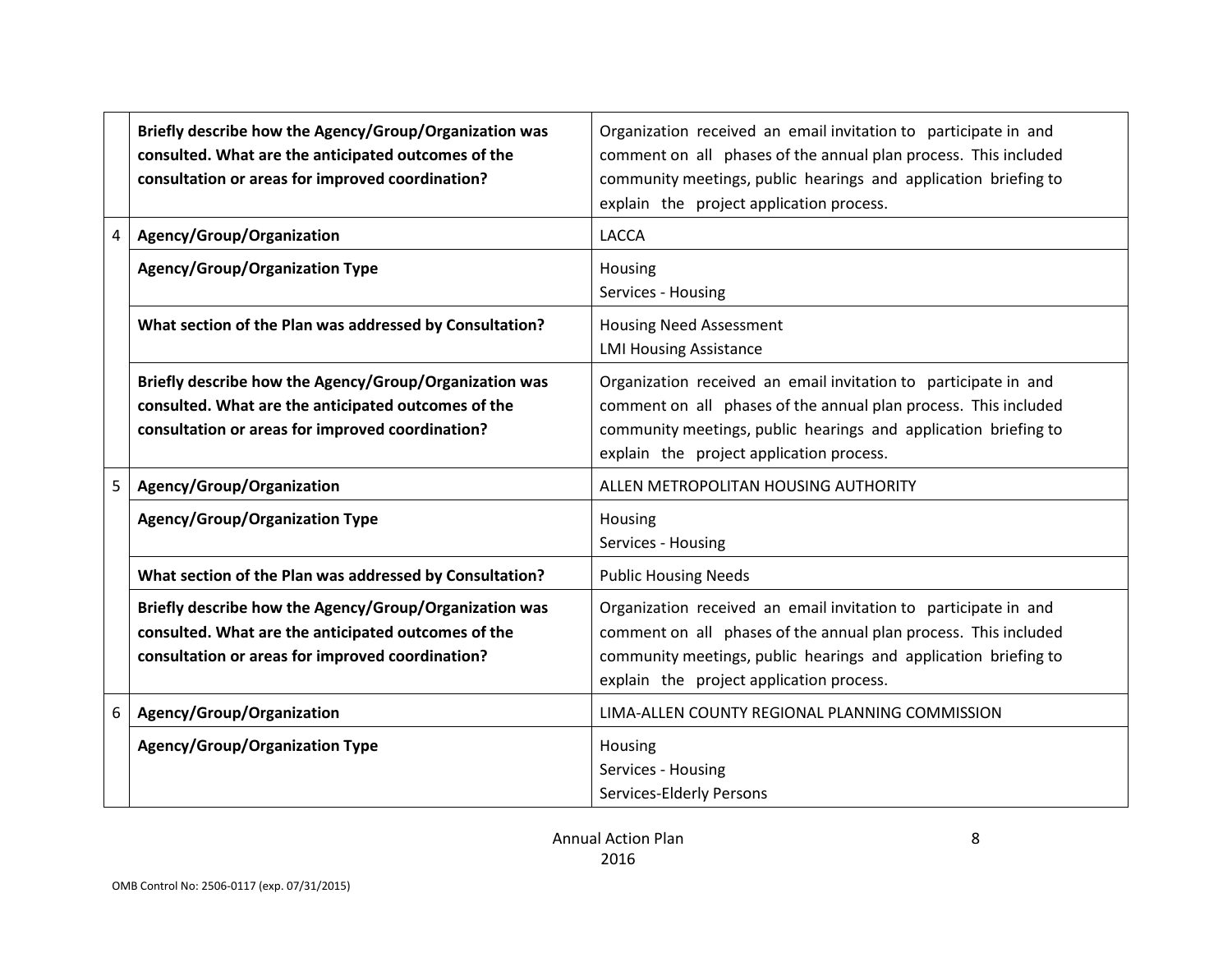| | | |
|---|---|---|
| | **Briefly describe how the Agency/Group/Organization was consulted. What are the anticipated outcomes of the consultation or areas for improved coordination?** | Organization received an email invitation to participate in and comment on all phases of the annual plan process. This included community meetings, public hearings and application briefing to explain the project application process. |
| 4 | **Agency/Group/Organization** | LACCA |
| | **Agency/Group/Organization Type** | Housing<br>Services - Housing |
| | **What section of the Plan was addressed by Consultation?** | Housing Need Assessment<br>LMI Housing Assistance |
| | **Briefly describe how the Agency/Group/Organization was consulted. What are the anticipated outcomes of the consultation or areas for improved coordination?** | Organization received an email invitation to participate in and comment on all phases of the annual plan process. This included community meetings, public hearings and application briefing to explain the project application process. |
| 5 | **Agency/Group/Organization** | ALLEN METROPOLITAN HOUSING AUTHORITY |
| | **Agency/Group/Organization Type** | Housing<br>Services - Housing |
| | **What section of the Plan was addressed by Consultation?** | Public Housing Needs |
| | **Briefly describe how the Agency/Group/Organization was consulted. What are the anticipated outcomes of the consultation or areas for improved coordination?** | Organization received an email invitation to participate in and comment on all phases of the annual plan process. This included community meetings, public hearings and application briefing to explain the project application process. |
| 6 | **Agency/Group/Organization** | LIMA-ALLEN COUNTY REGIONAL PLANNING COMMISSION |
| | **Agency/Group/Organization Type** | Housing<br>Services - Housing<br>Services-Elderly Persons |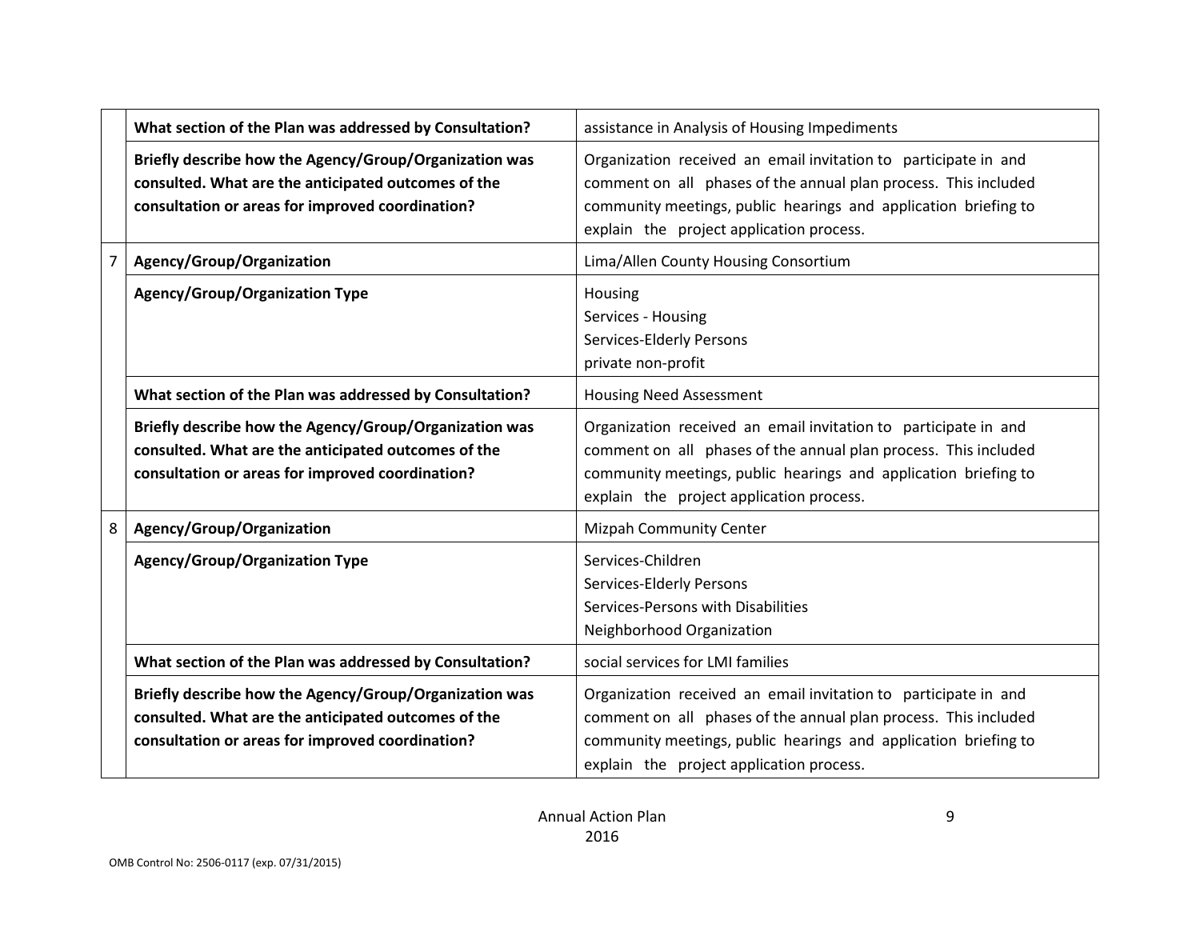| | | |
|---|---|---|
| | **What section of the Plan was addressed by Consultation?** | assistance in Analysis of Housing Impediments |
| | **Briefly describe how the Agency/Group/Organization was consulted. What are the anticipated outcomes of the consultation or areas for improved coordination?** | Organization received an email invitation to participate in and comment on all phases of the annual plan process. This included community meetings, public hearings and application briefing to explain the project application process. |
| 7 | **Agency/Group/Organization** | Lima/Allen County Housing Consortium |
| | **Agency/Group/Organization Type** | Housing<br>Services - Housing<br>Services-Elderly Persons<br>private non-profit |
| | **What section of the Plan was addressed by Consultation?** | Housing Need Assessment |
| | **Briefly describe how the Agency/Group/Organization was consulted. What are the anticipated outcomes of the consultation or areas for improved coordination?** | Organization received an email invitation to participate in and comment on all phases of the annual plan process. This included community meetings, public hearings and application briefing to explain the project application process. |
| 8 | **Agency/Group/Organization** | Mizpah Community Center |
| | **Agency/Group/Organization Type** | Services-Children<br>Services-Elderly Persons<br>Services-Persons with Disabilities<br>Neighborhood Organization |
| | **What section of the Plan was addressed by Consultation?** | social services for LMI families |
| | **Briefly describe how the Agency/Group/Organization was consulted. What are the anticipated outcomes of the consultation or areas for improved coordination?** | Organization received an email invitation to participate in and comment on all phases of the annual plan process. This included community meetings, public hearings and application briefing to explain the project application process. |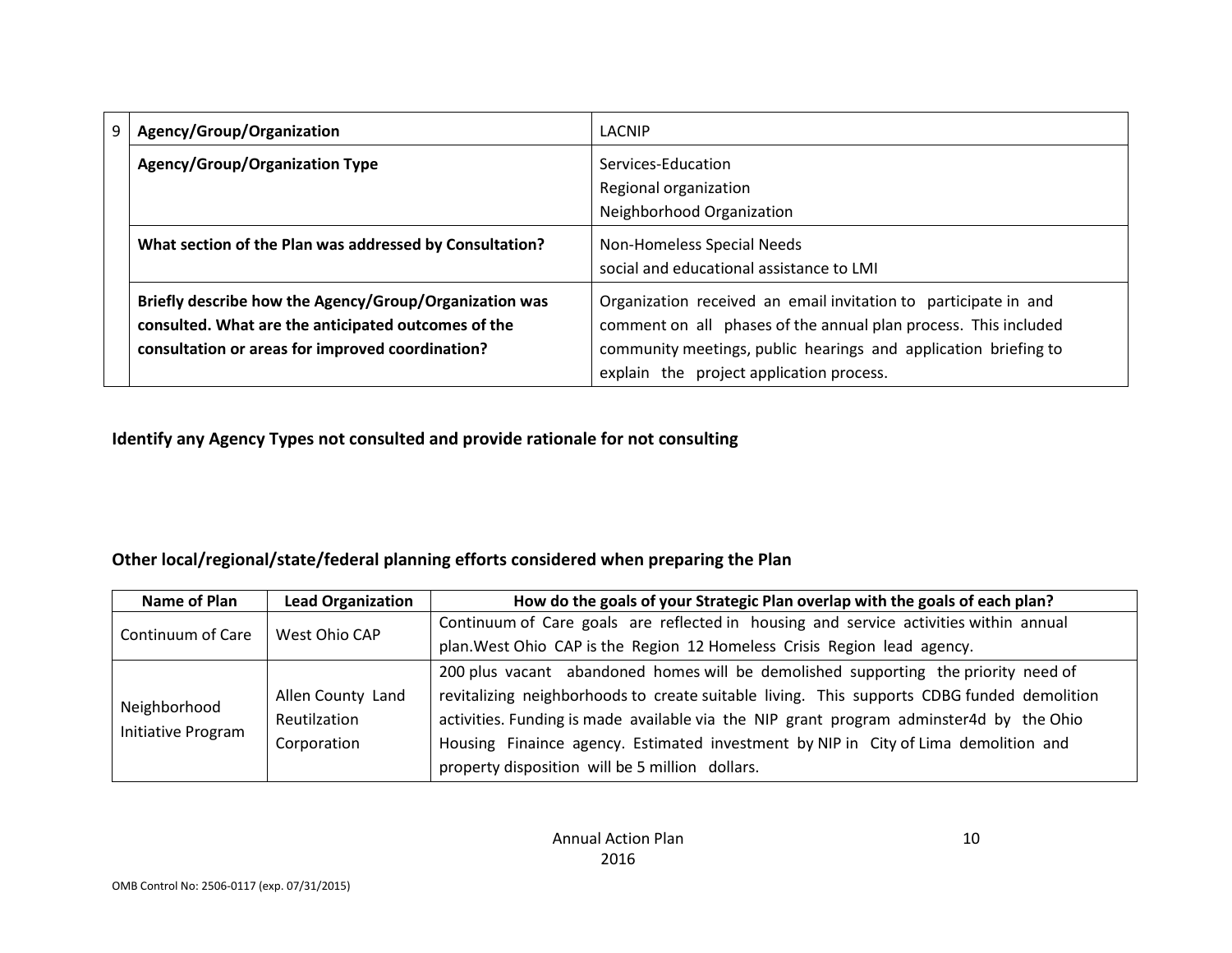| 9 | Agency/Group/Organization | LACNIP |
|---|---|---|
| | **Agency/Group/Organization Type** | Services-Education<br>Regional organization<br>Neighborhood Organization |
| | **What section of the Plan was addressed by Consultation?** | Non-Homeless Special Needs<br>social and educational assistance to LMI |
| | **Briefly describe how the Agency/Group/Organization was consulted. What are the anticipated outcomes of the consultation or areas for improved coordination?** | Organization received an email invitation to participate in and comment on all phases of the annual plan process. This included community meetings, public hearings and application briefing to explain the project application process. |

**Identify any Agency Types not consulted and provide rationale for not consulting**

**Other local/regional/state/federal planning efforts considered when preparing the Plan**

| Name of Plan | Lead Organization | How do the goals of your Strategic Plan overlap with the goals of each plan? |
|---|---|---|
| Continuum of Care | West Ohio CAP | Continuum of Care goals are reflected in housing and service activities within annual plan.West Ohio CAP is the Region 12 Homeless Crisis Region lead agency. |
| Neighborhood Initiative Program | Allen County Land Reutilzation Corporation | 200 plus vacant abandoned homes will be demolished supporting the priority need of revitalizing neighborhoods to create suitable living. This supports CDBG funded demolition activities. Funding is made available via the NIP grant program adminster4d by the Ohio Housing Finaince agency. Estimated investment by NIP in City of Lima demolition and property disposition will be 5 million dollars. |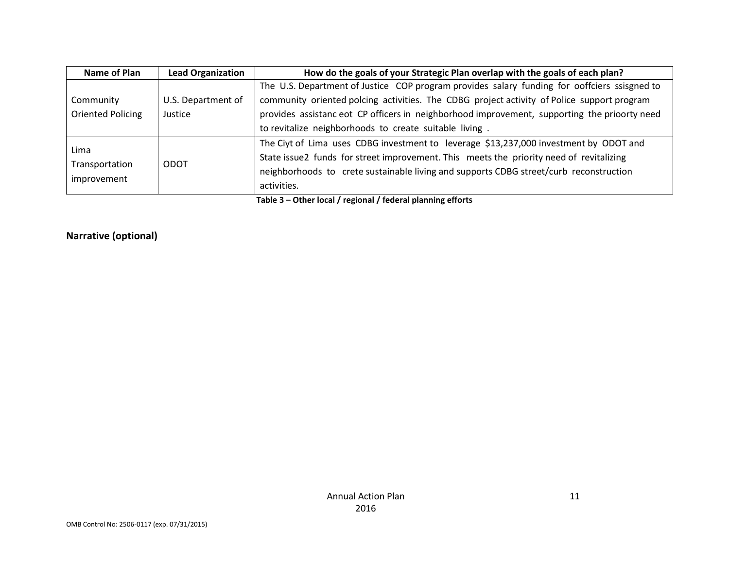| Name of Plan | Lead Organization | How do the goals of your Strategic Plan overlap with the goals of each plan? |
|---|---|---|
| Community Oriented Policing | U.S. Department of Justice | The U.S. Department of Justice COP program provides salary funding for ooffciers ssisgned to community oriented polcing activities. The CDBG project activity of Police support program provides assistanc eot CP officers in neighborhood improvement, supporting the prioorty need to revitalize neighborhoods to create suitable living . |
| Lima Transportation improvement | ODOT | The Ciyt of Lima uses CDBG investment to leverage $13,237,000 investment by ODOT and State issue2 funds for street improvement. This meets the priority need of revitalizing neighborhoods to crete sustainable living and supports CDBG street/curb reconstruction activities. |

**Table 3 – Other local / regional / federal planning efforts**

## Narrative (optional)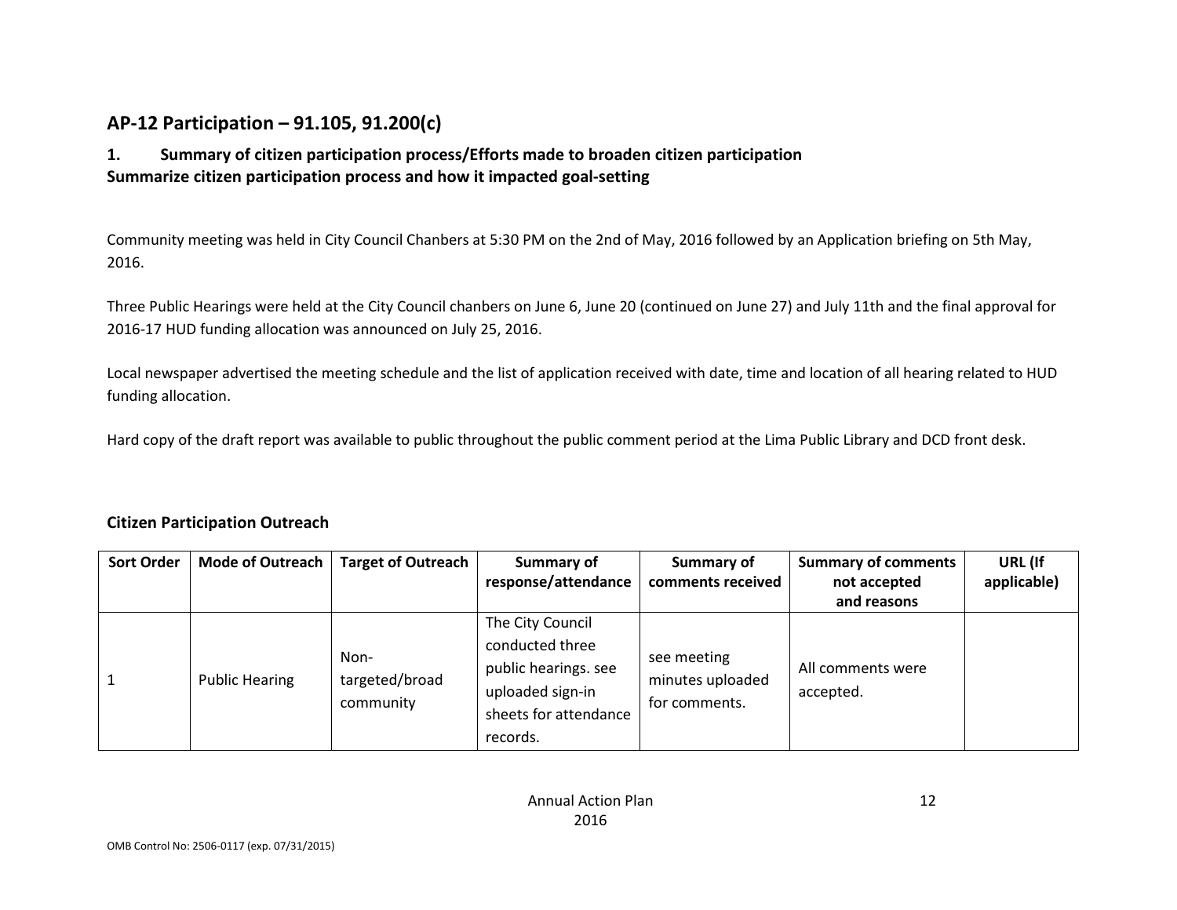## AP-12 Participation – 91.105, 91.200(c)

### 1. Summary of citizen participation process/Efforts made to broaden citizen participation

**Summarize citizen participation process and how it impacted goal-setting**

Community meeting was held in City Council Chanbers at 5:30 PM on the 2nd of May, 2016 followed by an Application briefing on 5th May, 2016.

Three Public Hearings were held at the City Council chanbers on June 6, June 20 (continued on June 27) and July 11th and the final approval for 2016-17 HUD funding allocation was announced on July 25, 2016.

Local newspaper advertised the meeting schedule and the list of application received with date, time and location of all hearing related to HUD funding allocation.

Hard copy of the draft report was available to public throughout the public comment period at the Lima Public Library and DCD front desk.

### Citizen Participation Outreach

| Sort Order | Mode of Outreach | Target of Outreach | Summary of response/attendance | Summary of comments received | Summary of comments not accepted and reasons | URL (If applicable) |
|---|---|---|---|---|---|---|
| 1 | Public Hearing | Non-targeted/broad community | The City Council conducted three public hearings. see uploaded sign-in sheets for attendance records. | see meeting minutes uploaded for comments. | All comments were accepted. | |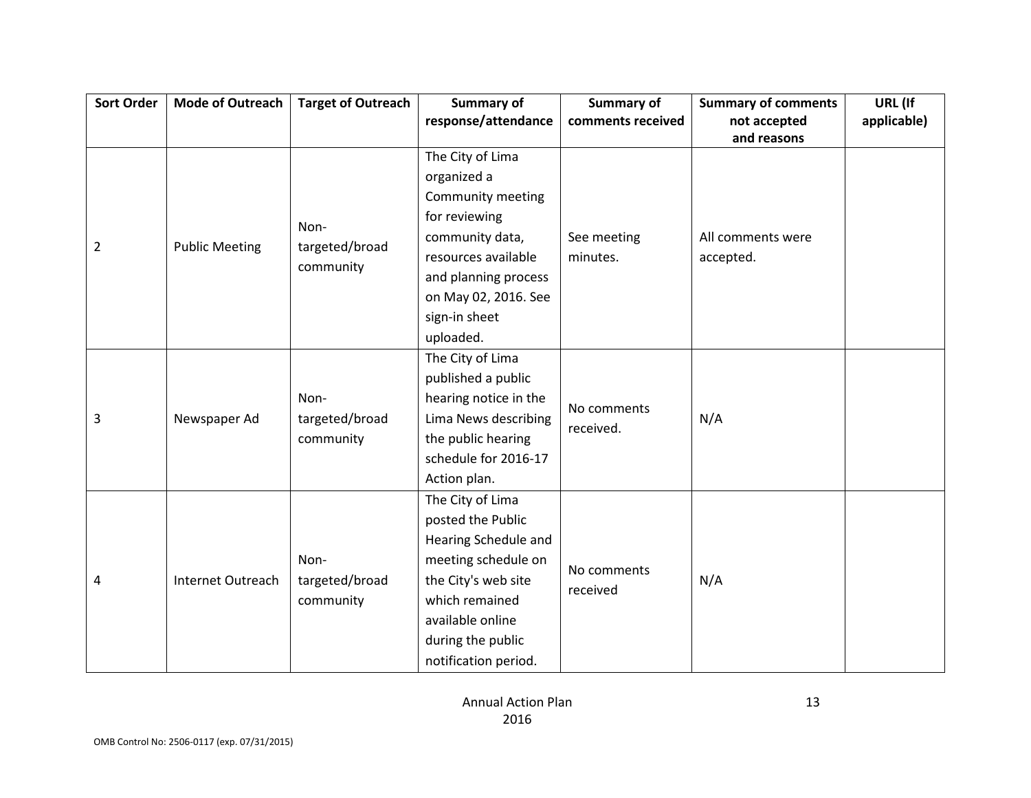| Sort Order | Mode of Outreach | Target of Outreach | Summary of response/attendance | Summary of comments received | Summary of comments not accepted and reasons | URL (If applicable) |
|---|---|---|---|---|---|---|
| 2 | Public Meeting | Non-targeted/broad community | The City of Lima organized a Community meeting for reviewing community data, resources available and planning process on May 02, 2016. See sign-in sheet uploaded. | See meeting minutes. | All comments were accepted. | |
| 3 | Newspaper Ad | Non-targeted/broad community | The City of Lima published a public hearing notice in the Lima News describing the public hearing schedule for 2016-17 Action plan. | No comments received. | N/A | |
| 4 | Internet Outreach | Non-targeted/broad community | The City of Lima posted the Public Hearing Schedule and meeting schedule on the City's web site which remained available online during the public notification period. | No comments received | N/A | |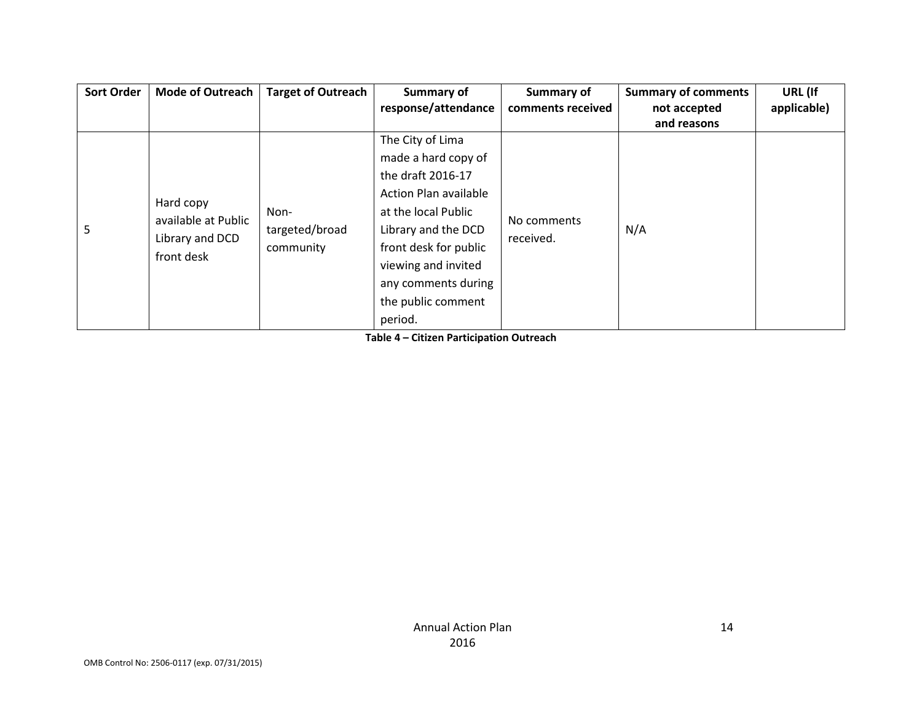| Sort Order | Mode of Outreach | Target of Outreach | Summary of response/attendance | Summary of comments received | Summary of comments not accepted and reasons | URL (If applicable) |
|---|---|---|---|---|---|---|
| 5 | Hard copy available at Public Library and DCD front desk | Non-targeted/broad community | The City of Lima made a hard copy of the draft 2016-17 Action Plan available at the local Public Library and the DCD front desk for public viewing and invited any comments during the public comment period. | No comments received. | N/A | |

**Table 4 – Citizen Participation Outreach**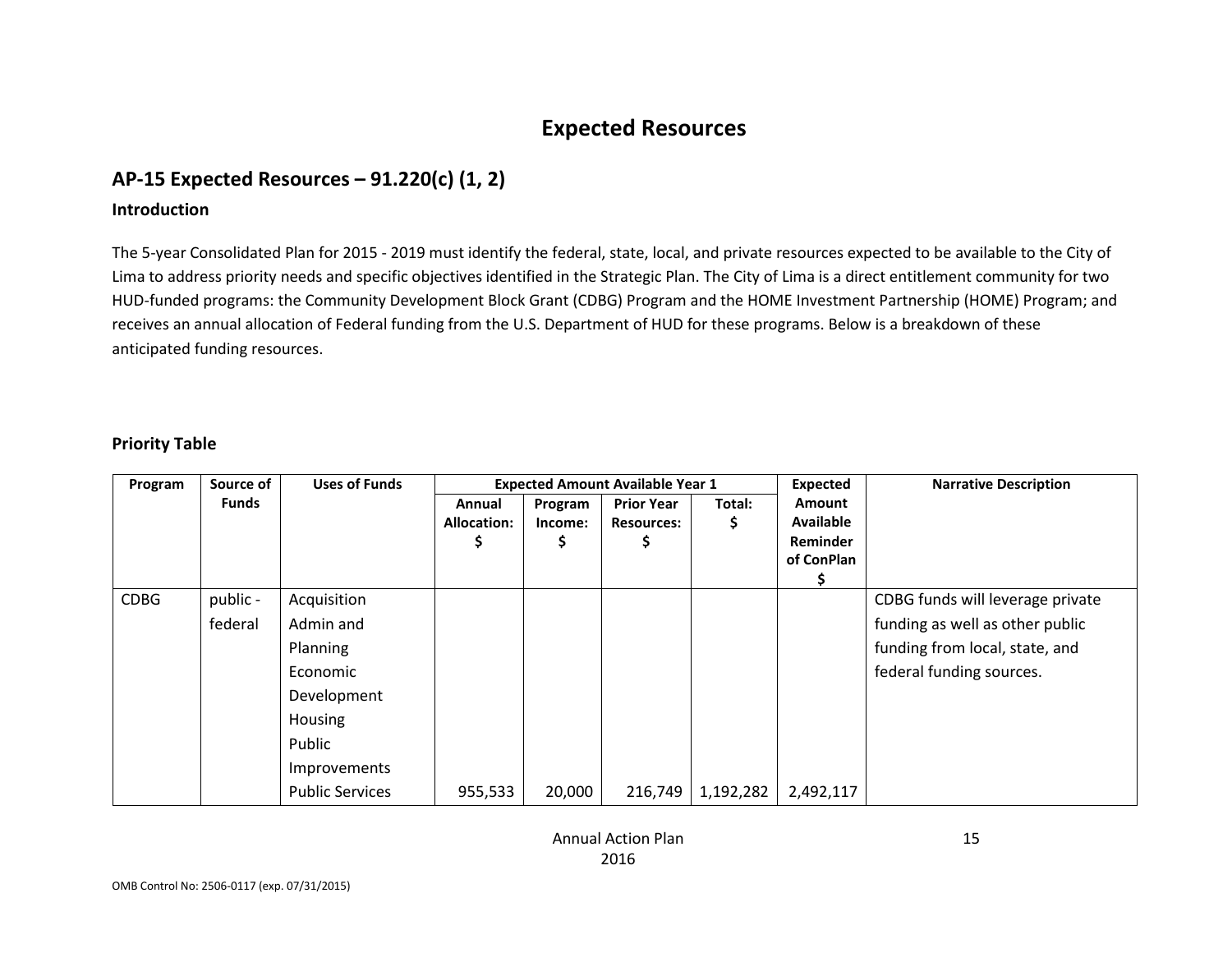# Expected Resources

## AP-15 Expected Resources – 91.220(c) (1, 2)

### Introduction

The 5-year Consolidated Plan for 2015 - 2019 must identify the federal, state, local, and private resources expected to be available to the City of Lima to address priority needs and specific objectives identified in the Strategic Plan. The City of Lima is a direct entitlement community for two HUD-funded programs: the Community Development Block Grant (CDBG) Program and the HOME Investment Partnership (HOME) Program; and receives an annual allocation of Federal funding from the U.S. Department of HUD for these programs. Below is a breakdown of these anticipated funding resources.

### Priority Table

| Program | Source of Funds | Uses of Funds | Expected Amount Available Year 1 | | | | Expected Amount Available Reminder of ConPlan $ | Narrative Description |
|---|---|---|---|---|---|---|---|---|
| | | | Annual Allocation: $ | Program Income: $ | Prior Year Resources: $ | Total: $ | | |
| CDBG | public - federal | Acquisition Admin and Planning Economic Development Housing Public Improvements Public Services | 955,533 | 20,000 | 216,749 | 1,192,282 | 2,492,117 | CDBG funds will leverage private funding as well as other public funding from local, state, and federal funding sources. |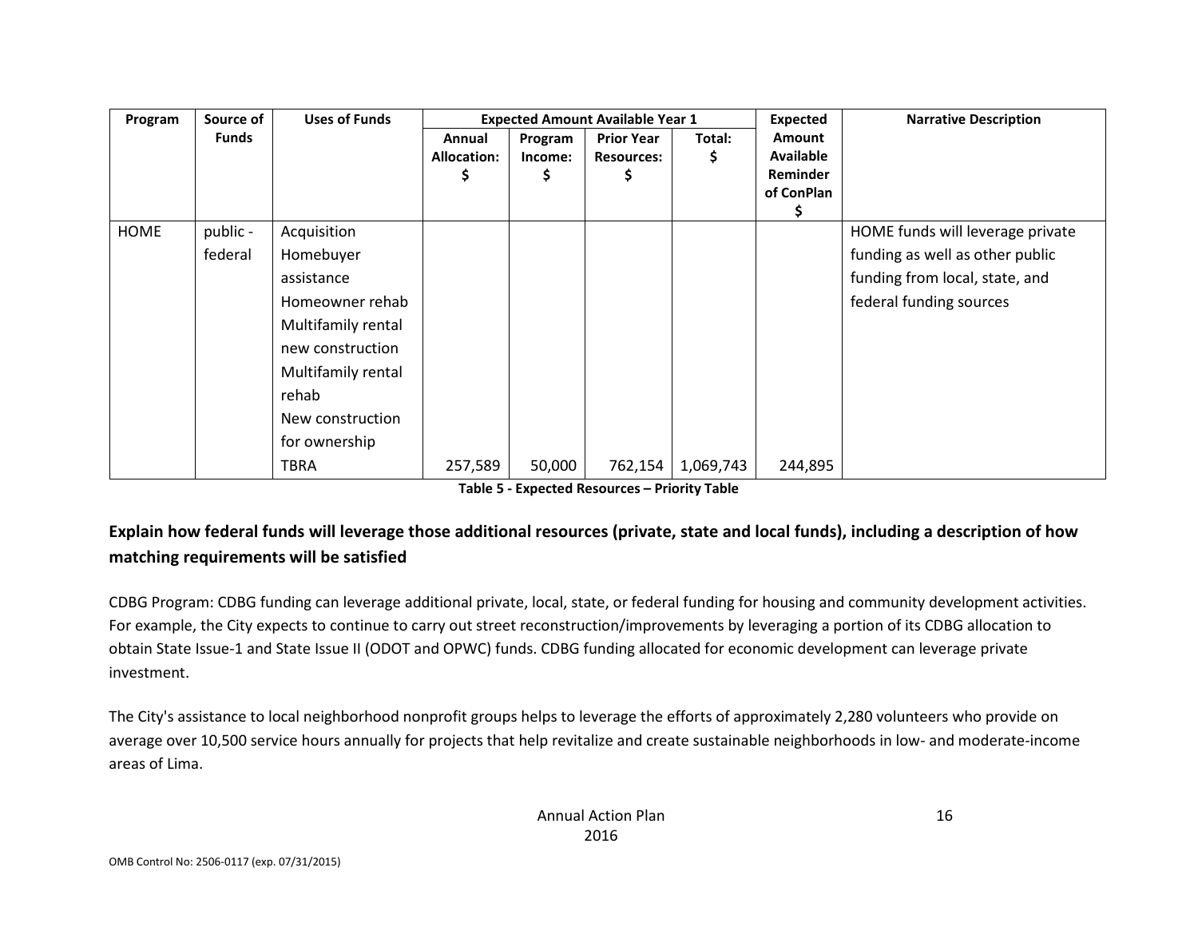| Program | Source of Funds | Uses of Funds | Expected Amount Available Year 1 | | | | Expected Amount Available Reminder of ConPlan $ | Narrative Description |
|---|---|---|---|---|---|---|---|---|
| | | | Annual Allocation: $ | Program Income: $ | Prior Year Resources: $ | Total: $ | | |
| HOME | public - federal | Acquisition Homebuyer assistance Homeowner rehab Multifamily rental new construction Multifamily rental rehab New construction for ownership TBRA | 257,589 | 50,000 | 762,154 | 1,069,743 | 244,895 | HOME funds will leverage private funding as well as other public funding from local, state, and federal funding sources |

**Table 5 - Expected Resources – Priority Table**

**Explain how federal funds will leverage those additional resources (private, state and local funds), including a description of how matching requirements will be satisfied**

CDBG Program: CDBG funding can leverage additional private, local, state, or federal funding for housing and community development activities. For example, the City expects to continue to carry out street reconstruction/improvements by leveraging a portion of its CDBG allocation to obtain State Issue-1 and State Issue II (ODOT and OPWC) funds. CDBG funding allocated for economic development can leverage private investment.

The City's assistance to local neighborhood nonprofit groups helps to leverage the efforts of approximately 2,280 volunteers who provide on average over 10,500 service hours annually for projects that help revitalize and create sustainable neighborhoods in low- and moderate-income areas of Lima.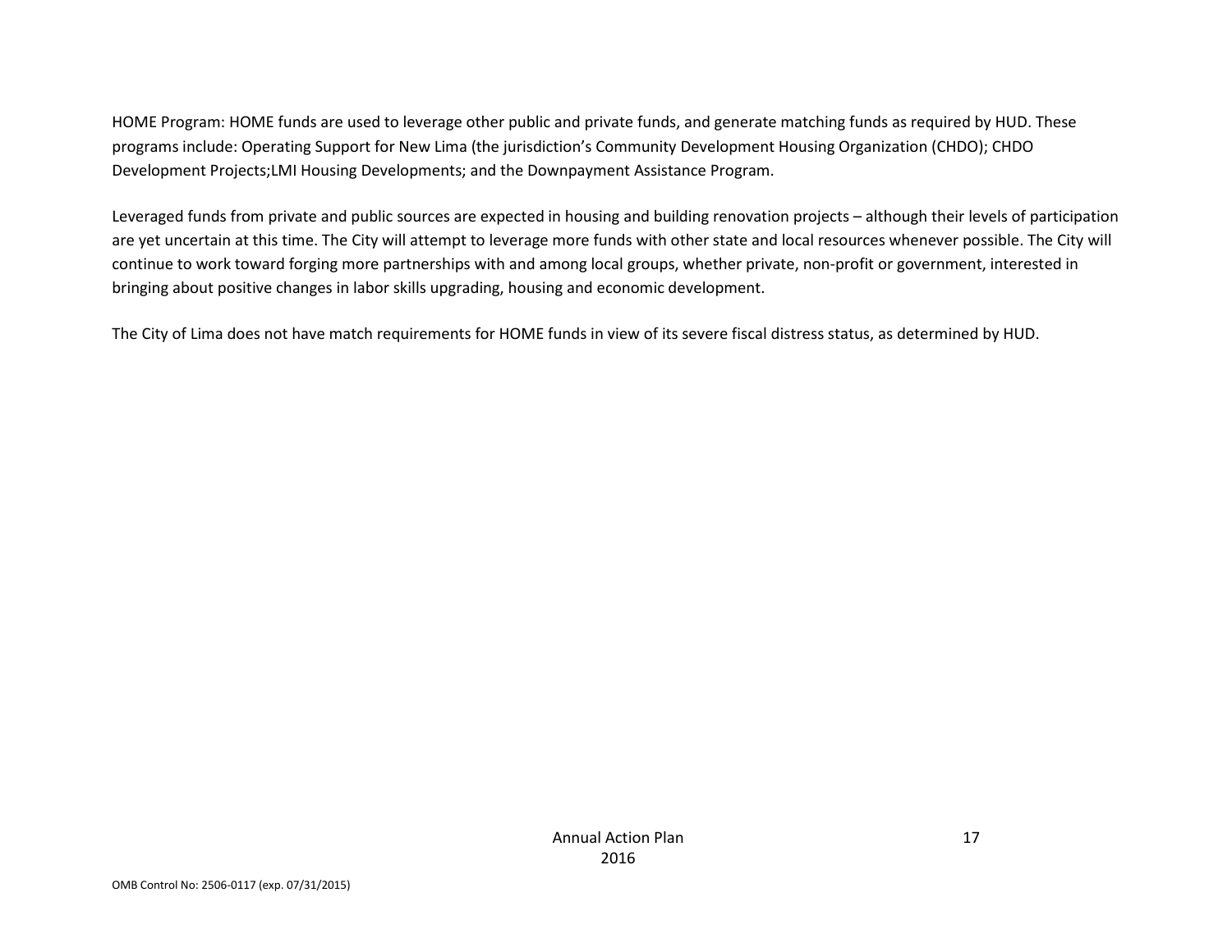HOME Program: HOME funds are used to leverage other public and private funds, and generate matching funds as required by HUD. These programs include: Operating Support for New Lima (the jurisdiction's Community Development Housing Organization (CHDO); CHDO Development Projects;LMI Housing Developments; and the Downpayment Assistance Program.

Leveraged funds from private and public sources are expected in housing and building renovation projects – although their levels of participation are yet uncertain at this time. The City will attempt to leverage more funds with other state and local resources whenever possible. The City will continue to work toward forging more partnerships with and among local groups, whether private, non-profit or government, interested in bringing about positive changes in labor skills upgrading, housing and economic development.

The City of Lima does not have match requirements for HOME funds in view of its severe fiscal distress status, as determined by HUD.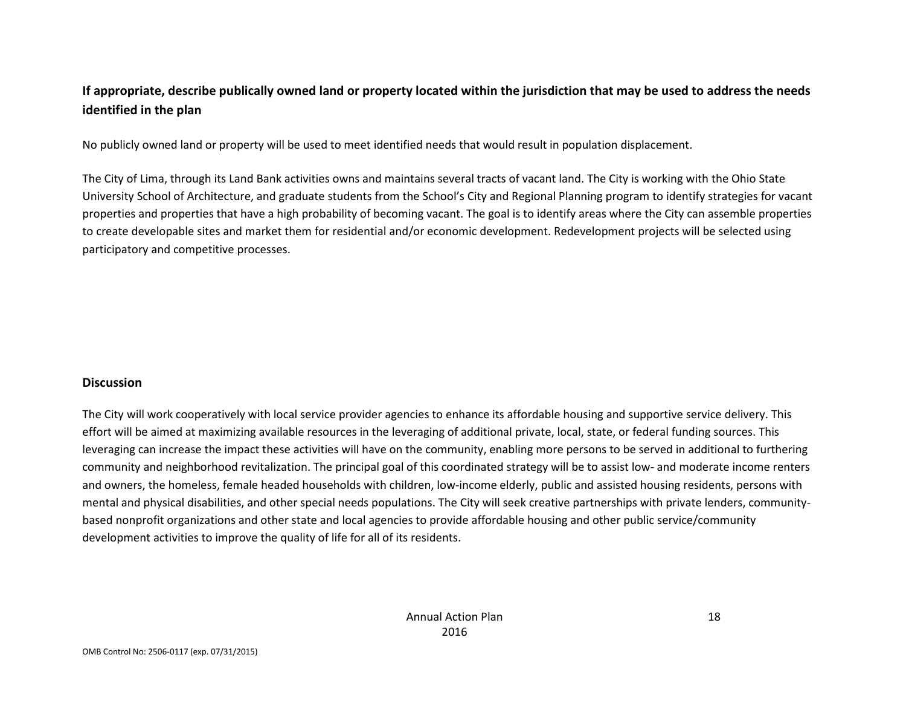**If appropriate, describe publically owned land or property located within the jurisdiction that may be used to address the needs identified in the plan**

No publicly owned land or property will be used to meet identified needs that would result in population displacement.

The City of Lima, through its Land Bank activities owns and maintains several tracts of vacant land. The City is working with the Ohio State University School of Architecture, and graduate students from the School's City and Regional Planning program to identify strategies for vacant properties and properties that have a high probability of becoming vacant. The goal is to identify areas where the City can assemble properties to create developable sites and market them for residential and/or economic development. Redevelopment projects will be selected using participatory and competitive processes.

**Discussion**

The City will work cooperatively with local service provider agencies to enhance its affordable housing and supportive service delivery. This effort will be aimed at maximizing available resources in the leveraging of additional private, local, state, or federal funding sources. This leveraging can increase the impact these activities will have on the community, enabling more persons to be served in additional to furthering community and neighborhood revitalization. The principal goal of this coordinated strategy will be to assist low- and moderate income renters and owners, the homeless, female headed households with children, low-income elderly, public and assisted housing residents, persons with mental and physical disabilities, and other special needs populations. The City will seek creative partnerships with private lenders, community-based nonprofit organizations and other state and local agencies to provide affordable housing and other public service/community development activities to improve the quality of life for all of its residents.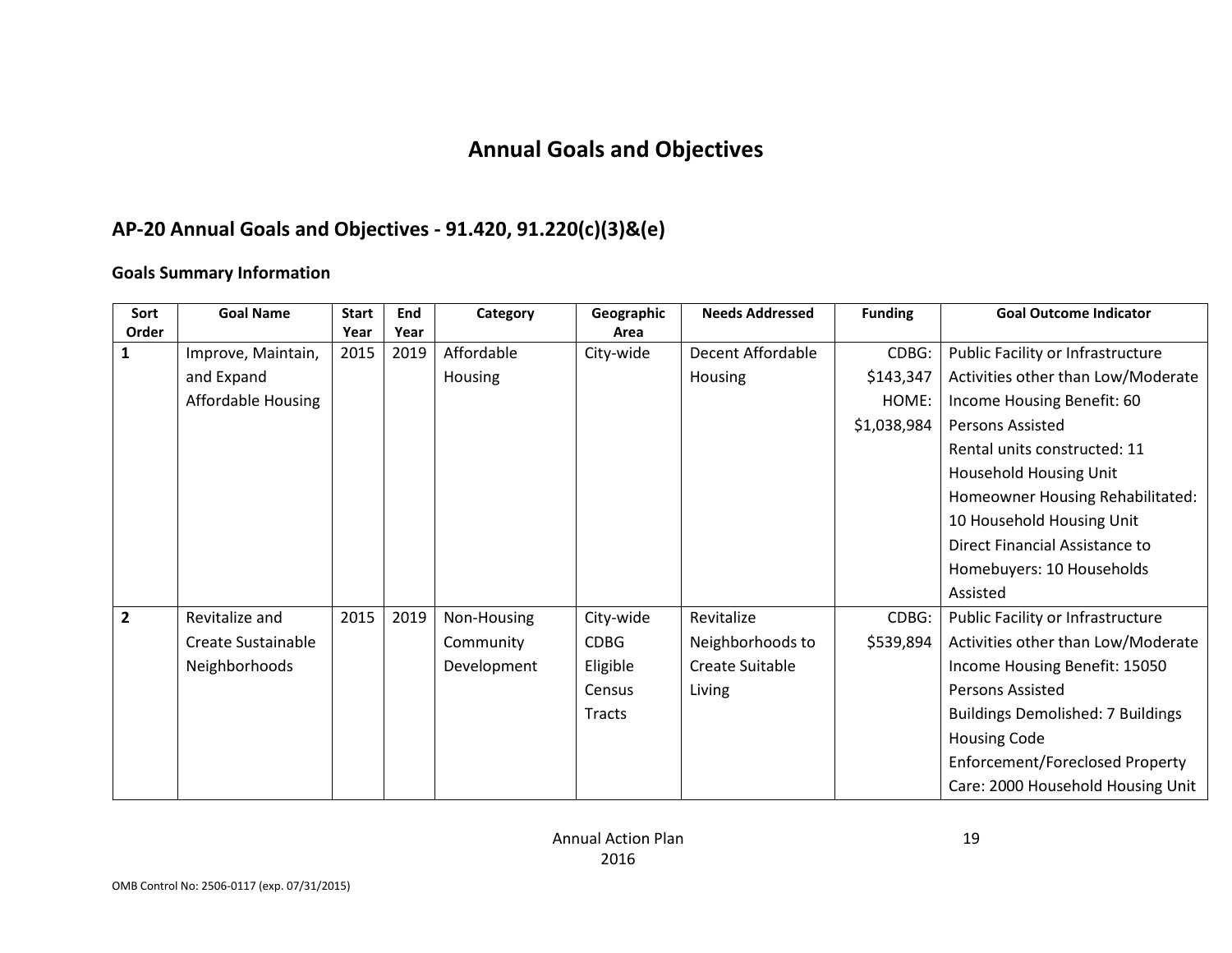# Annual Goals and Objectives

## AP-20 Annual Goals and Objectives - 91.420, 91.220(c)(3)&(e)

### Goals Summary Information

| Sort Order | Goal Name | Start Year | End Year | Category | Geographic Area | Needs Addressed | Funding | Goal Outcome Indicator |
|---|---|---|---|---|---|---|---|---|
| 1 | Improve, Maintain, and Expand Affordable Housing | 2015 | 2019 | Affordable Housing | City-wide | Decent Affordable Housing | CDBG: $143,347 HOME: $1,038,984 | Public Facility or Infrastructure Activities other than Low/Moderate Income Housing Benefit: 60 Persons Assisted<br>Rental units constructed: 11 Household Housing Unit<br>Homeowner Housing Rehabilitated: 10 Household Housing Unit<br>Direct Financial Assistance to Homebuyers: 10 Households Assisted |
| 2 | Revitalize and Create Sustainable Neighborhoods | 2015 | 2019 | Non-Housing Community Development | City-wide CDBG Eligible Census Tracts | Revitalize Neighborhoods to Create Suitable Living | CDBG: $539,894 | Public Facility or Infrastructure Activities other than Low/Moderate Income Housing Benefit: 15050 Persons Assisted<br>Buildings Demolished: 7 Buildings<br>Housing Code Enforcement/Foreclosed Property Care: 2000 Household Housing Unit |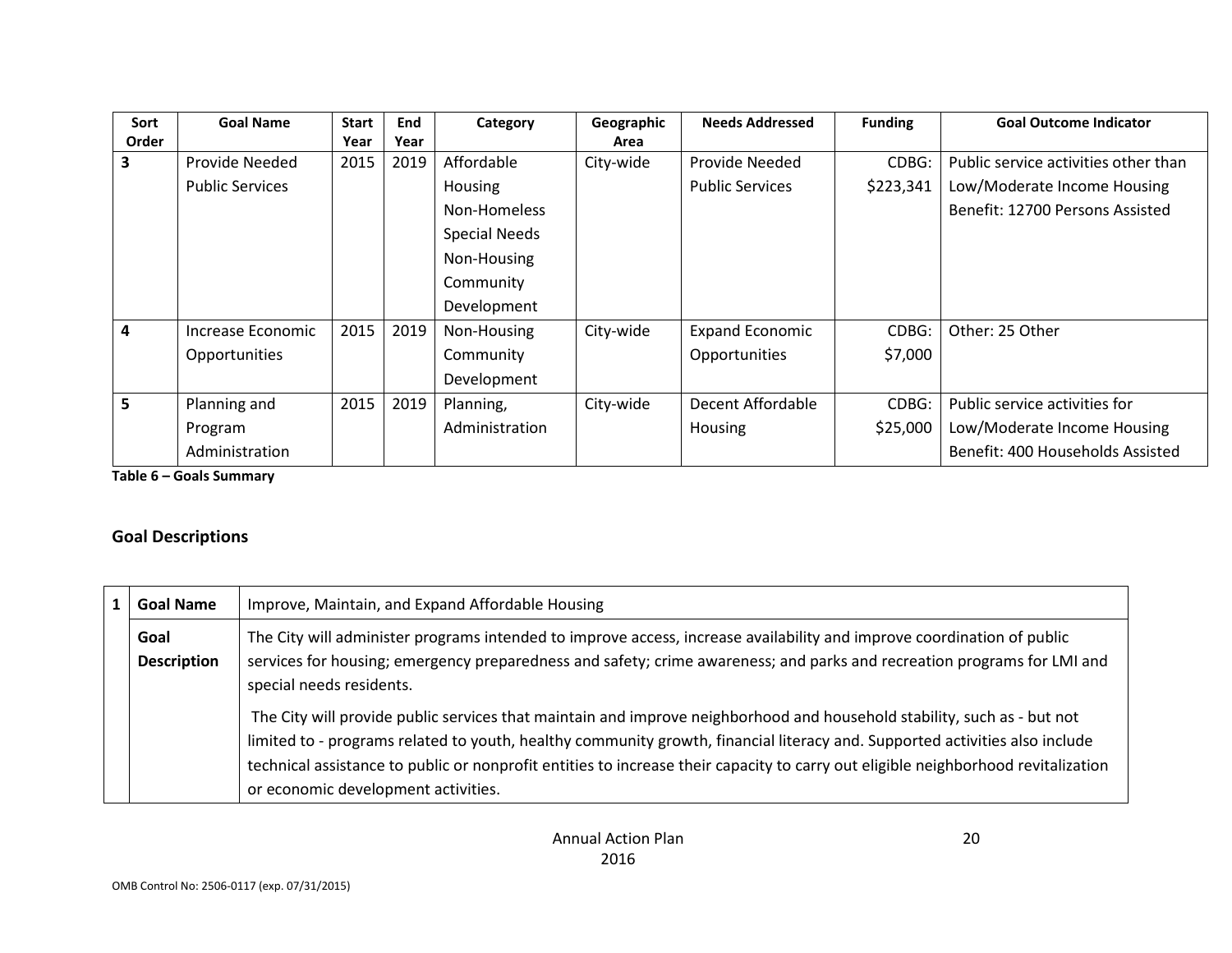| Sort Order | Goal Name | Start Year | End Year | Category | Geographic Area | Needs Addressed | Funding | Goal Outcome Indicator |
|---|---|---|---|---|---|---|---|---|
| 3 | Provide Needed Public Services | 2015 | 2019 | Affordable Housing Non-Homeless Special Needs Non-Housing Community Development | City-wide | Provide Needed Public Services | CDBG: $223,341 | Public service activities other than Low/Moderate Income Housing Benefit: 12700 Persons Assisted |
| 4 | Increase Economic Opportunities | 2015 | 2019 | Non-Housing Community Development | City-wide | Expand Economic Opportunities | CDBG: $7,000 | Other: 25 Other |
| 5 | Planning and Program Administration | 2015 | 2019 | Planning, Administration | City-wide | Decent Affordable Housing | CDBG: $25,000 | Public service activities for Low/Moderate Income Housing Benefit: 400 Households Assisted |

**Table 6 – Goals Summary**

## Goal Descriptions

| 1 | Goal Name | Improve, Maintain, and Expand Affordable Housing |
|---|---|---|
| | **Goal Description** | The City will administer programs intended to improve access, increase availability and improve coordination of public services for housing; emergency preparedness and safety; crime awareness; and parks and recreation programs for LMI and special needs residents.<br><br>The City will provide public services that maintain and improve neighborhood and household stability, such as - but not limited to - programs related to youth, healthy community growth, financial literacy and. Supported activities also include technical assistance to public or nonprofit entities to increase their capacity to carry out eligible neighborhood revitalization or economic development activities. |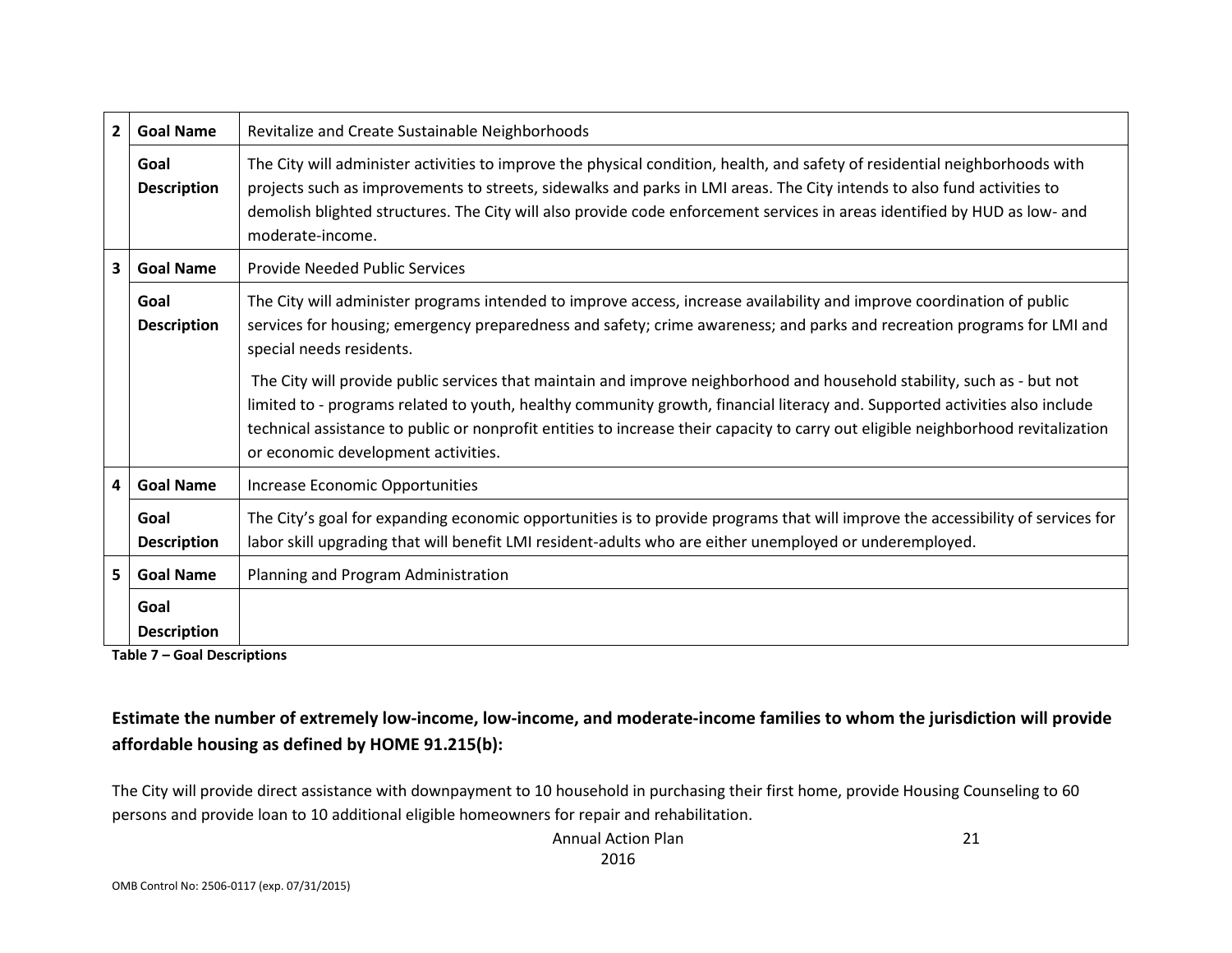| | | |
|---|---|---|
| **2** | **Goal Name** | Revitalize and Create Sustainable Neighborhoods |
| | **Goal Description** | The City will administer activities to improve the physical condition, health, and safety of residential neighborhoods with projects such as improvements to streets, sidewalks and parks in LMI areas. The City intends to also fund activities to demolish blighted structures. The City will also provide code enforcement services in areas identified by HUD as low- and moderate-income. |
| **3** | **Goal Name** | Provide Needed Public Services |
| | **Goal Description** | The City will administer programs intended to improve access, increase availability and improve coordination of public services for housing; emergency preparedness and safety; crime awareness; and parks and recreation programs for LMI and special needs residents.<br><br>The City will provide public services that maintain and improve neighborhood and household stability, such as - but not limited to - programs related to youth, healthy community growth, financial literacy and. Supported activities also include technical assistance to public or nonprofit entities to increase their capacity to carry out eligible neighborhood revitalization or economic development activities. |
| **4** | **Goal Name** | Increase Economic Opportunities |
| | **Goal Description** | The City's goal for expanding economic opportunities is to provide programs that will improve the accessibility of services for labor skill upgrading that will benefit LMI resident-adults who are either unemployed or underemployed. |
| **5** | **Goal Name** | Planning and Program Administration |
| | **Goal Description** | |

**Table 7 – Goal Descriptions**

### Estimate the number of extremely low-income, low-income, and moderate-income families to whom the jurisdiction will provide affordable housing as defined by HOME 91.215(b):

The City will provide direct assistance with downpayment to 10 household in purchasing their first home, provide Housing Counseling to 60 persons and provide loan to 10 additional eligible homeowners for repair and rehabilitation.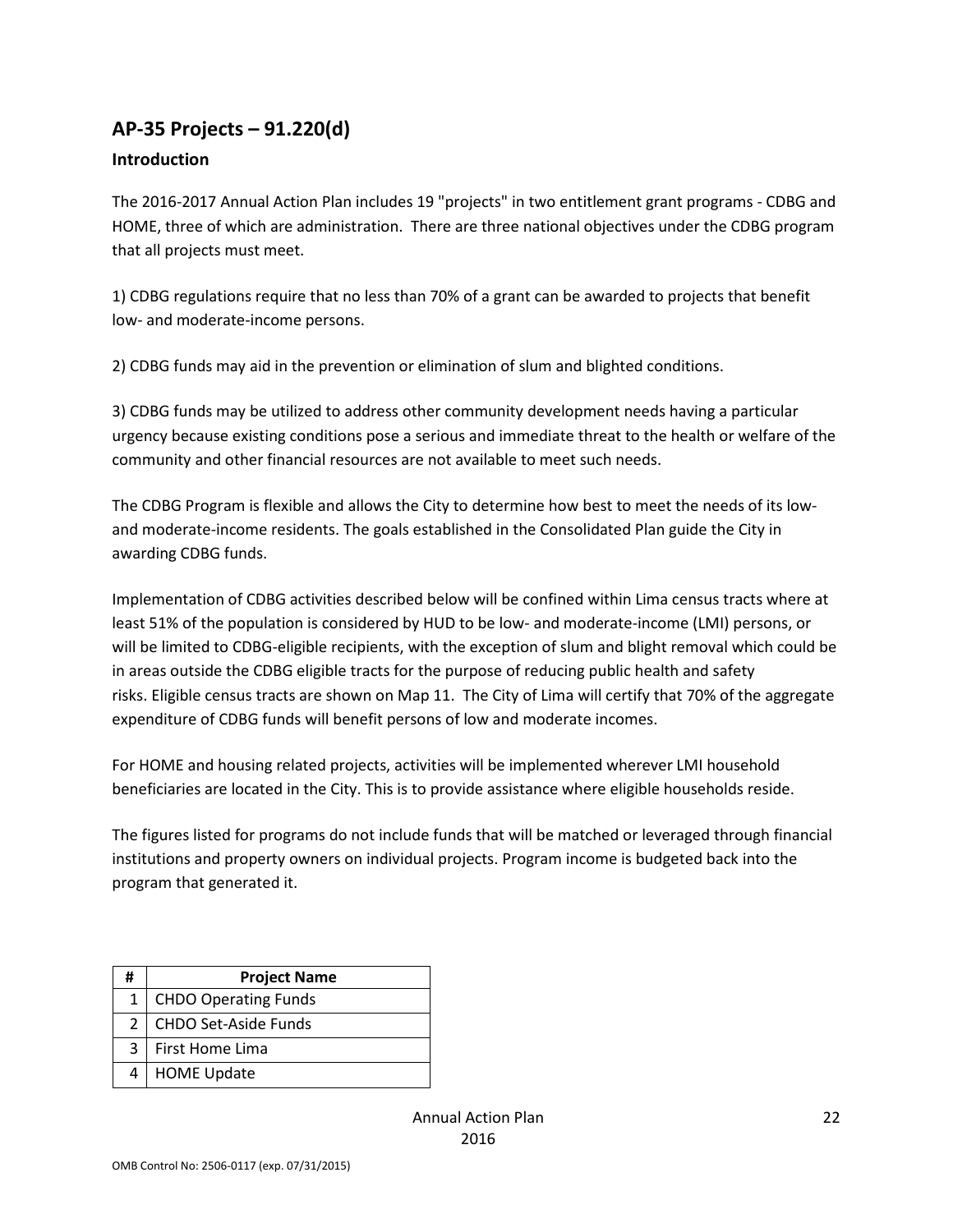## AP-35 Projects – 91.220(d)

### Introduction

The 2016-2017 Annual Action Plan includes 19 "projects" in two entitlement grant programs - CDBG and HOME, three of which are administration. There are three national objectives under the CDBG program that all projects must meet.

1) CDBG regulations require that no less than 70% of a grant can be awarded to projects that benefit low- and moderate-income persons.

2) CDBG funds may aid in the prevention or elimination of slum and blighted conditions.

3) CDBG funds may be utilized to address other community development needs having a particular urgency because existing conditions pose a serious and immediate threat to the health or welfare of the community and other financial resources are not available to meet such needs.

The CDBG Program is flexible and allows the City to determine how best to meet the needs of its low- and moderate-income residents. The goals established in the Consolidated Plan guide the City in awarding CDBG funds.

Implementation of CDBG activities described below will be confined within Lima census tracts where at least 51% of the population is considered by HUD to be low- and moderate-income (LMI) persons, or will be limited to CDBG-eligible recipients, with the exception of slum and blight removal which could be in areas outside the CDBG eligible tracts for the purpose of reducing public health and safety risks. Eligible census tracts are shown on Map 11. The City of Lima will certify that 70% of the aggregate expenditure of CDBG funds will benefit persons of low and moderate incomes.

For HOME and housing related projects, activities will be implemented wherever LMI household beneficiaries are located in the City. This is to provide assistance where eligible households reside.

The figures listed for programs do not include funds that will be matched or leveraged through financial institutions and property owners on individual projects. Program income is budgeted back into the program that generated it.

| # | Project Name |
|---|---|
| 1 | CHDO Operating Funds |
| 2 | CHDO Set-Aside Funds |
| 3 | First Home Lima |
| 4 | HOME Update |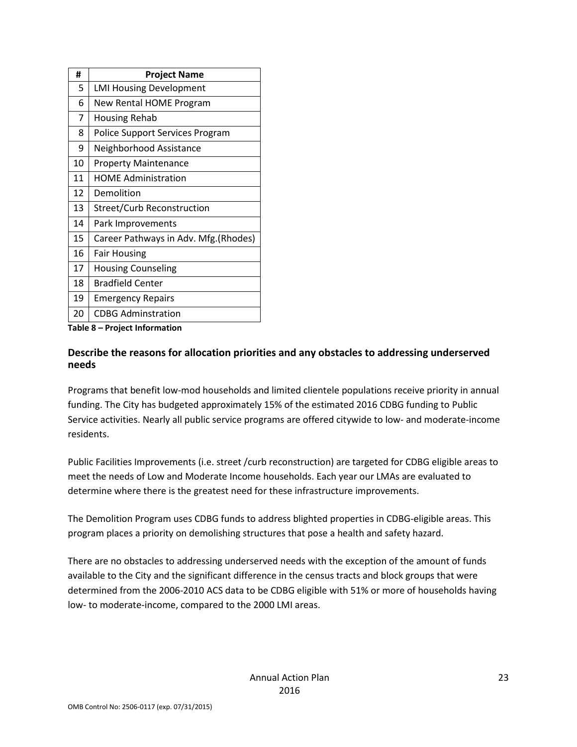| # | Project Name |
|---|---|
| 5 | LMI Housing Development |
| 6 | New Rental HOME Program |
| 7 | Housing Rehab |
| 8 | Police Support Services Program |
| 9 | Neighborhood Assistance |
| 10 | Property Maintenance |
| 11 | HOME Administration |
| 12 | Demolition |
| 13 | Street/Curb Reconstruction |
| 14 | Park Improvements |
| 15 | Career Pathways in Adv. Mfg.(Rhodes) |
| 16 | Fair Housing |
| 17 | Housing Counseling |
| 18 | Bradfield Center |
| 19 | Emergency Repairs |
| 20 | CDBG Adminstration |

**Table 8 – Project Information**

### Describe the reasons for allocation priorities and any obstacles to addressing underserved needs

Programs that benefit low-mod households and limited clientele populations receive priority in annual funding. The City has budgeted approximately 15% of the estimated 2016 CDBG funding to Public Service activities. Nearly all public service programs are offered citywide to low- and moderate-income residents.

Public Facilities Improvements (i.e. street /curb reconstruction) are targeted for CDBG eligible areas to meet the needs of Low and Moderate Income households. Each year our LMAs are evaluated to determine where there is the greatest need for these infrastructure improvements.

The Demolition Program uses CDBG funds to address blighted properties in CDBG-eligible areas. This program places a priority on demolishing structures that pose a health and safety hazard.

There are no obstacles to addressing underserved needs with the exception of the amount of funds available to the City and the significant difference in the census tracts and block groups that were determined from the 2006-2010 ACS data to be CDBG eligible with 51% or more of households having low- to moderate-income, compared to the 2000 LMI areas.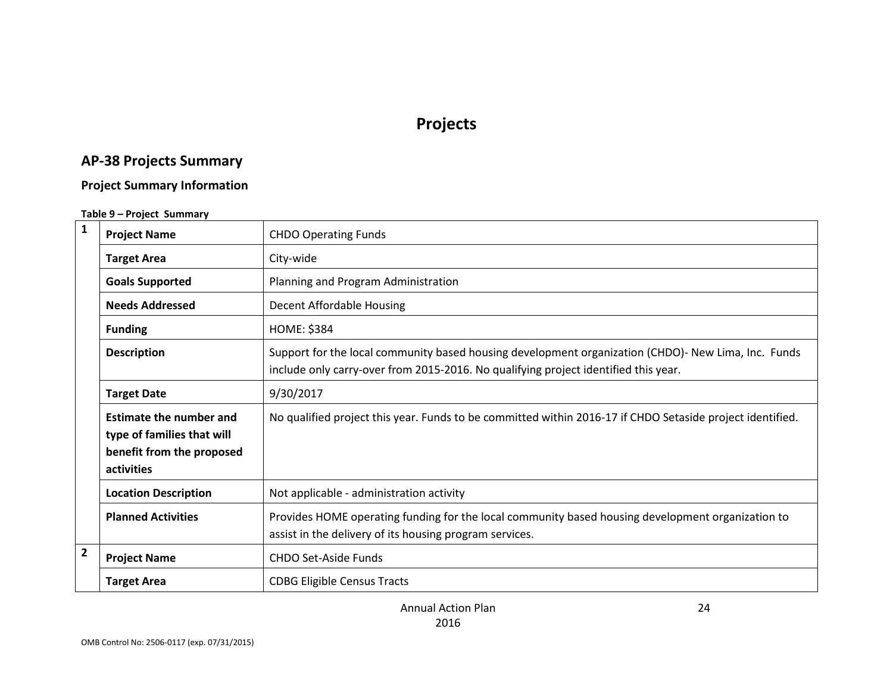# Projects

## AP-38 Projects Summary

### Project Summary Information

**Table 9 – Project Summary**

| | | |
|---|---|---|
| **1** | **Project Name** | CHDO Operating Funds |
| | **Target Area** | City-wide |
| | **Goals Supported** | Planning and Program Administration |
| | **Needs Addressed** | Decent Affordable Housing |
| | **Funding** | HOME: $384 |
| | **Description** | Support for the local community based housing development organization (CHDO)- New Lima, Inc. Funds include only carry-over from 2015-2016. No qualifying project identified this year. |
| | **Target Date** | 9/30/2017 |
| | **Estimate the number and type of families that will benefit from the proposed activities** | No qualified project this year. Funds to be committed within 2016-17 if CHDO Setaside project identified. |
| | **Location Description** | Not applicable - administration activity |
| | **Planned Activities** | Provides HOME operating funding for the local community based housing development organization to assist in the delivery of its housing program services. |
| **2** | **Project Name** | CHDO Set-Aside Funds |
| | **Target Area** | CDBG Eligible Census Tracts |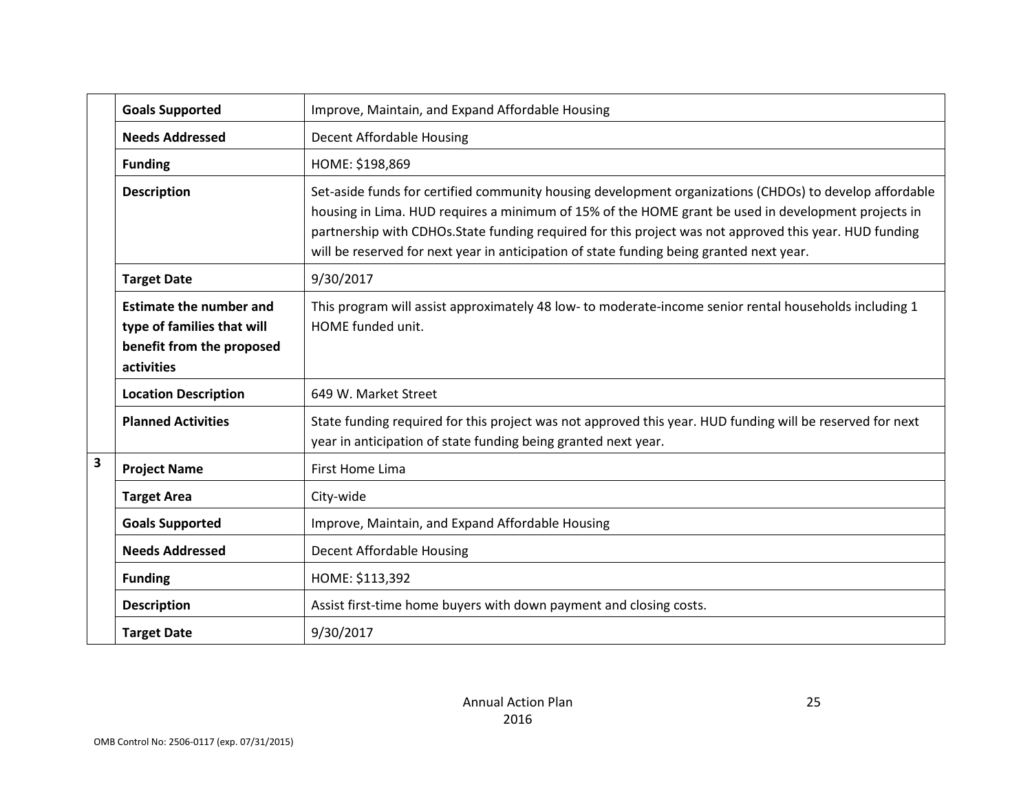| | | |
|---|---|---|
| | **Goals Supported** | Improve, Maintain, and Expand Affordable Housing |
| | **Needs Addressed** | Decent Affordable Housing |
| | **Funding** | HOME: $198,869 |
| | **Description** | Set-aside funds for certified community housing development organizations (CHDOs) to develop affordable housing in Lima. HUD requires a minimum of 15% of the HOME grant be used in development projects in partnership with CDHOs.State funding required for this project was not approved this year. HUD funding will be reserved for next year in anticipation of state funding being granted next year. |
| | **Target Date** | 9/30/2017 |
| | **Estimate the number and type of families that will benefit from the proposed activities** | This program will assist approximately 48 low- to moderate-income senior rental households including 1 HOME funded unit. |
| | **Location Description** | 649 W. Market Street |
| | **Planned Activities** | State funding required for this project was not approved this year. HUD funding will be reserved for next year in anticipation of state funding being granted next year. |
| **3** | **Project Name** | First Home Lima |
| | **Target Area** | City-wide |
| | **Goals Supported** | Improve, Maintain, and Expand Affordable Housing |
| | **Needs Addressed** | Decent Affordable Housing |
| | **Funding** | HOME: $113,392 |
| | **Description** | Assist first-time home buyers with down payment and closing costs. |
| | **Target Date** | 9/30/2017 |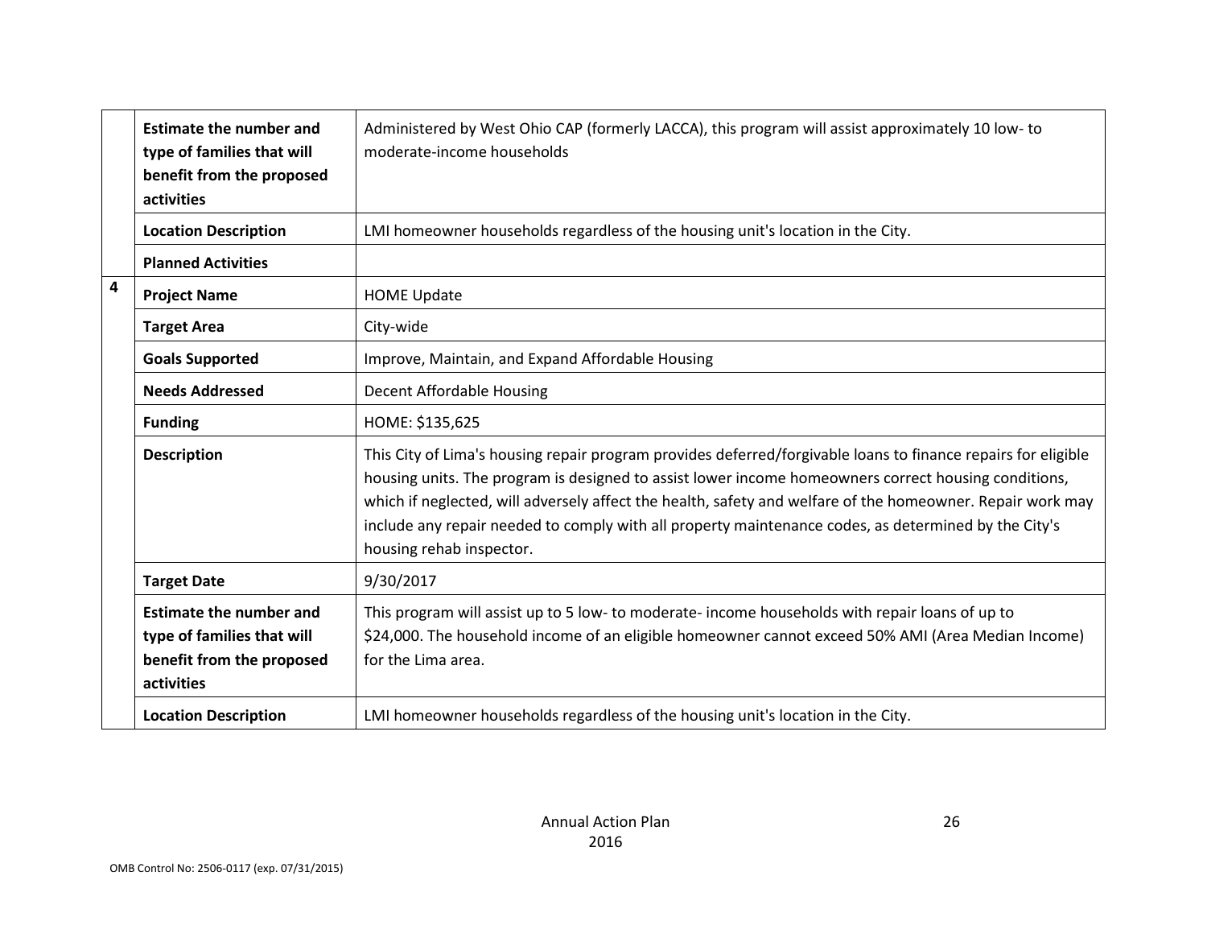| | | |
|---|---|---|
| | **Estimate the number and type of families that will benefit from the proposed activities** | Administered by West Ohio CAP (formerly LACCA), this program will assist approximately 10 low- to moderate-income households |
| | **Location Description** | LMI homeowner households regardless of the housing unit's location in the City. |
| | **Planned Activities** | |
| **4** | **Project Name** | HOME Update |
| | **Target Area** | City-wide |
| | **Goals Supported** | Improve, Maintain, and Expand Affordable Housing |
| | **Needs Addressed** | Decent Affordable Housing |
| | **Funding** | HOME: $135,625 |
| | **Description** | This City of Lima's housing repair program provides deferred/forgivable loans to finance repairs for eligible housing units. The program is designed to assist lower income homeowners correct housing conditions, which if neglected, will adversely affect the health, safety and welfare of the homeowner. Repair work may include any repair needed to comply with all property maintenance codes, as determined by the City's housing rehab inspector. |
| | **Target Date** | 9/30/2017 |
| | **Estimate the number and type of families that will benefit from the proposed activities** | This program will assist up to 5 low- to moderate- income households with repair loans of up to $24,000. The household income of an eligible homeowner cannot exceed 50% AMI (Area Median Income) for the Lima area. |
| | **Location Description** | LMI homeowner households regardless of the housing unit's location in the City. |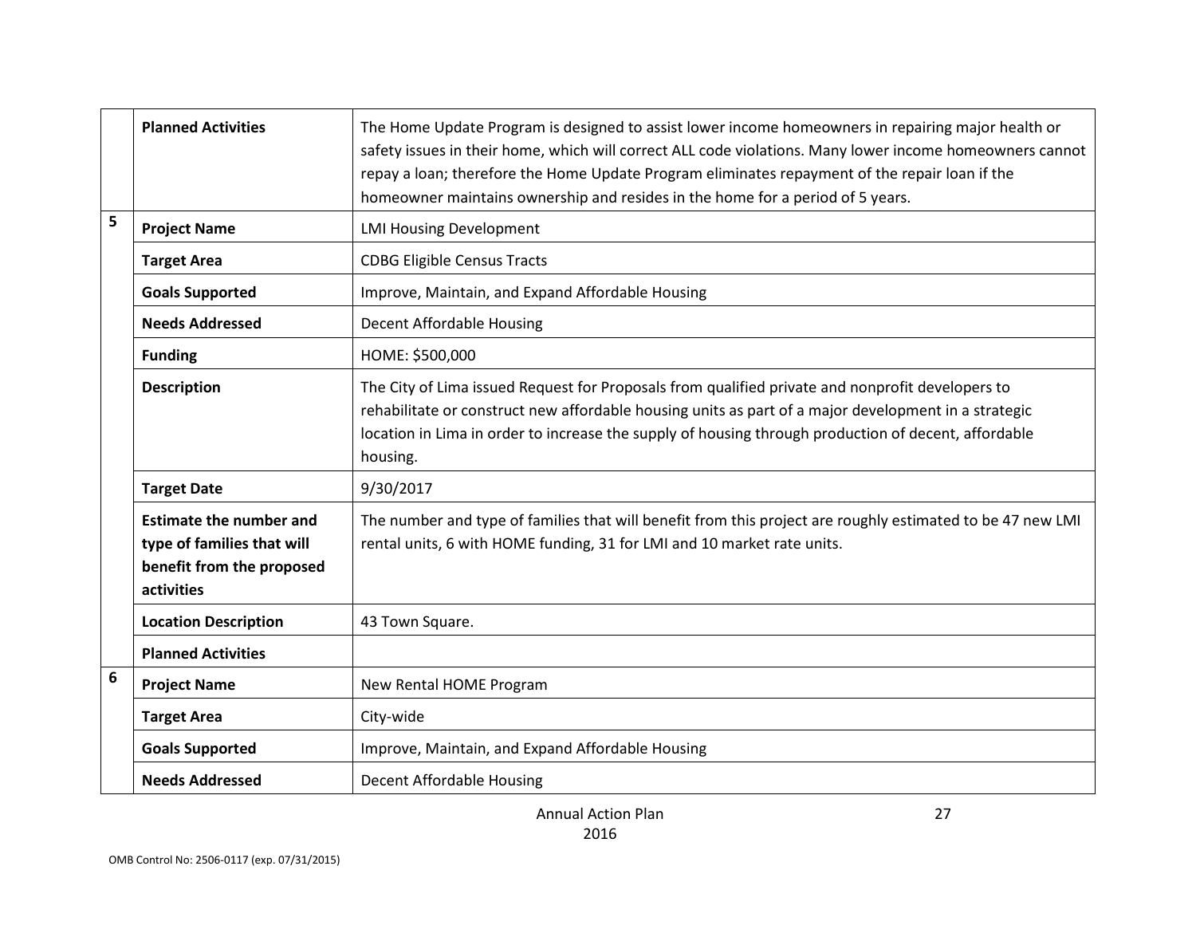| | | |
|---|---|---|
| | **Planned Activities** | The Home Update Program is designed to assist lower income homeowners in repairing major health or safety issues in their home, which will correct ALL code violations. Many lower income homeowners cannot repay a loan; therefore the Home Update Program eliminates repayment of the repair loan if the homeowner maintains ownership and resides in the home for a period of 5 years. |
| 5 | **Project Name** | LMI Housing Development |
| | **Target Area** | CDBG Eligible Census Tracts |
| | **Goals Supported** | Improve, Maintain, and Expand Affordable Housing |
| | **Needs Addressed** | Decent Affordable Housing |
| | **Funding** | HOME: $500,000 |
| | **Description** | The City of Lima issued Request for Proposals from qualified private and nonprofit developers to rehabilitate or construct new affordable housing units as part of a major development in a strategic location in Lima in order to increase the supply of housing through production of decent, affordable housing. |
| | **Target Date** | 9/30/2017 |
| | **Estimate the number and type of families that will benefit from the proposed activities** | The number and type of families that will benefit from this project are roughly estimated to be 47 new LMI rental units, 6 with HOME funding, 31 for LMI and 10 market rate units. |
| | **Location Description** | 43 Town Square. |
| | **Planned Activities** | |
| 6 | **Project Name** | New Rental HOME Program |
| | **Target Area** | City-wide |
| | **Goals Supported** | Improve, Maintain, and Expand Affordable Housing |
| | **Needs Addressed** | Decent Affordable Housing |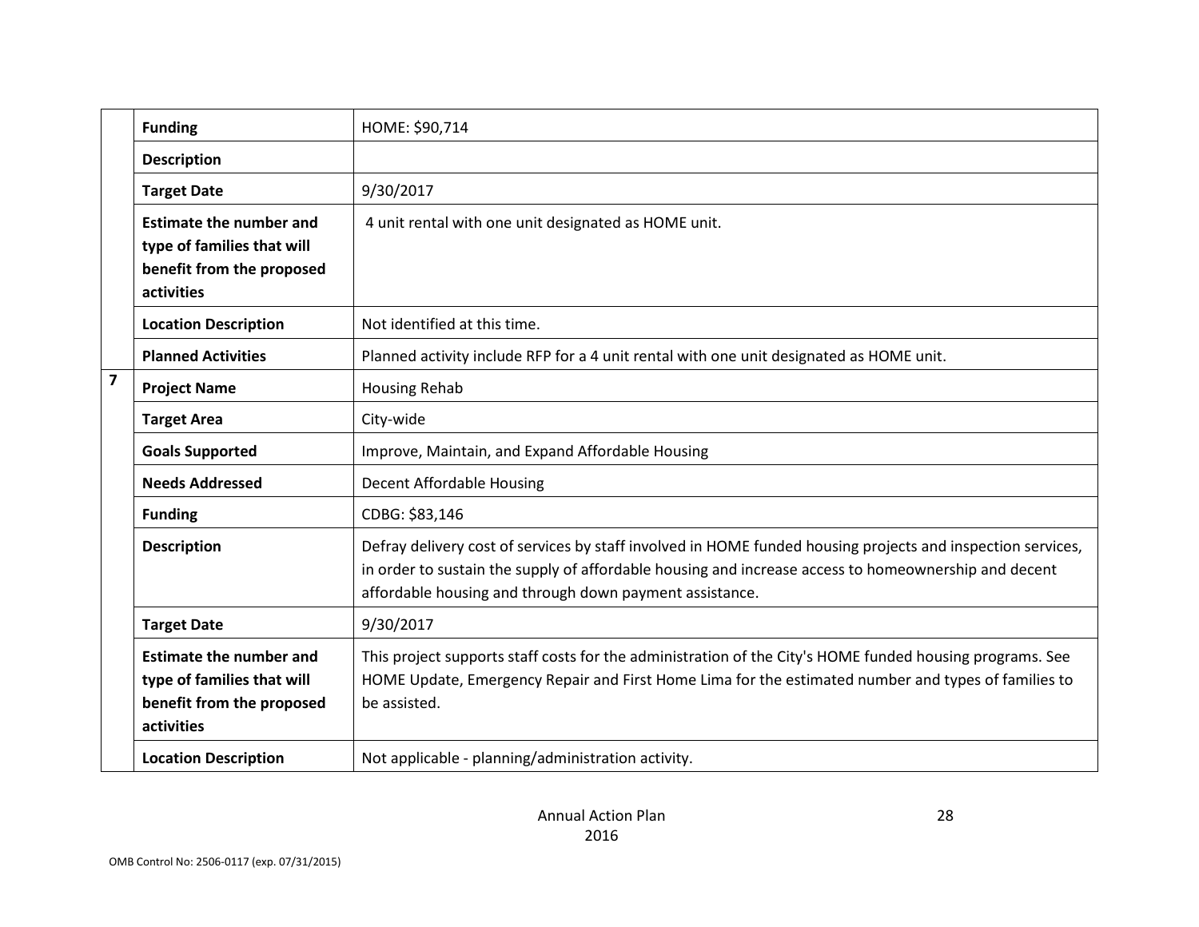| | | |
|---|---|---|
| | **Funding** | HOME: $90,714 |
| | **Description** | |
| | **Target Date** | 9/30/2017 |
| | **Estimate the number and type of families that will benefit from the proposed activities** | 4 unit rental with one unit designated as HOME unit. |
| | **Location Description** | Not identified at this time. |
| | **Planned Activities** | Planned activity include RFP for a 4 unit rental with one unit designated as HOME unit. |
| 7 | **Project Name** | Housing Rehab |
| | **Target Area** | City-wide |
| | **Goals Supported** | Improve, Maintain, and Expand Affordable Housing |
| | **Needs Addressed** | Decent Affordable Housing |
| | **Funding** | CDBG: $83,146 |
| | **Description** | Defray delivery cost of services by staff involved in HOME funded housing projects and inspection services, in order to sustain the supply of affordable housing and increase access to homeownership and decent affordable housing and through down payment assistance. |
| | **Target Date** | 9/30/2017 |
| | **Estimate the number and type of families that will benefit from the proposed activities** | This project supports staff costs for the administration of the City's HOME funded housing programs. See HOME Update, Emergency Repair and First Home Lima for the estimated number and types of families to be assisted. |
| | **Location Description** | Not applicable - planning/administration activity. |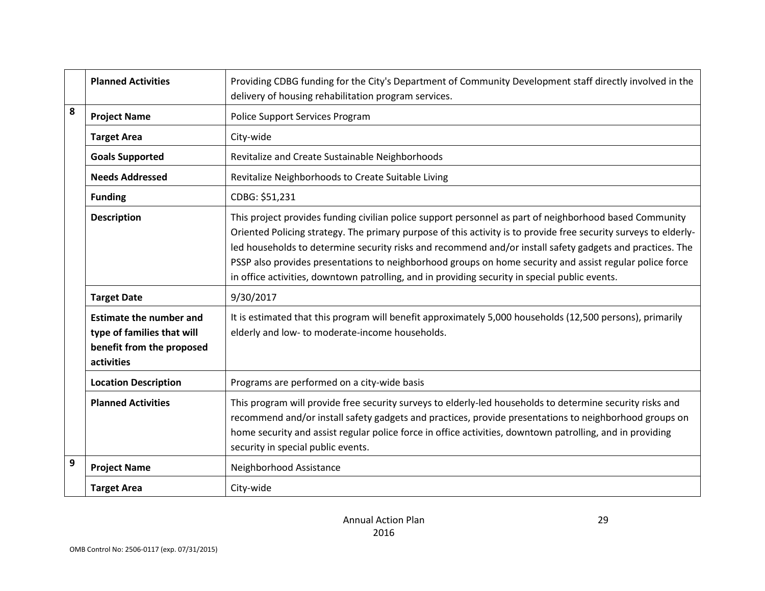| | | |
|---|---|---|
| | **Planned Activities** | Providing CDBG funding for the City's Department of Community Development staff directly involved in the delivery of housing rehabilitation program services. |
| 8 | **Project Name** | Police Support Services Program |
| | **Target Area** | City-wide |
| | **Goals Supported** | Revitalize and Create Sustainable Neighborhoods |
| | **Needs Addressed** | Revitalize Neighborhoods to Create Suitable Living |
| | **Funding** | CDBG: $51,231 |
| | **Description** | This project provides funding civilian police support personnel as part of neighborhood based Community Oriented Policing strategy. The primary purpose of this activity is to provide free security surveys to elderly-led households to determine security risks and recommend and/or install safety gadgets and practices. The PSSP also provides presentations to neighborhood groups on home security and assist regular police force in office activities, downtown patrolling, and in providing security in special public events. |
| | **Target Date** | 9/30/2017 |
| | **Estimate the number and type of families that will benefit from the proposed activities** | It is estimated that this program will benefit approximately 5,000 households (12,500 persons), primarily elderly and low- to moderate-income households. |
| | **Location Description** | Programs are performed on a city-wide basis |
| | **Planned Activities** | This program will provide free security surveys to elderly-led households to determine security risks and recommend and/or install safety gadgets and practices, provide presentations to neighborhood groups on home security and assist regular police force in office activities, downtown patrolling, and in providing security in special public events. |
| 9 | **Project Name** | Neighborhood Assistance |
| | **Target Area** | City-wide |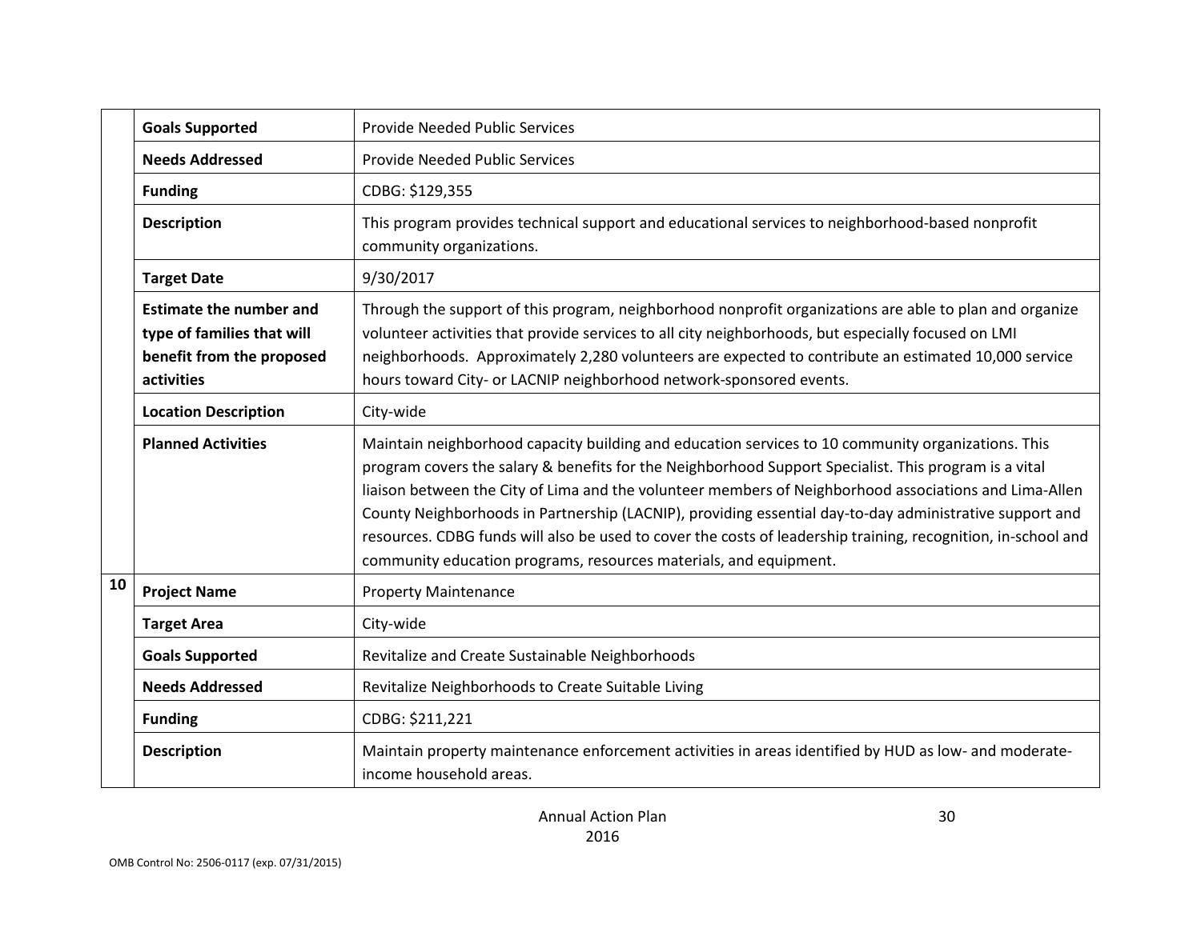| | | |
|---|---|---|
| | **Goals Supported** | Provide Needed Public Services |
| | **Needs Addressed** | Provide Needed Public Services |
| | **Funding** | CDBG: $129,355 |
| | **Description** | This program provides technical support and educational services to neighborhood-based nonprofit community organizations. |
| | **Target Date** | 9/30/2017 |
| | **Estimate the number and type of families that will benefit from the proposed activities** | Through the support of this program, neighborhood nonprofit organizations are able to plan and organize volunteer activities that provide services to all city neighborhoods, but especially focused on LMI neighborhoods. Approximately 2,280 volunteers are expected to contribute an estimated 10,000 service hours toward City- or LACNIP neighborhood network-sponsored events. |
| | **Location Description** | City-wide |
| | **Planned Activities** | Maintain neighborhood capacity building and education services to 10 community organizations. This program covers the salary & benefits for the Neighborhood Support Specialist. This program is a vital liaison between the City of Lima and the volunteer members of Neighborhood associations and Lima-Allen County Neighborhoods in Partnership (LACNIP), providing essential day-to-day administrative support and resources. CDBG funds will also be used to cover the costs of leadership training, recognition, in-school and community education programs, resources materials, and equipment. |
| **10** | **Project Name** | Property Maintenance |
| | **Target Area** | City-wide |
| | **Goals Supported** | Revitalize and Create Sustainable Neighborhoods |
| | **Needs Addressed** | Revitalize Neighborhoods to Create Suitable Living |
| | **Funding** | CDBG: $211,221 |
| | **Description** | Maintain property maintenance enforcement activities in areas identified by HUD as low- and moderate-income household areas. |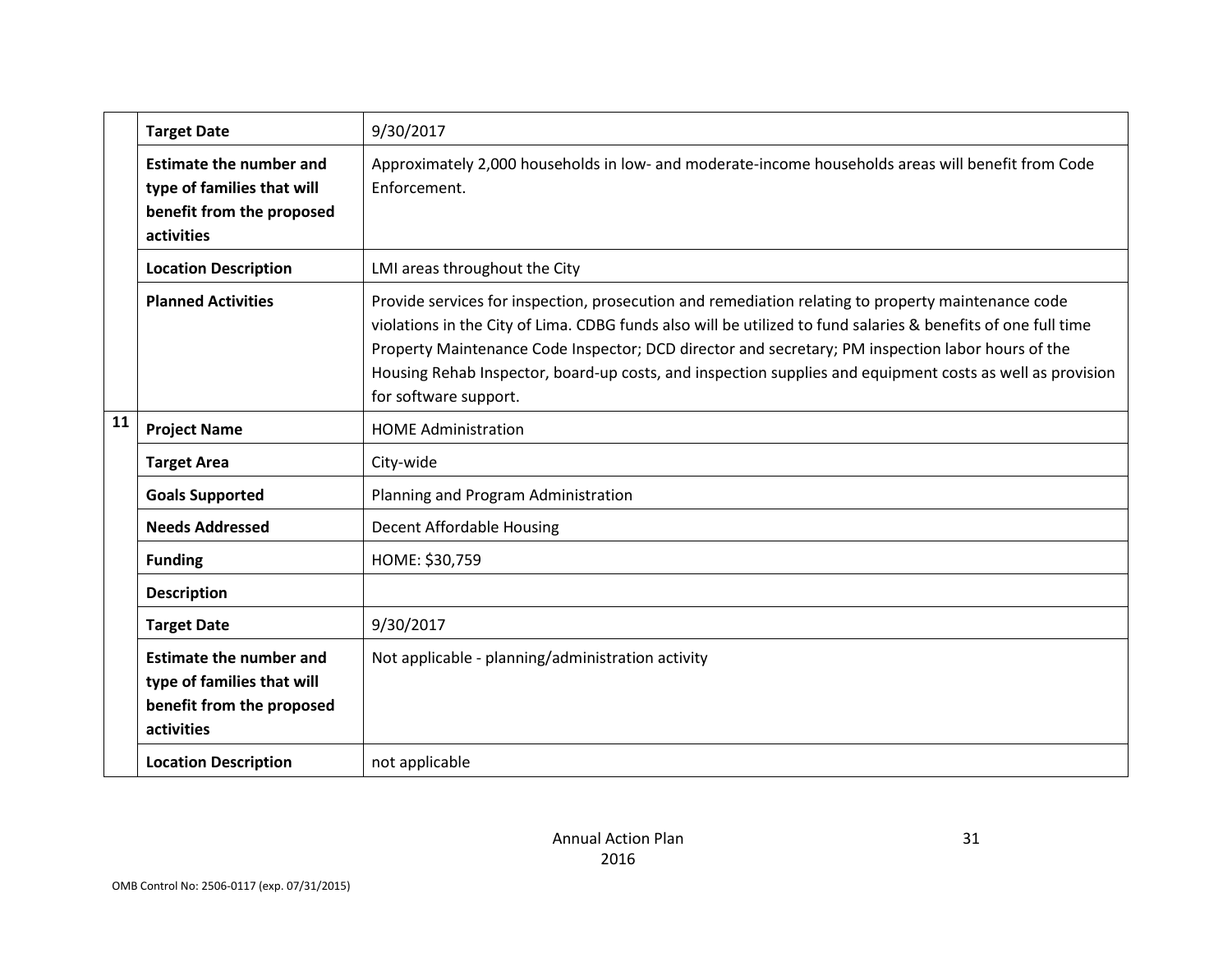| | | |
|---|---|---|
| | **Target Date** | 9/30/2017 |
| | **Estimate the number and type of families that will benefit from the proposed activities** | Approximately 2,000 households in low- and moderate-income households areas will benefit from Code Enforcement. |
| | **Location Description** | LMI areas throughout the City |
| | **Planned Activities** | Provide services for inspection, prosecution and remediation relating to property maintenance code violations in the City of Lima. CDBG funds also will be utilized to fund salaries & benefits of one full time Property Maintenance Code Inspector; DCD director and secretary; PM inspection labor hours of the Housing Rehab Inspector, board-up costs, and inspection supplies and equipment costs as well as provision for software support. |
| **11** | **Project Name** | HOME Administration |
| | **Target Area** | City-wide |
| | **Goals Supported** | Planning and Program Administration |
| | **Needs Addressed** | Decent Affordable Housing |
| | **Funding** | HOME: $30,759 |
| | **Description** | |
| | **Target Date** | 9/30/2017 |
| | **Estimate the number and type of families that will benefit from the proposed activities** | Not applicable - planning/administration activity |
| | **Location Description** | not applicable |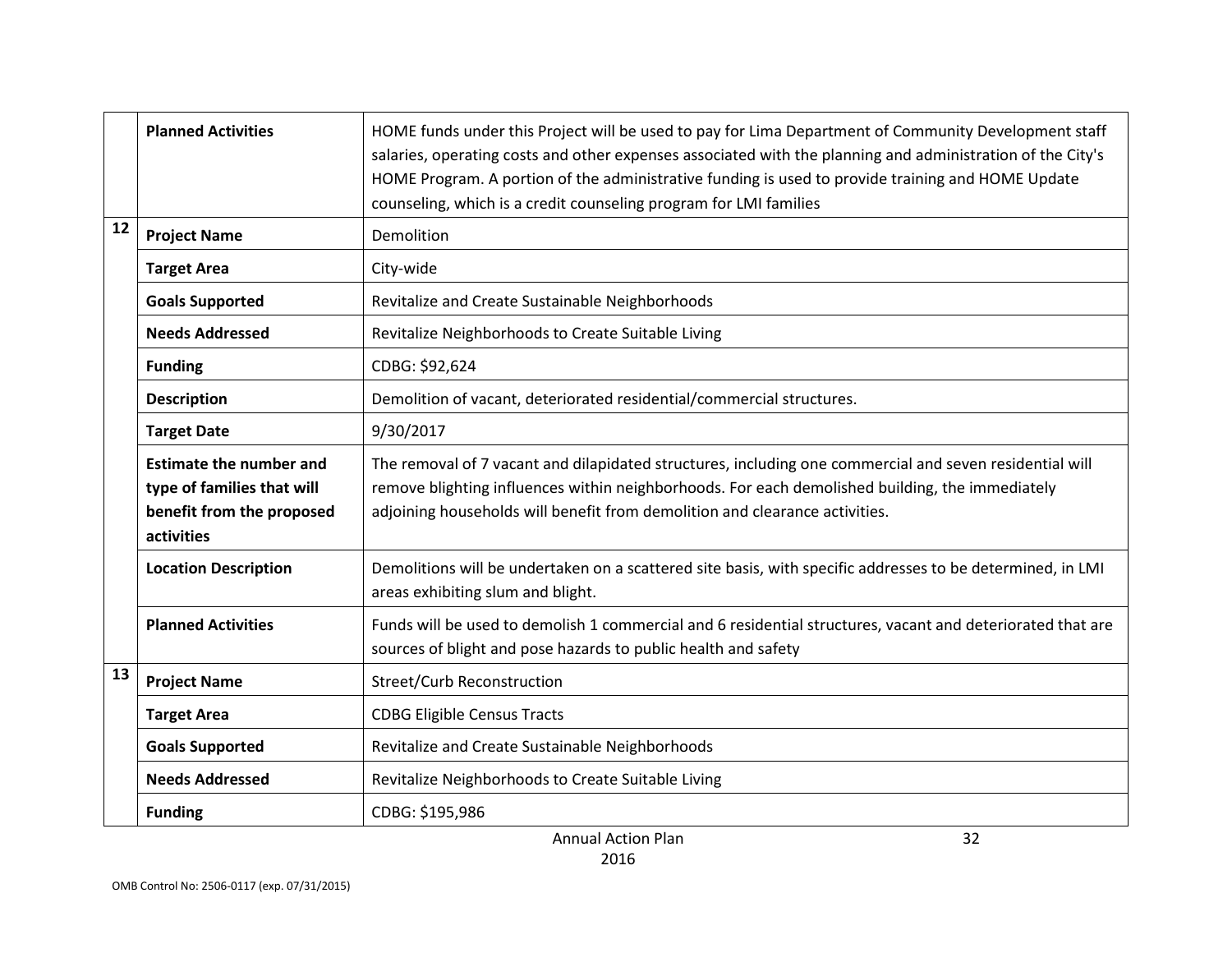| | | |
|---|---|---|
| | **Planned Activities** | HOME funds under this Project will be used to pay for Lima Department of Community Development staff salaries, operating costs and other expenses associated with the planning and administration of the City's HOME Program. A portion of the administrative funding is used to provide training and HOME Update counseling, which is a credit counseling program for LMI families |
| 12 | **Project Name** | Demolition |
| | **Target Area** | City-wide |
| | **Goals Supported** | Revitalize and Create Sustainable Neighborhoods |
| | **Needs Addressed** | Revitalize Neighborhoods to Create Suitable Living |
| | **Funding** | CDBG: $92,624 |
| | **Description** | Demolition of vacant, deteriorated residential/commercial structures. |
| | **Target Date** | 9/30/2017 |
| | **Estimate the number and type of families that will benefit from the proposed activities** | The removal of 7 vacant and dilapidated structures, including one commercial and seven residential will remove blighting influences within neighborhoods. For each demolished building, the immediately adjoining households will benefit from demolition and clearance activities. |
| | **Location Description** | Demolitions will be undertaken on a scattered site basis, with specific addresses to be determined, in LMI areas exhibiting slum and blight. |
| | **Planned Activities** | Funds will be used to demolish 1 commercial and 6 residential structures, vacant and deteriorated that are sources of blight and pose hazards to public health and safety |
| 13 | **Project Name** | Street/Curb Reconstruction |
| | **Target Area** | CDBG Eligible Census Tracts |
| | **Goals Supported** | Revitalize and Create Sustainable Neighborhoods |
| | **Needs Addressed** | Revitalize Neighborhoods to Create Suitable Living |
| | **Funding** | CDBG: $195,986 |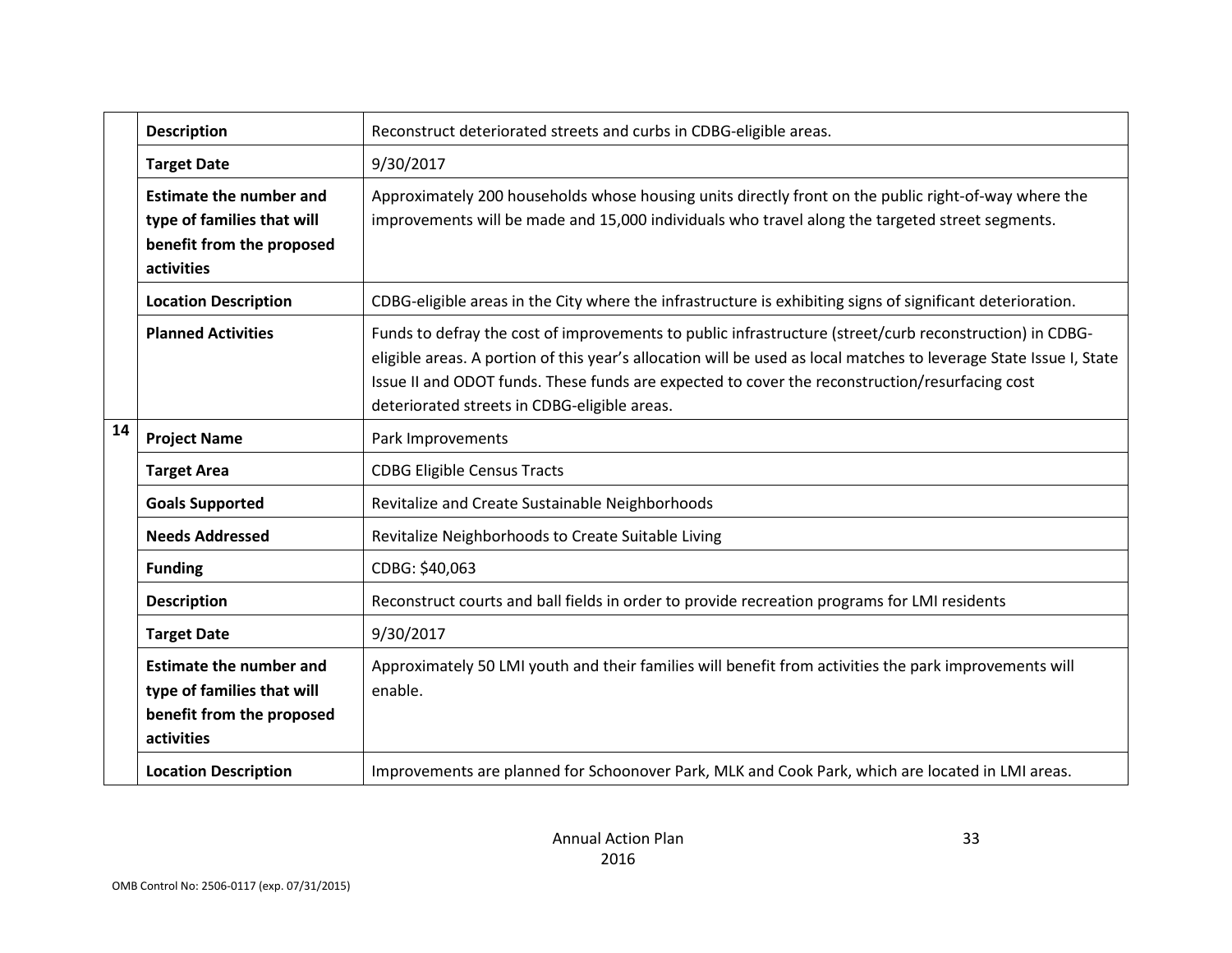| | | |
|---|---|---|
| | **Description** | Reconstruct deteriorated streets and curbs in CDBG-eligible areas. |
| | **Target Date** | 9/30/2017 |
| | **Estimate the number and type of families that will benefit from the proposed activities** | Approximately 200 households whose housing units directly front on the public right-of-way where the improvements will be made and 15,000 individuals who travel along the targeted street segments. |
| | **Location Description** | CDBG-eligible areas in the City where the infrastructure is exhibiting signs of significant deterioration. |
| | **Planned Activities** | Funds to defray the cost of improvements to public infrastructure (street/curb reconstruction) in CDBG-eligible areas. A portion of this year's allocation will be used as local matches to leverage State Issue I, State Issue II and ODOT funds. These funds are expected to cover the reconstruction/resurfacing cost deteriorated streets in CDBG-eligible areas. |
| **14** | **Project Name** | Park Improvements |
| | **Target Area** | CDBG Eligible Census Tracts |
| | **Goals Supported** | Revitalize and Create Sustainable Neighborhoods |
| | **Needs Addressed** | Revitalize Neighborhoods to Create Suitable Living |
| | **Funding** | CDBG: $40,063 |
| | **Description** | Reconstruct courts and ball fields in order to provide recreation programs for LMI residents |
| | **Target Date** | 9/30/2017 |
| | **Estimate the number and type of families that will benefit from the proposed activities** | Approximately 50 LMI youth and their families will benefit from activities the park improvements will enable. |
| | **Location Description** | Improvements are planned for Schoonover Park, MLK and Cook Park, which are located in LMI areas. |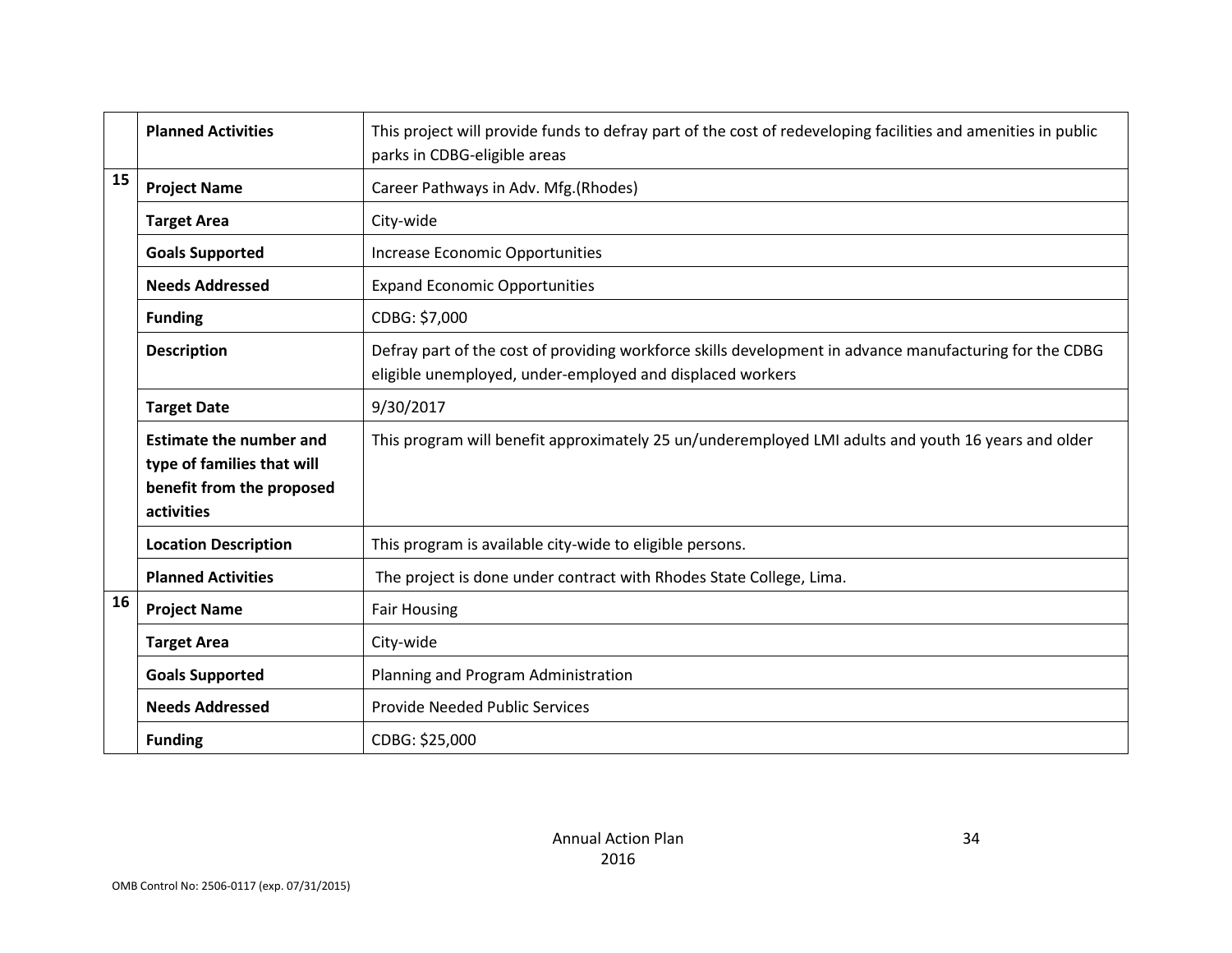| | | |
|---|---|---|
| | **Planned Activities** | This project will provide funds to defray part of the cost of redeveloping facilities and amenities in public parks in CDBG-eligible areas |
| 15 | **Project Name** | Career Pathways in Adv. Mfg.(Rhodes) |
| | **Target Area** | City-wide |
| | **Goals Supported** | Increase Economic Opportunities |
| | **Needs Addressed** | Expand Economic Opportunities |
| | **Funding** | CDBG: $7,000 |
| | **Description** | Defray part of the cost of providing workforce skills development in advance manufacturing for the CDBG eligible unemployed, under-employed and displaced workers |
| | **Target Date** | 9/30/2017 |
| | **Estimate the number and type of families that will benefit from the proposed activities** | This program will benefit approximately 25 un/underemployed LMI adults and youth 16 years and older |
| | **Location Description** | This program is available city-wide to eligible persons. |
| | **Planned Activities** | The project is done under contract with Rhodes State College, Lima. |
| 16 | **Project Name** | Fair Housing |
| | **Target Area** | City-wide |
| | **Goals Supported** | Planning and Program Administration |
| | **Needs Addressed** | Provide Needed Public Services |
| | **Funding** | CDBG: $25,000 |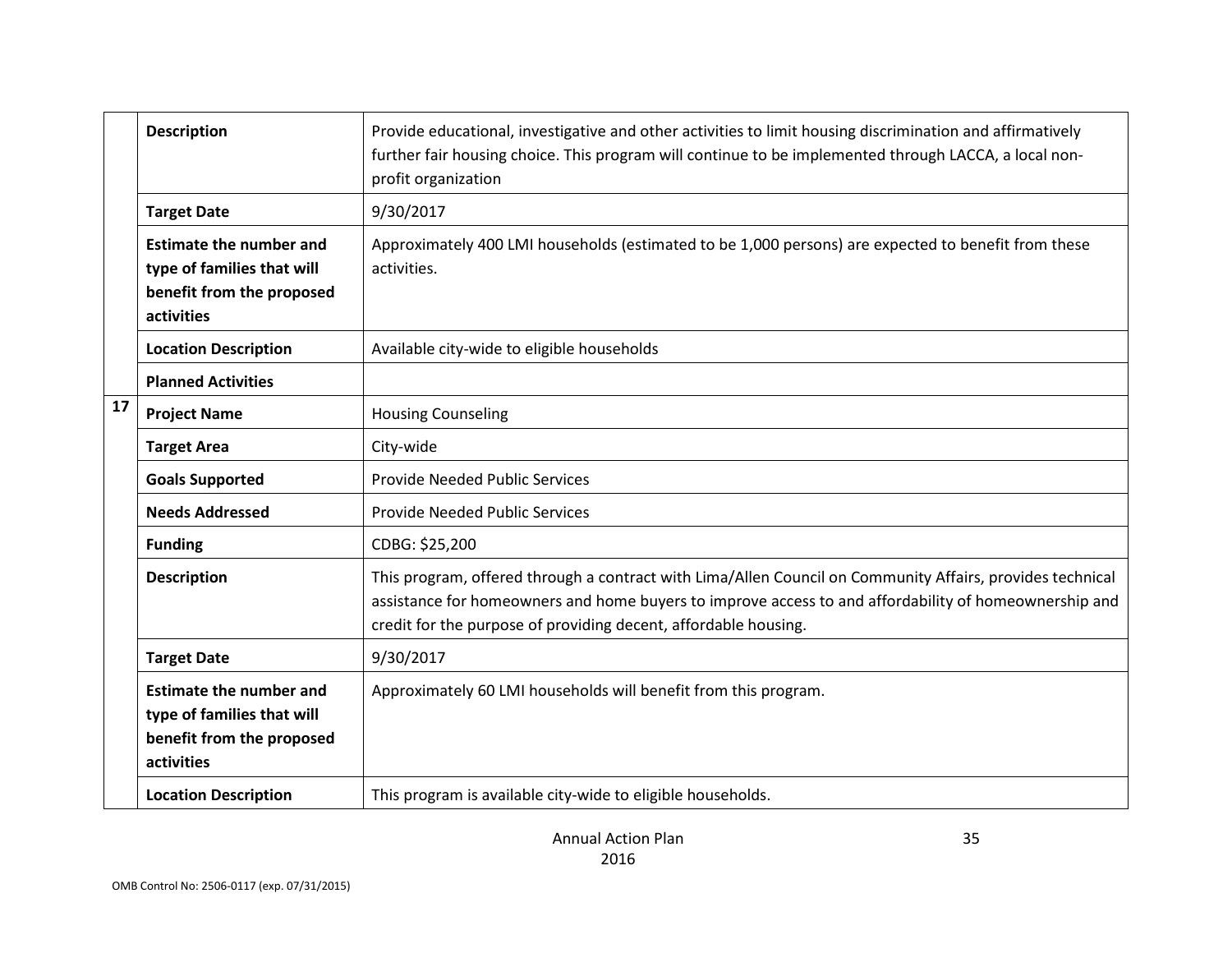| | | |
|---|---|---|
| | **Description** | Provide educational, investigative and other activities to limit housing discrimination and affirmatively further fair housing choice. This program will continue to be implemented through LACCA, a local non-profit organization |
| | **Target Date** | 9/30/2017 |
| | **Estimate the number and type of families that will benefit from the proposed activities** | Approximately 400 LMI households (estimated to be 1,000 persons) are expected to benefit from these activities. |
| | **Location Description** | Available city-wide to eligible households |
| | **Planned Activities** | |
| **17** | **Project Name** | Housing Counseling |
| | **Target Area** | City-wide |
| | **Goals Supported** | Provide Needed Public Services |
| | **Needs Addressed** | Provide Needed Public Services |
| | **Funding** | CDBG: $25,200 |
| | **Description** | This program, offered through a contract with Lima/Allen Council on Community Affairs, provides technical assistance for homeowners and home buyers to improve access to and affordability of homeownership and credit for the purpose of providing decent, affordable housing. |
| | **Target Date** | 9/30/2017 |
| | **Estimate the number and type of families that will benefit from the proposed activities** | Approximately 60 LMI households will benefit from this program. |
| | **Location Description** | This program is available city-wide to eligible households. |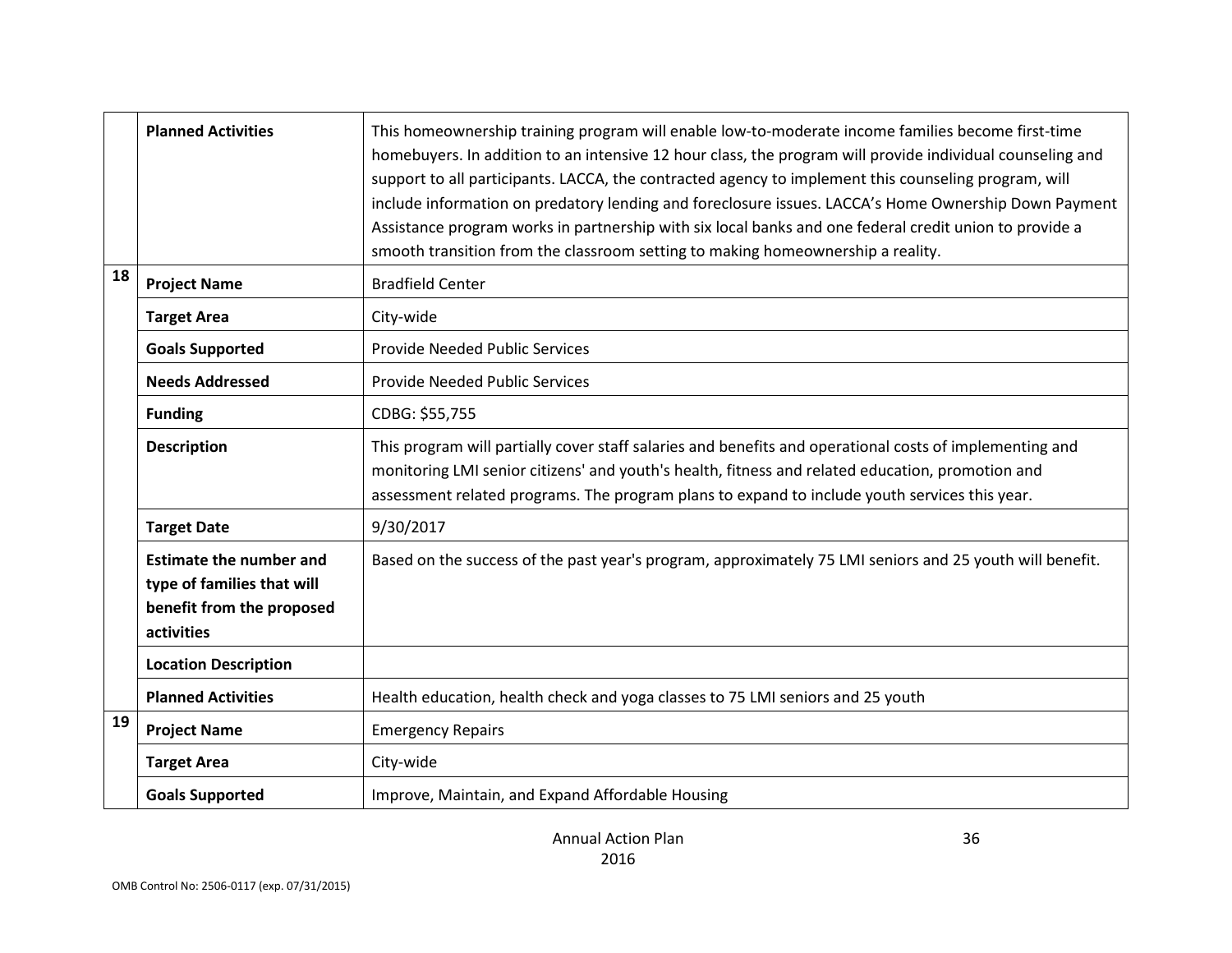| | | |
|---|---|---|
| | **Planned Activities** | This homeownership training program will enable low-to-moderate income families become first-time homebuyers. In addition to an intensive 12 hour class, the program will provide individual counseling and support to all participants. LACCA, the contracted agency to implement this counseling program, will include information on predatory lending and foreclosure issues. LACCA's Home Ownership Down Payment Assistance program works in partnership with six local banks and one federal credit union to provide a smooth transition from the classroom setting to making homeownership a reality. |
| 18 | **Project Name** | Bradfield Center |
| | **Target Area** | City-wide |
| | **Goals Supported** | Provide Needed Public Services |
| | **Needs Addressed** | Provide Needed Public Services |
| | **Funding** | CDBG: $55,755 |
| | **Description** | This program will partially cover staff salaries and benefits and operational costs of implementing and monitoring LMI senior citizens' and youth's health, fitness and related education, promotion and assessment related programs. The program plans to expand to include youth services this year. |
| | **Target Date** | 9/30/2017 |
| | **Estimate the number and type of families that will benefit from the proposed activities** | Based on the success of the past year's program, approximately 75 LMI seniors and 25 youth will benefit. |
| | **Location Description** | |
| | **Planned Activities** | Health education, health check and yoga classes to 75 LMI seniors and 25 youth |
| 19 | **Project Name** | Emergency Repairs |
| | **Target Area** | City-wide |
| | **Goals Supported** | Improve, Maintain, and Expand Affordable Housing |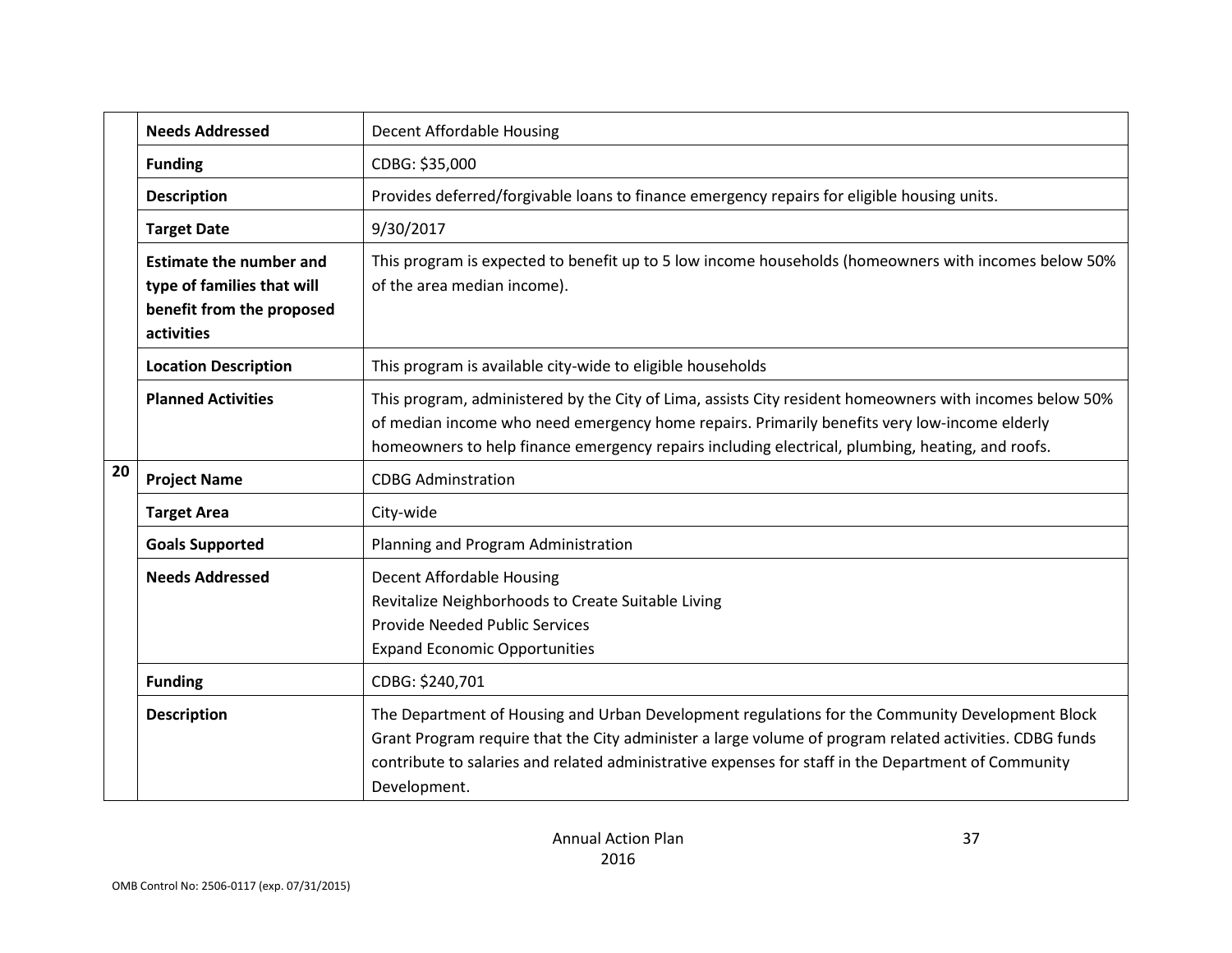| | | |
|---|---|---|
| | **Needs Addressed** | Decent Affordable Housing |
| | **Funding** | CDBG: $35,000 |
| | **Description** | Provides deferred/forgivable loans to finance emergency repairs for eligible housing units. |
| | **Target Date** | 9/30/2017 |
| | **Estimate the number and type of families that will benefit from the proposed activities** | This program is expected to benefit up to 5 low income households (homeowners with incomes below 50% of the area median income). |
| | **Location Description** | This program is available city-wide to eligible households |
| | **Planned Activities** | This program, administered by the City of Lima, assists City resident homeowners with incomes below 50% of median income who need emergency home repairs. Primarily benefits very low-income elderly homeowners to help finance emergency repairs including electrical, plumbing, heating, and roofs. |
| **20** | **Project Name** | CDBG Adminstration |
| | **Target Area** | City-wide |
| | **Goals Supported** | Planning and Program Administration |
| | **Needs Addressed** | Decent Affordable Housing<br>Revitalize Neighborhoods to Create Suitable Living<br>Provide Needed Public Services<br>Expand Economic Opportunities |
| | **Funding** | CDBG: $240,701 |
| | **Description** | The Department of Housing and Urban Development regulations for the Community Development Block Grant Program require that the City administer a large volume of program related activities. CDBG funds contribute to salaries and related administrative expenses for staff in the Department of Community Development. |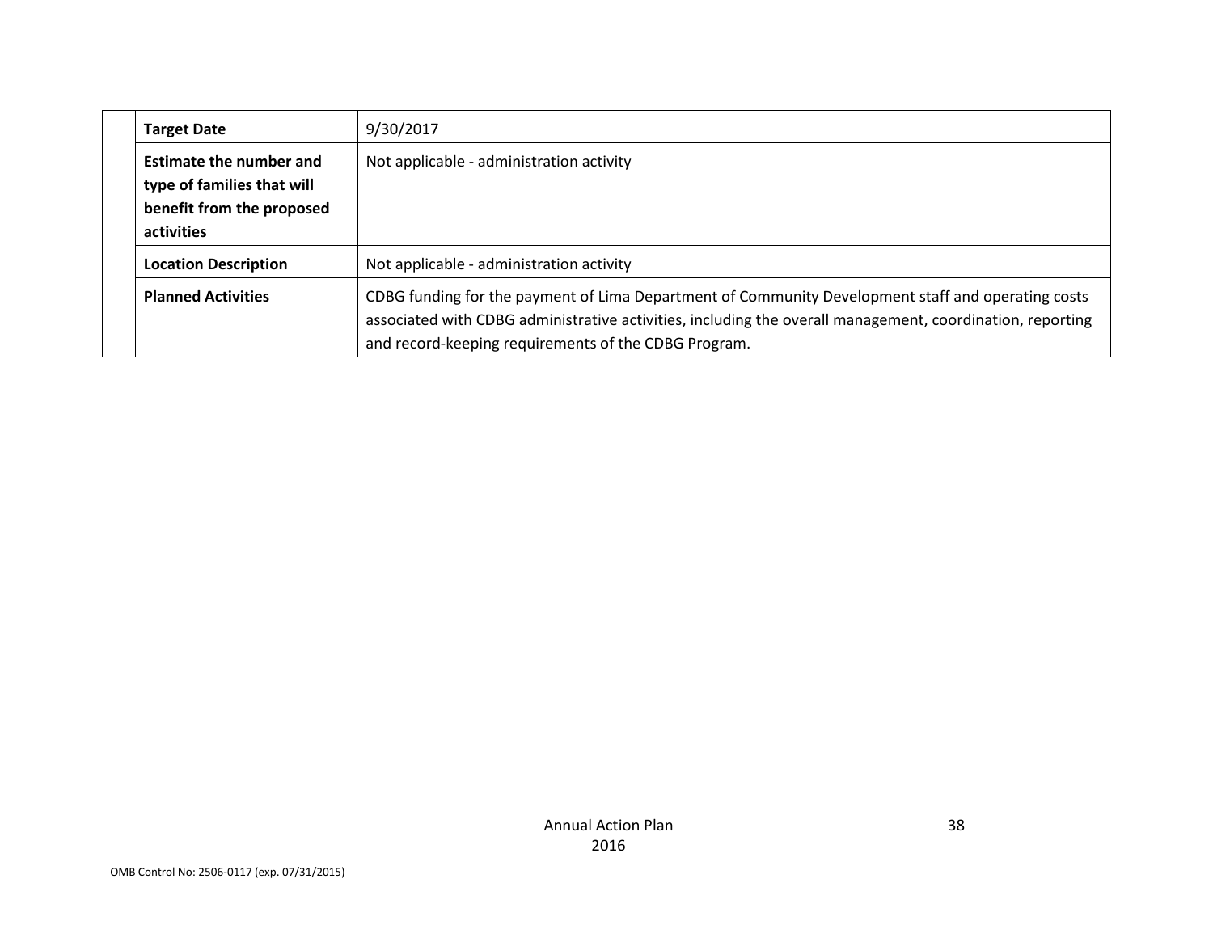| | | |
|---|---|---|
| | **Target Date** | 9/30/2017 |
| | **Estimate the number and type of families that will benefit from the proposed activities** | Not applicable - administration activity |
| | **Location Description** | Not applicable - administration activity |
| | **Planned Activities** | CDBG funding for the payment of Lima Department of Community Development staff and operating costs associated with CDBG administrative activities, including the overall management, coordination, reporting and record-keeping requirements of the CDBG Program. |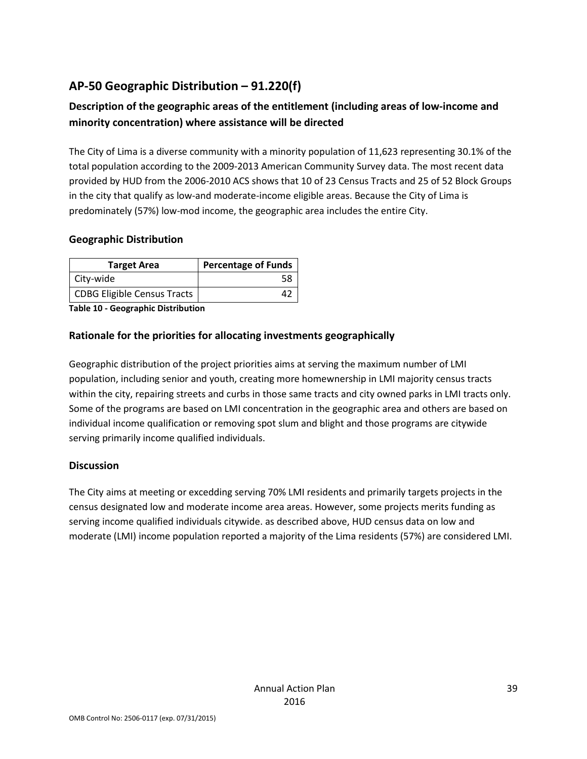## AP-50 Geographic Distribution – 91.220(f)

### Description of the geographic areas of the entitlement (including areas of low-income and minority concentration) where assistance will be directed

The City of Lima is a diverse community with a minority population of 11,623 representing 30.1% of the total population according to the 2009-2013 American Community Survey data. The most recent data provided by HUD from the 2006-2010 ACS shows that 10 of 23 Census Tracts and 25 of 52 Block Groups in the city that qualify as low-and moderate-income eligible areas. Because the City of Lima is predominately (57%) low-mod income, the geographic area includes the entire City.

### Geographic Distribution

| Target Area | Percentage of Funds |
|---|---|
| City-wide | 58 |
| CDBG Eligible Census Tracts | 42 |

**Table 10 - Geographic Distribution**

### Rationale for the priorities for allocating investments geographically

Geographic distribution of the project priorities aims at serving the maximum number of LMI population, including senior and youth, creating more homewnership in LMI majority census tracts within the city, repairing streets and curbs in those same tracts and city owned parks in LMI tracts only. Some of the programs are based on LMI concentration in the geographic area and others are based on individual income qualification or removing spot slum and blight and those programs are citywide serving primarily income qualified individuals.

### Discussion

The City aims at meeting or excedding serving 70% LMI residents and primarily targets projects in the census designated low and moderate income area areas. However, some projects merits funding as serving income qualified individuals citywide. as described above, HUD census data on low and moderate (LMI) income population reported a majority of the Lima residents (57%) are considered LMI.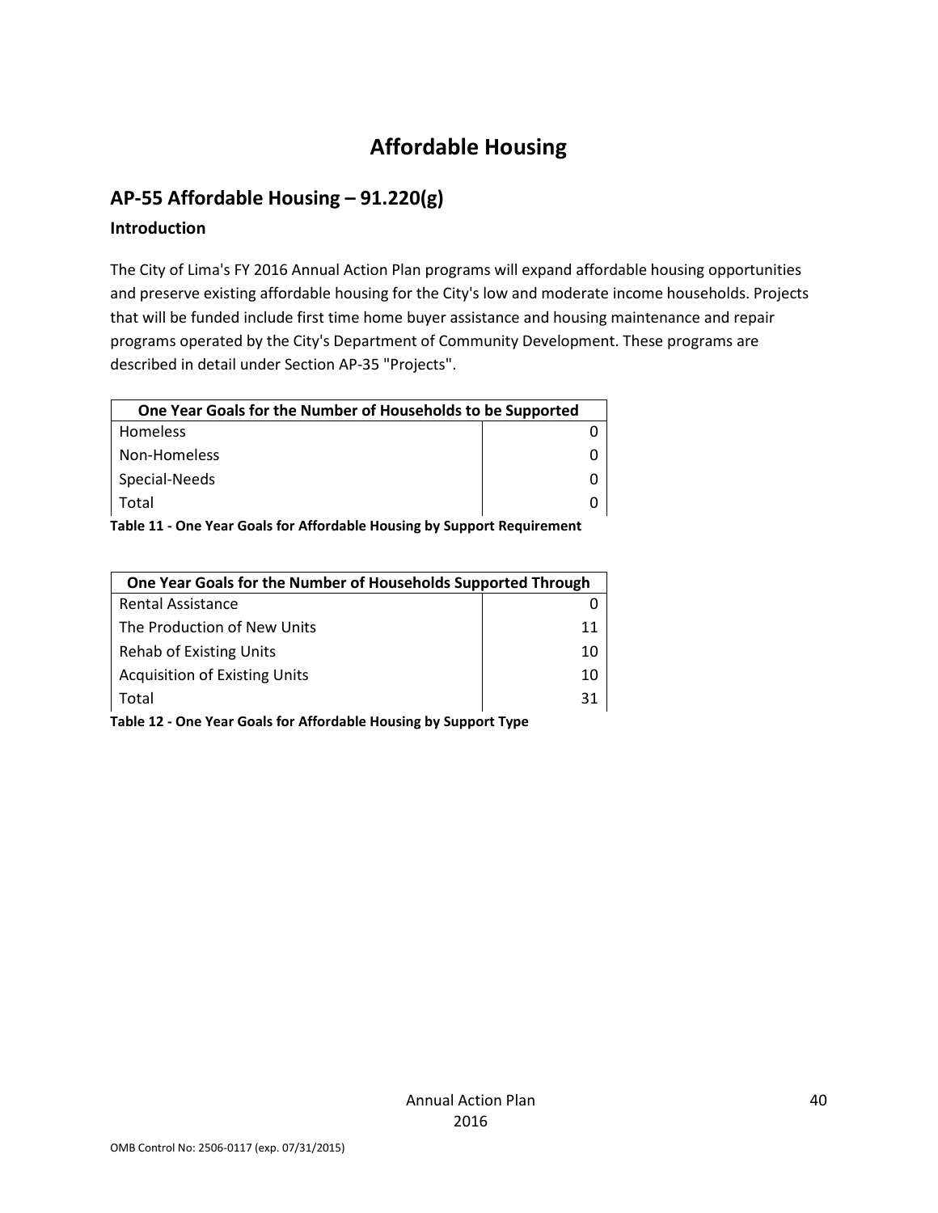# Affordable Housing

## AP-55 Affordable Housing – 91.220(g)

### Introduction

The City of Lima's FY 2016 Annual Action Plan programs will expand affordable housing opportunities and preserve existing affordable housing for the City's low and moderate income households. Projects that will be funded include first time home buyer assistance and housing maintenance and repair programs operated by the City's Department of Community Development. These programs are described in detail under Section AP-35 "Projects".

| One Year Goals for the Number of Households to be Supported | |
|---|---|
| Homeless | 0 |
| Non-Homeless | 0 |
| Special-Needs | 0 |
| Total | 0 |

**Table 11 - One Year Goals for Affordable Housing by Support Requirement**

| One Year Goals for the Number of Households Supported Through | |
|---|---|
| Rental Assistance | 0 |
| The Production of New Units | 11 |
| Rehab of Existing Units | 10 |
| Acquisition of Existing Units | 10 |
| Total | 31 |

**Table 12 - One Year Goals for Affordable Housing by Support Type**

OMB Control No: 2506-0117 (exp. 07/31/2015)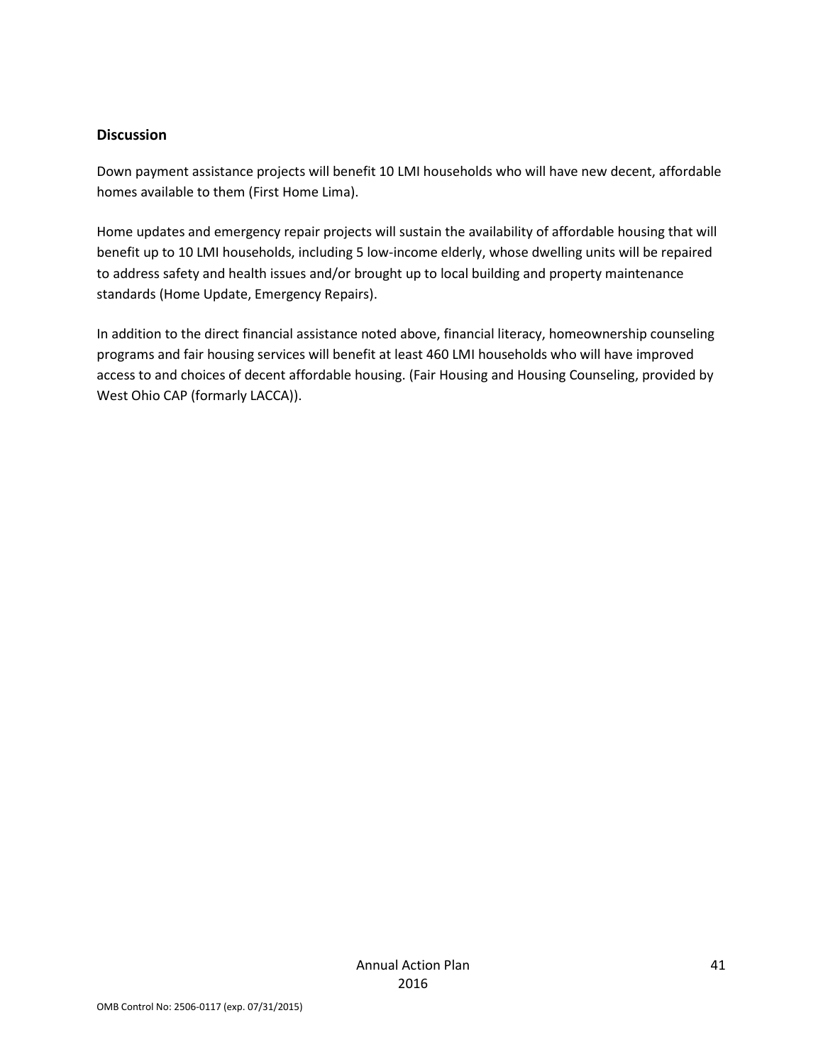**Discussion**

Down payment assistance projects will benefit 10 LMI households who will have new decent, affordable homes available to them (First Home Lima).

Home updates and emergency repair projects will sustain the availability of affordable housing that will benefit up to 10 LMI households, including 5 low-income elderly, whose dwelling units will be repaired to address safety and health issues and/or brought up to local building and property maintenance standards (Home Update, Emergency Repairs).

In addition to the direct financial assistance noted above, financial literacy, homeownership counseling programs and fair housing services will benefit at least 460 LMI households who will have improved access to and choices of decent affordable housing. (Fair Housing and Housing Counseling, provided by West Ohio CAP (formarly LACCA)).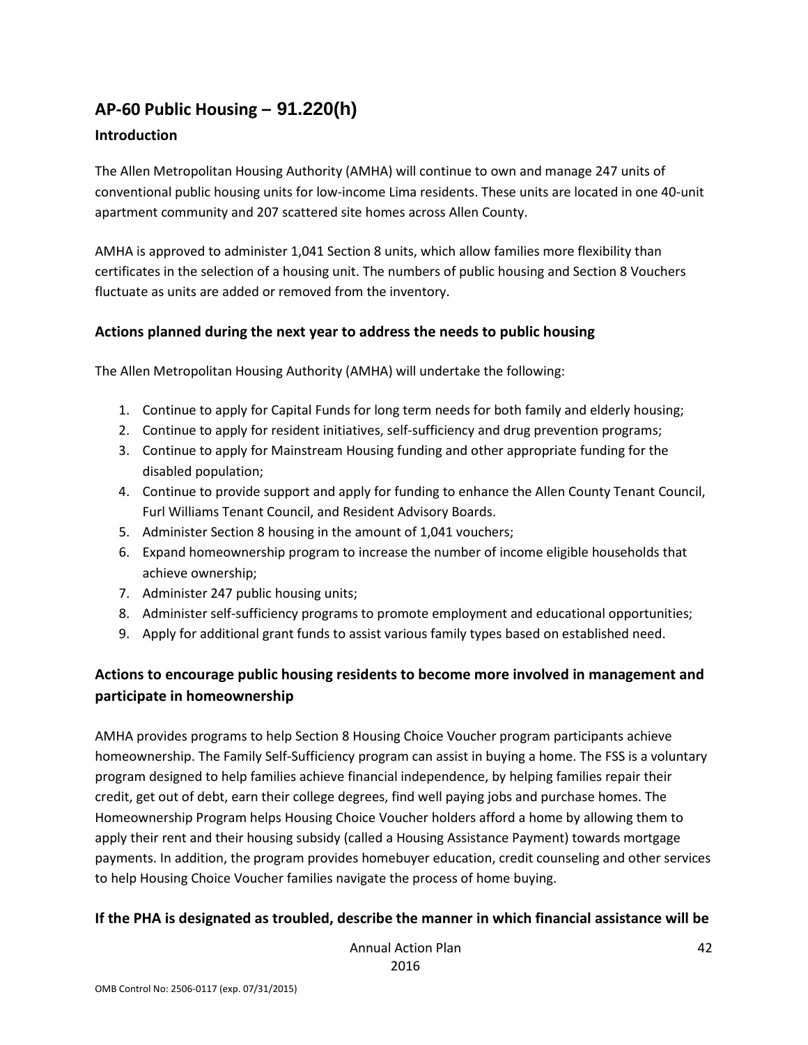## AP-60 Public Housing – 91.220(h)

### Introduction

The Allen Metropolitan Housing Authority (AMHA) will continue to own and manage 247 units of conventional public housing units for low-income Lima residents. These units are located in one 40-unit apartment community and 207 scattered site homes across Allen County.

AMHA is approved to administer 1,041 Section 8 units, which allow families more flexibility than certificates in the selection of a housing unit. The numbers of public housing and Section 8 Vouchers fluctuate as units are added or removed from the inventory.

### Actions planned during the next year to address the needs to public housing

The Allen Metropolitan Housing Authority (AMHA) will undertake the following:

1. Continue to apply for Capital Funds for long term needs for both family and elderly housing;
2. Continue to apply for resident initiatives, self-sufficiency and drug prevention programs;
3. Continue to apply for Mainstream Housing funding and other appropriate funding for the disabled population;
4. Continue to provide support and apply for funding to enhance the Allen County Tenant Council, Furl Williams Tenant Council, and Resident Advisory Boards.
5. Administer Section 8 housing in the amount of 1,041 vouchers;
6. Expand homeownership program to increase the number of income eligible households that achieve ownership;
7. Administer 247 public housing units;
8. Administer self-sufficiency programs to promote employment and educational opportunities;
9. Apply for additional grant funds to assist various family types based on established need.

### Actions to encourage public housing residents to become more involved in management and participate in homeownership

AMHA provides programs to help Section 8 Housing Choice Voucher program participants achieve homeownership. The Family Self-Sufficiency program can assist in buying a home. The FSS is a voluntary program designed to help families achieve financial independence, by helping families repair their credit, get out of debt, earn their college degrees, find well paying jobs and purchase homes. The Homeownership Program helps Housing Choice Voucher holders afford a home by allowing them to apply their rent and their housing subsidy (called a Housing Assistance Payment) towards mortgage payments. In addition, the program provides homebuyer education, credit counseling and other services to help Housing Choice Voucher families navigate the process of home buying.

### If the PHA is designated as troubled, describe the manner in which financial assistance will be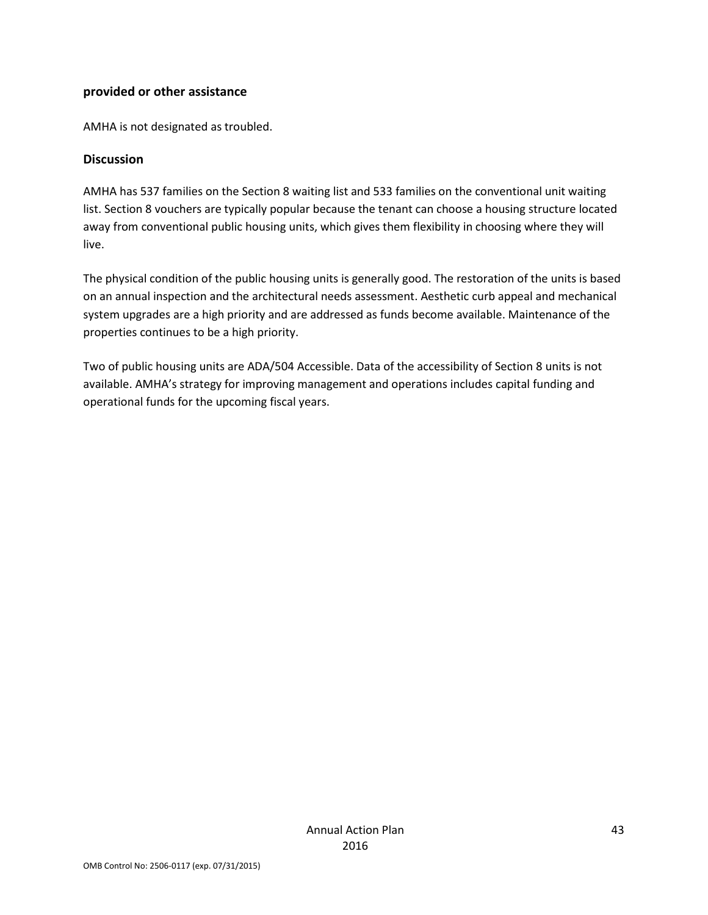**provided or other assistance**

AMHA is not designated as troubled.

### Discussion

AMHA has 537 families on the Section 8 waiting list and 533 families on the conventional unit waiting list. Section 8 vouchers are typically popular because the tenant can choose a housing structure located away from conventional public housing units, which gives them flexibility in choosing where they will live.

The physical condition of the public housing units is generally good. The restoration of the units is based on an annual inspection and the architectural needs assessment. Aesthetic curb appeal and mechanical system upgrades are a high priority and are addressed as funds become available. Maintenance of the properties continues to be a high priority.

Two of public housing units are ADA/504 Accessible. Data of the accessibility of Section 8 units is not available. AMHA's strategy for improving management and operations includes capital funding and operational funds for the upcoming fiscal years.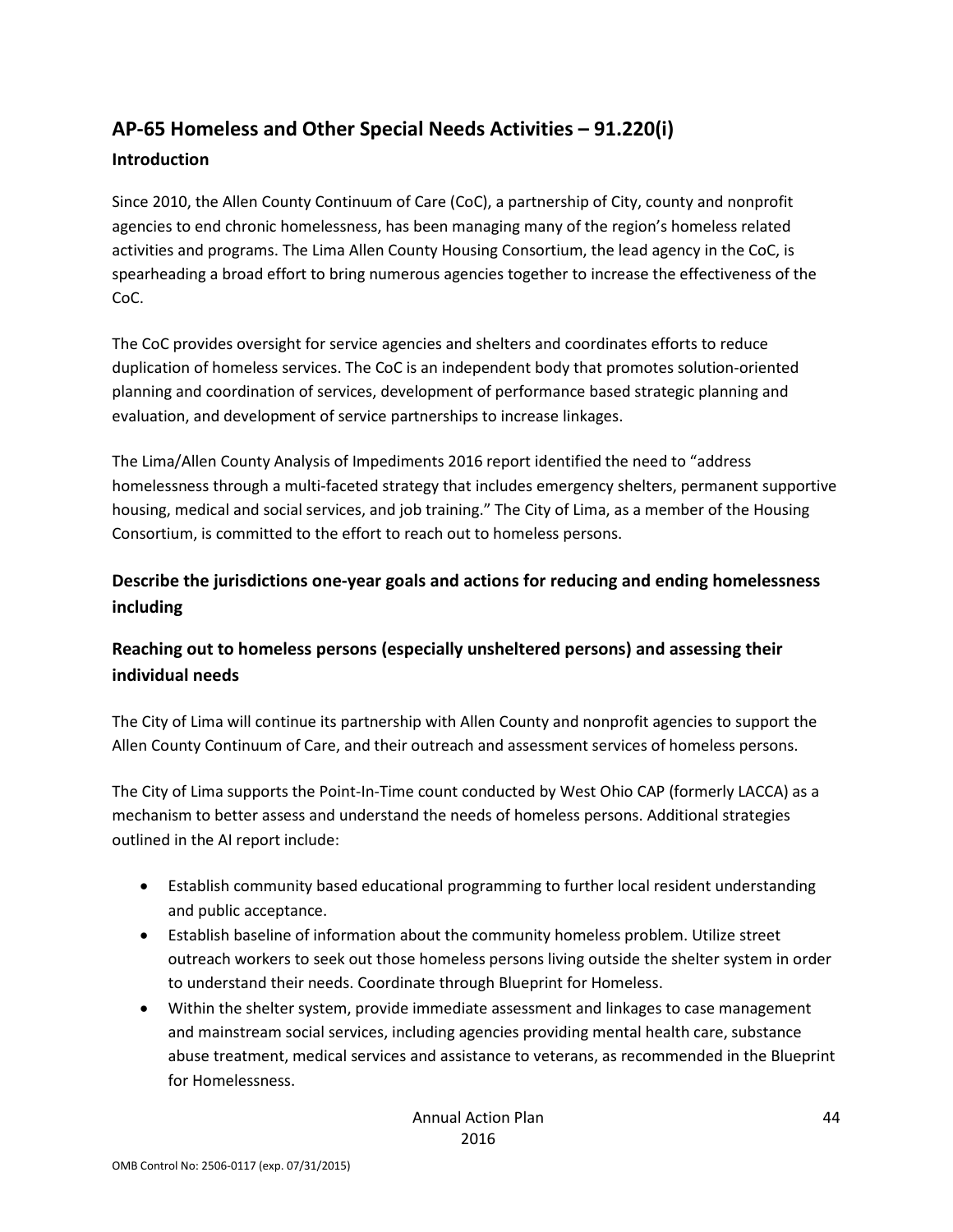## AP-65 Homeless and Other Special Needs Activities – 91.220(i)

### Introduction

Since 2010, the Allen County Continuum of Care (CoC), a partnership of City, county and nonprofit agencies to end chronic homelessness, has been managing many of the region's homeless related activities and programs. The Lima Allen County Housing Consortium, the lead agency in the CoC, is spearheading a broad effort to bring numerous agencies together to increase the effectiveness of the CoC.

The CoC provides oversight for service agencies and shelters and coordinates efforts to reduce duplication of homeless services. The CoC is an independent body that promotes solution-oriented planning and coordination of services, development of performance based strategic planning and evaluation, and development of service partnerships to increase linkages.

The Lima/Allen County Analysis of Impediments 2016 report identified the need to "address homelessness through a multi-faceted strategy that includes emergency shelters, permanent supportive housing, medical and social services, and job training." The City of Lima, as a member of the Housing Consortium, is committed to the effort to reach out to homeless persons.

### Describe the jurisdictions one-year goals and actions for reducing and ending homelessness including

### Reaching out to homeless persons (especially unsheltered persons) and assessing their individual needs

The City of Lima will continue its partnership with Allen County and nonprofit agencies to support the Allen County Continuum of Care, and their outreach and assessment services of homeless persons.

The City of Lima supports the Point-In-Time count conducted by West Ohio CAP (formerly LACCA) as a mechanism to better assess and understand the needs of homeless persons. Additional strategies outlined in the AI report include:

- Establish community based educational programming to further local resident understanding and public acceptance.
- Establish baseline of information about the community homeless problem. Utilize street outreach workers to seek out those homeless persons living outside the shelter system in order to understand their needs. Coordinate through Blueprint for Homeless.
- Within the shelter system, provide immediate assessment and linkages to case management and mainstream social services, including agencies providing mental health care, substance abuse treatment, medical services and assistance to veterans, as recommended in the Blueprint for Homelessness.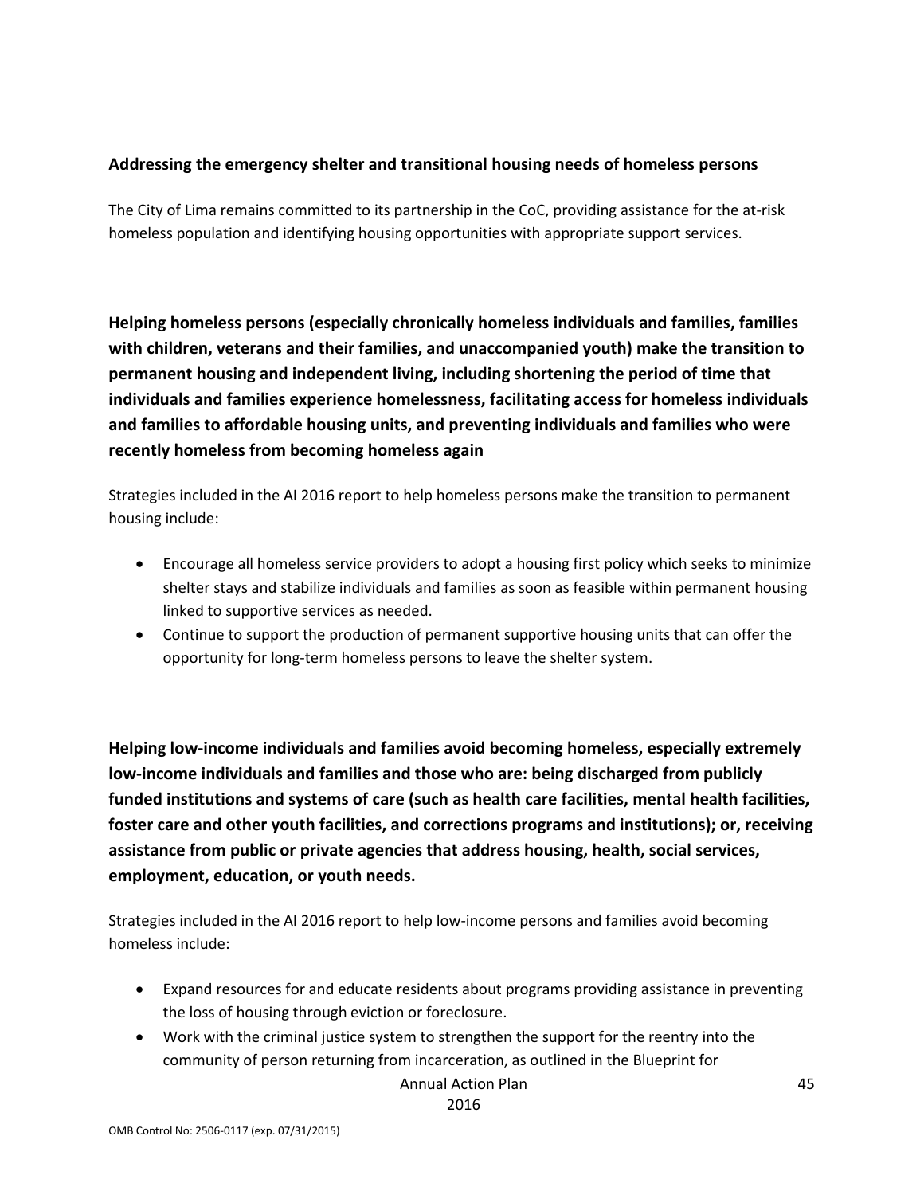**Addressing the emergency shelter and transitional housing needs of homeless persons**

The City of Lima remains committed to its partnership in the CoC, providing assistance for the at-risk homeless population and identifying housing opportunities with appropriate support services.

**Helping homeless persons (especially chronically homeless individuals and families, families with children, veterans and their families, and unaccompanied youth) make the transition to permanent housing and independent living, including shortening the period of time that individuals and families experience homelessness, facilitating access for homeless individuals and families to affordable housing units, and preventing individuals and families who were recently homeless from becoming homeless again**

Strategies included in the AI 2016 report to help homeless persons make the transition to permanent housing include:

- Encourage all homeless service providers to adopt a housing first policy which seeks to minimize shelter stays and stabilize individuals and families as soon as feasible within permanent housing linked to supportive services as needed.
- Continue to support the production of permanent supportive housing units that can offer the opportunity for long-term homeless persons to leave the shelter system.

**Helping low-income individuals and families avoid becoming homeless, especially extremely low-income individuals and families and those who are: being discharged from publicly funded institutions and systems of care (such as health care facilities, mental health facilities, foster care and other youth facilities, and corrections programs and institutions); or, receiving assistance from public or private agencies that address housing, health, social services, employment, education, or youth needs.**

Strategies included in the AI 2016 report to help low-income persons and families avoid becoming homeless include:

- Expand resources for and educate residents about programs providing assistance in preventing the loss of housing through eviction or foreclosure.
- Work with the criminal justice system to strengthen the support for the reentry into the community of person returning from incarceration, as outlined in the Blueprint for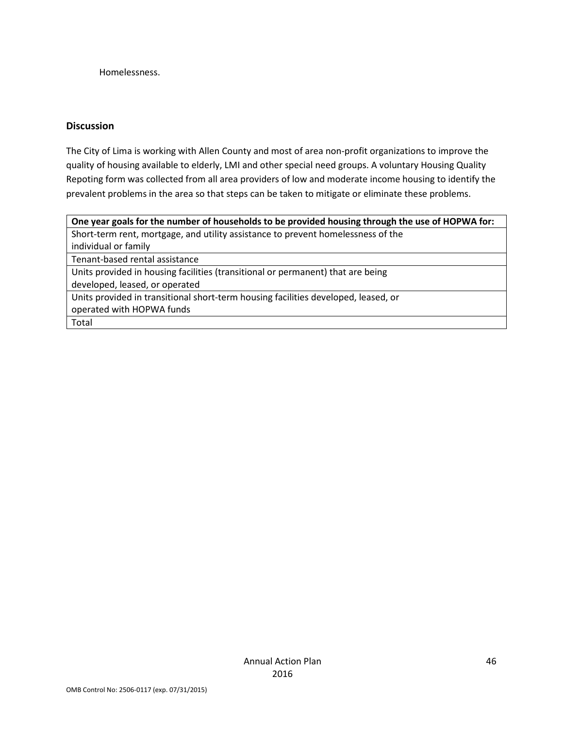Homelessness.

### Discussion

The City of Lima is working with Allen County and most of area non-profit organizations to improve the quality of housing available to elderly, LMI and other special need groups. A voluntary Housing Quality Repoting form was collected from all area providers of low and moderate income housing to identify the prevalent problems in the area so that steps can be taken to mitigate or eliminate these problems.

| **One year goals for the number of households to be provided housing through the use of HOPWA for:** |
| --- |
| Short-term rent, mortgage, and utility assistance to prevent homelessness of the individual or family |
| Tenant-based rental assistance |
| Units provided in housing facilities (transitional or permanent) that are being developed, leased, or operated |
| Units provided in transitional short-term housing facilities developed, leased, or operated with HOPWA funds |
| Total |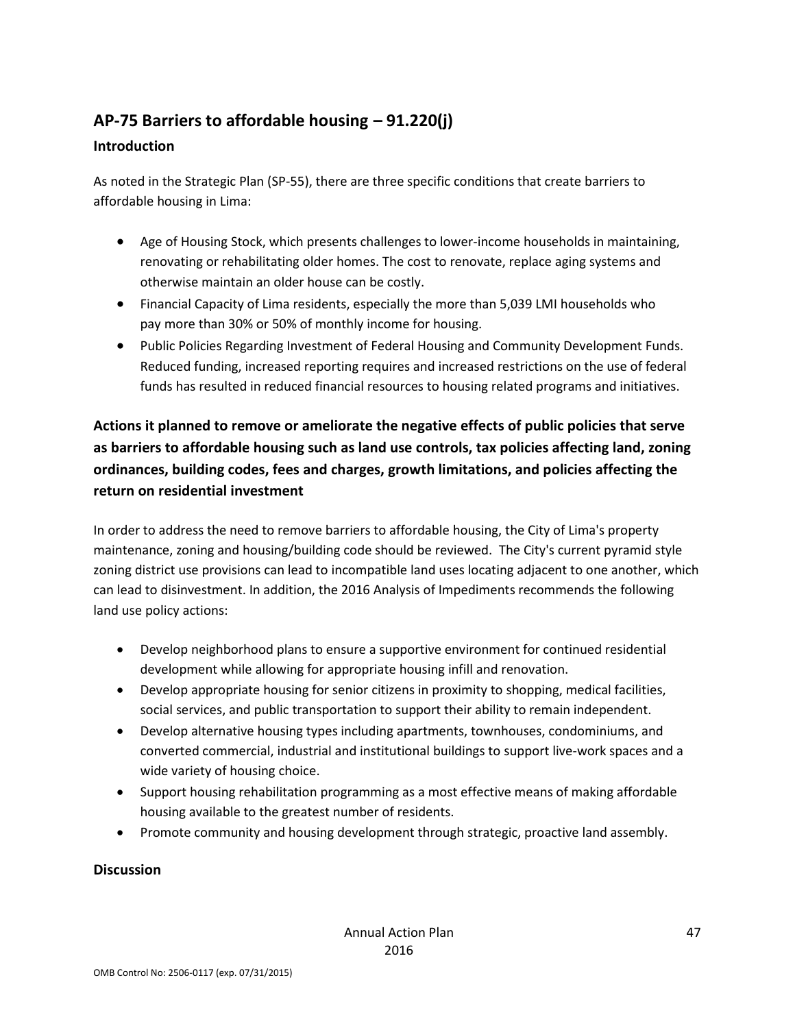## AP-75 Barriers to affordable housing – 91.220(j)

### Introduction

As noted in the Strategic Plan (SP-55), there are three specific conditions that create barriers to affordable housing in Lima:

- Age of Housing Stock, which presents challenges to lower-income households in maintaining, renovating or rehabilitating older homes. The cost to renovate, replace aging systems and otherwise maintain an older house can be costly.
- Financial Capacity of Lima residents, especially the more than 5,039 LMI households who pay more than 30% or 50% of monthly income for housing.
- Public Policies Regarding Investment of Federal Housing and Community Development Funds. Reduced funding, increased reporting requires and increased restrictions on the use of federal funds has resulted in reduced financial resources to housing related programs and initiatives.

### Actions it planned to remove or ameliorate the negative effects of public policies that serve as barriers to affordable housing such as land use controls, tax policies affecting land, zoning ordinances, building codes, fees and charges, growth limitations, and policies affecting the return on residential investment

In order to address the need to remove barriers to affordable housing, the City of Lima's property maintenance, zoning and housing/building code should be reviewed. The City's current pyramid style zoning district use provisions can lead to incompatible land uses locating adjacent to one another, which can lead to disinvestment. In addition, the 2016 Analysis of Impediments recommends the following land use policy actions:

- Develop neighborhood plans to ensure a supportive environment for continued residential development while allowing for appropriate housing infill and renovation.
- Develop appropriate housing for senior citizens in proximity to shopping, medical facilities, social services, and public transportation to support their ability to remain independent.
- Develop alternative housing types including apartments, townhouses, condominiums, and converted commercial, industrial and institutional buildings to support live-work spaces and a wide variety of housing choice.
- Support housing rehabilitation programming as a most effective means of making affordable housing available to the greatest number of residents.
- Promote community and housing development through strategic, proactive land assembly.

### Discussion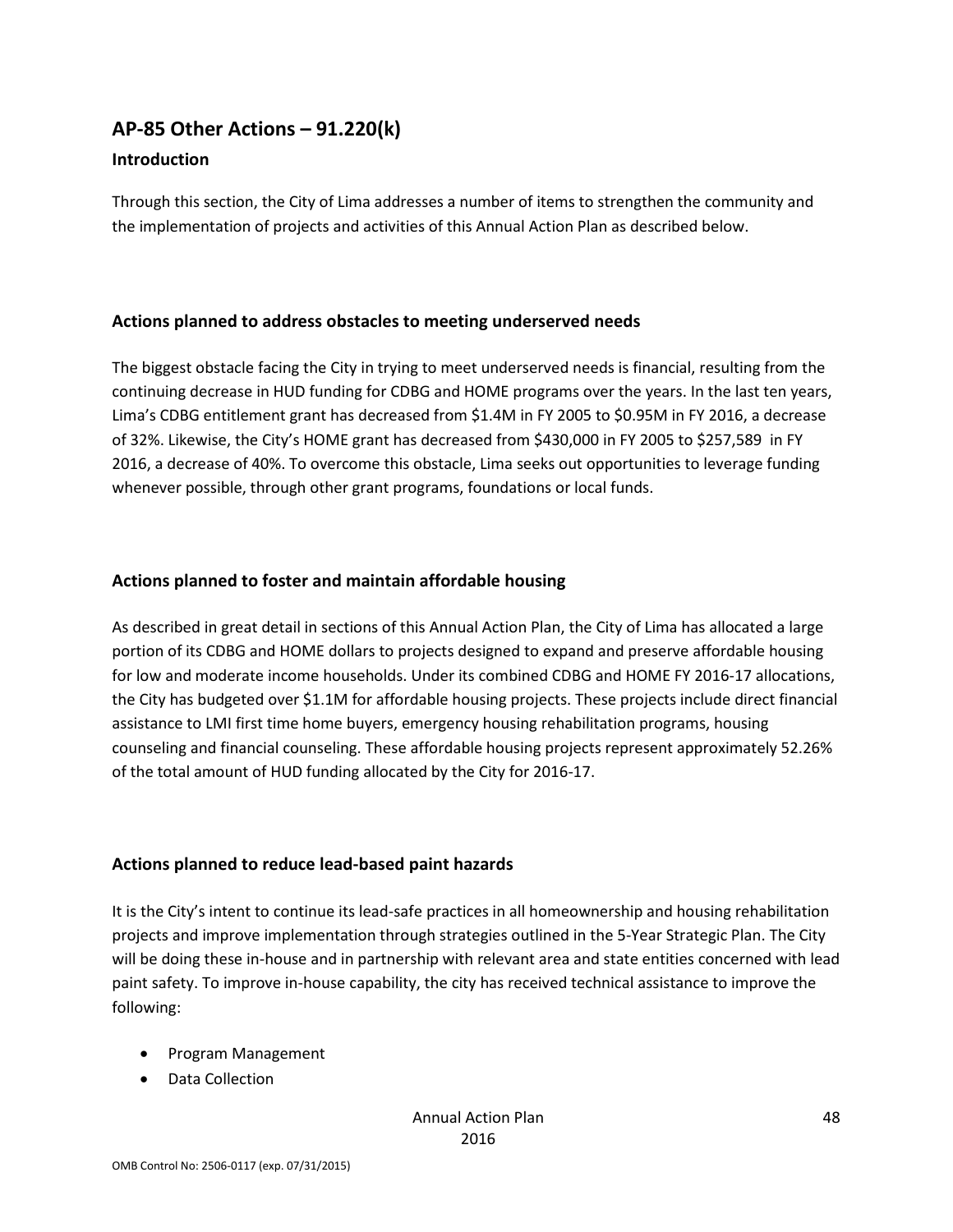## AP-85 Other Actions – 91.220(k)

### Introduction

Through this section, the City of Lima addresses a number of items to strengthen the community and the implementation of projects and activities of this Annual Action Plan as described below.

### Actions planned to address obstacles to meeting underserved needs

The biggest obstacle facing the City in trying to meet underserved needs is financial, resulting from the continuing decrease in HUD funding for CDBG and HOME programs over the years. In the last ten years, Lima's CDBG entitlement grant has decreased from $1.4M in FY 2005 to $0.95M in FY 2016, a decrease of 32%. Likewise, the City's HOME grant has decreased from $430,000 in FY 2005 to $257,589 in FY 2016, a decrease of 40%. To overcome this obstacle, Lima seeks out opportunities to leverage funding whenever possible, through other grant programs, foundations or local funds.

### Actions planned to foster and maintain affordable housing

As described in great detail in sections of this Annual Action Plan, the City of Lima has allocated a large portion of its CDBG and HOME dollars to projects designed to expand and preserve affordable housing for low and moderate income households. Under its combined CDBG and HOME FY 2016-17 allocations, the City has budgeted over $1.1M for affordable housing projects. These projects include direct financial assistance to LMI first time home buyers, emergency housing rehabilitation programs, housing counseling and financial counseling. These affordable housing projects represent approximately 52.26% of the total amount of HUD funding allocated by the City for 2016-17.

### Actions planned to reduce lead-based paint hazards

It is the City's intent to continue its lead-safe practices in all homeownership and housing rehabilitation projects and improve implementation through strategies outlined in the 5-Year Strategic Plan. The City will be doing these in-house and in partnership with relevant area and state entities concerned with lead paint safety. To improve in-house capability, the city has received technical assistance to improve the following:

- Program Management
- Data Collection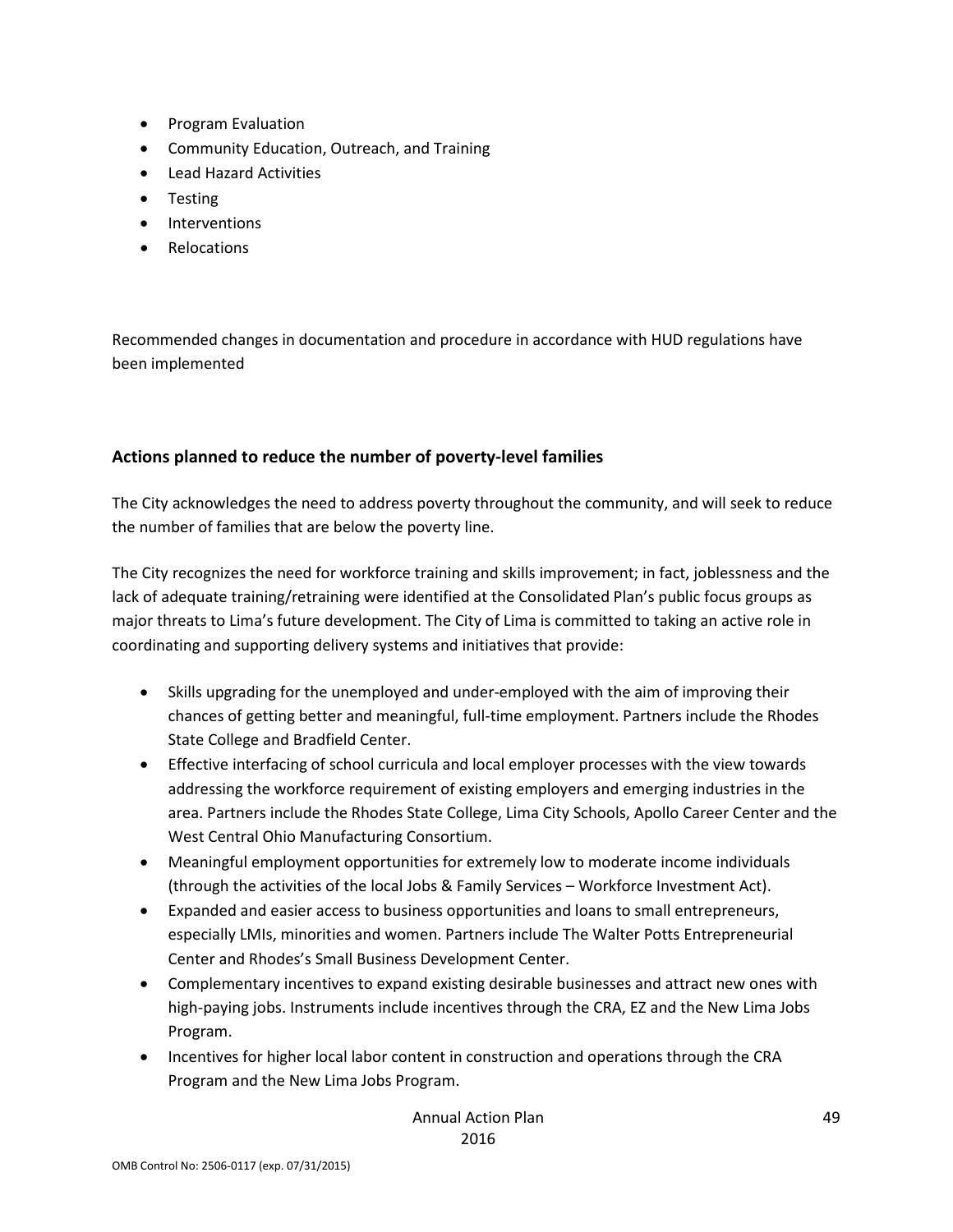- Program Evaluation
- Community Education, Outreach, and Training
- Lead Hazard Activities
- Testing
- Interventions
- Relocations

Recommended changes in documentation and procedure in accordance with HUD regulations have been implemented

### Actions planned to reduce the number of poverty-level families

The City acknowledges the need to address poverty throughout the community, and will seek to reduce the number of families that are below the poverty line.

The City recognizes the need for workforce training and skills improvement; in fact, joblessness and the lack of adequate training/retraining were identified at the Consolidated Plan's public focus groups as major threats to Lima's future development. The City of Lima is committed to taking an active role in coordinating and supporting delivery systems and initiatives that provide:

- Skills upgrading for the unemployed and under-employed with the aim of improving their chances of getting better and meaningful, full-time employment. Partners include the Rhodes State College and Bradfield Center.
- Effective interfacing of school curricula and local employer processes with the view towards addressing the workforce requirement of existing employers and emerging industries in the area. Partners include the Rhodes State College, Lima City Schools, Apollo Career Center and the West Central Ohio Manufacturing Consortium.
- Meaningful employment opportunities for extremely low to moderate income individuals (through the activities of the local Jobs & Family Services – Workforce Investment Act).
- Expanded and easier access to business opportunities and loans to small entrepreneurs, especially LMIs, minorities and women. Partners include The Walter Potts Entrepreneurial Center and Rhodes's Small Business Development Center.
- Complementary incentives to expand existing desirable businesses and attract new ones with high-paying jobs. Instruments include incentives through the CRA, EZ and the New Lima Jobs Program.
- Incentives for higher local labor content in construction and operations through the CRA Program and the New Lima Jobs Program.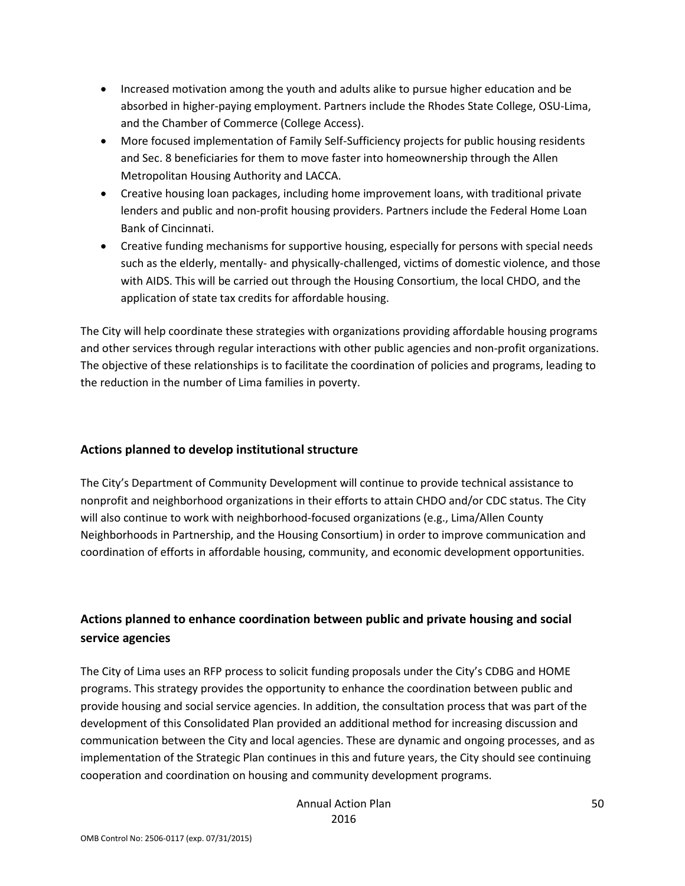- Increased motivation among the youth and adults alike to pursue higher education and be absorbed in higher-paying employment. Partners include the Rhodes State College, OSU-Lima, and the Chamber of Commerce (College Access).
- More focused implementation of Family Self-Sufficiency projects for public housing residents and Sec. 8 beneficiaries for them to move faster into homeownership through the Allen Metropolitan Housing Authority and LACCA.
- Creative housing loan packages, including home improvement loans, with traditional private lenders and public and non-profit housing providers. Partners include the Federal Home Loan Bank of Cincinnati.
- Creative funding mechanisms for supportive housing, especially for persons with special needs such as the elderly, mentally- and physically-challenged, victims of domestic violence, and those with AIDS. This will be carried out through the Housing Consortium, the local CHDO, and the application of state tax credits for affordable housing.

The City will help coordinate these strategies with organizations providing affordable housing programs and other services through regular interactions with other public agencies and non-profit organizations. The objective of these relationships is to facilitate the coordination of policies and programs, leading to the reduction in the number of Lima families in poverty.

## Actions planned to develop institutional structure

The City's Department of Community Development will continue to provide technical assistance to nonprofit and neighborhood organizations in their efforts to attain CHDO and/or CDC status. The City will also continue to work with neighborhood-focused organizations (e.g., Lima/Allen County Neighborhoods in Partnership, and the Housing Consortium) in order to improve communication and coordination of efforts in affordable housing, community, and economic development opportunities.

## Actions planned to enhance coordination between public and private housing and social service agencies

The City of Lima uses an RFP process to solicit funding proposals under the City's CDBG and HOME programs. This strategy provides the opportunity to enhance the coordination between public and provide housing and social service agencies. In addition, the consultation process that was part of the development of this Consolidated Plan provided an additional method for increasing discussion and communication between the City and local agencies. These are dynamic and ongoing processes, and as implementation of the Strategic Plan continues in this and future years, the City should see continuing cooperation and coordination on housing and community development programs.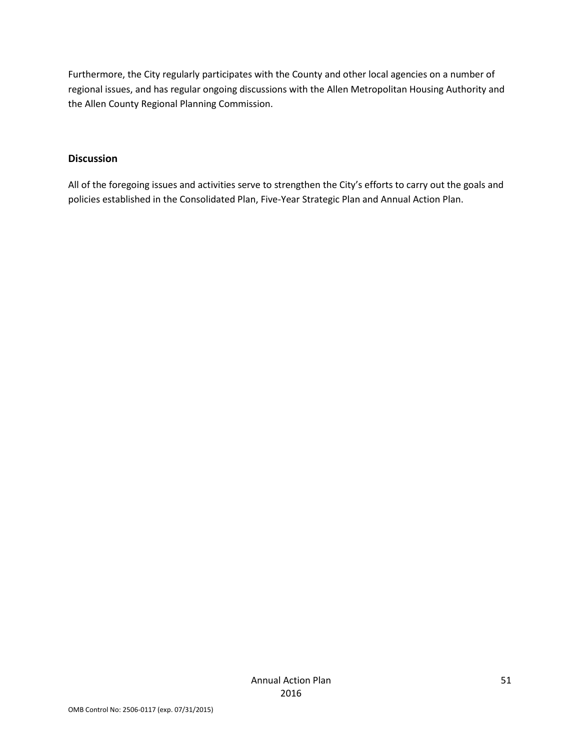Furthermore, the City regularly participates with the County and other local agencies on a number of regional issues, and has regular ongoing discussions with the Allen Metropolitan Housing Authority and the Allen County Regional Planning Commission.

## Discussion

All of the foregoing issues and activities serve to strengthen the City's efforts to carry out the goals and policies established in the Consolidated Plan, Five-Year Strategic Plan and Annual Action Plan.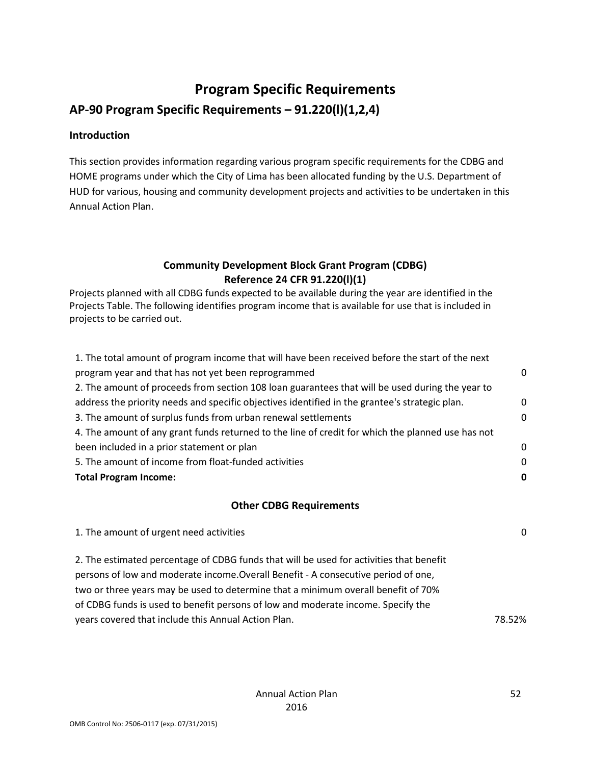# Program Specific Requirements

## AP-90 Program Specific Requirements – 91.220(l)(1,2,4)

### Introduction

This section provides information regarding various program specific requirements for the CDBG and HOME programs under which the City of Lima has been allocated funding by the U.S. Department of HUD for various, housing and community development projects and activities to be undertaken in this Annual Action Plan.

### Community Development Block Grant Program (CDBG) Reference 24 CFR 91.220(l)(1)

Projects planned with all CDBG funds expected to be available during the year are identified in the Projects Table. The following identifies program income that is available for use that is included in projects to be carried out.

| | |
|---|---|
| 1. The total amount of program income that will have been received before the start of the next program year and that has not yet been reprogrammed | 0 |
| 2. The amount of proceeds from section 108 loan guarantees that will be used during the year to address the priority needs and specific objectives identified in the grantee's strategic plan. | 0 |
| 3. The amount of surplus funds from urban renewal settlements | 0 |
| 4. The amount of any grant funds returned to the line of credit for which the planned use has not been included in a prior statement or plan | 0 |
| 5. The amount of income from float-funded activities | 0 |
| **Total Program Income:** | **0** |

### Other CDBG Requirements

| | |
|---|---|
| 1. The amount of urgent need activities | 0 |
| 2. The estimated percentage of CDBG funds that will be used for activities that benefit persons of low and moderate income.Overall Benefit - A consecutive period of one, two or three years may be used to determine that a minimum overall benefit of 70% of CDBG funds is used to benefit persons of low and moderate income. Specify the years covered that include this Annual Action Plan. | 78.52% |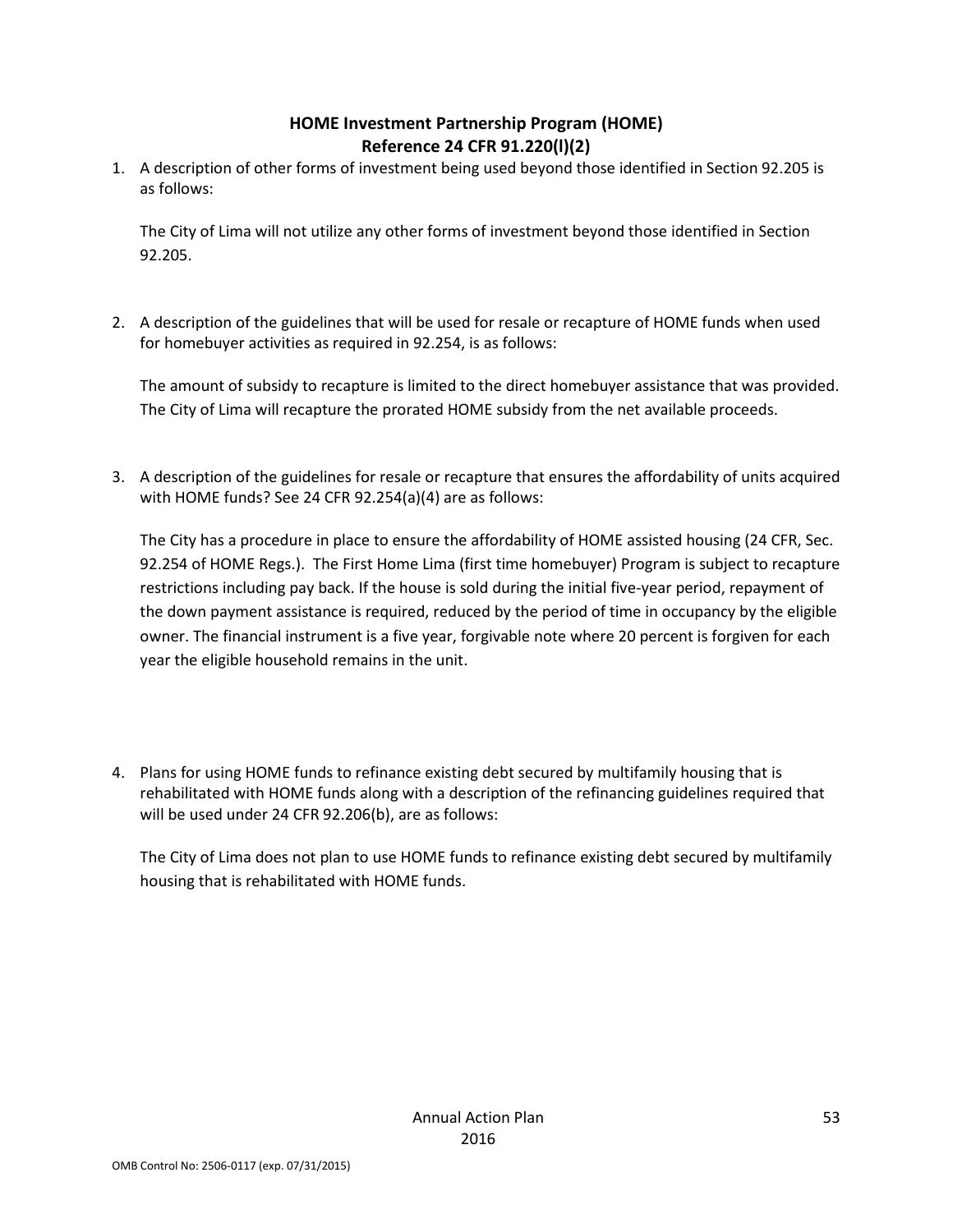## HOME Investment Partnership Program (HOME)
## Reference 24 CFR 91.220(l)(2)

1. A description of other forms of investment being used beyond those identified in Section 92.205 is as follows:

   The City of Lima will not utilize any other forms of investment beyond those identified in Section 92.205.

2. A description of the guidelines that will be used for resale or recapture of HOME funds when used for homebuyer activities as required in 92.254, is as follows:

   The amount of subsidy to recapture is limited to the direct homebuyer assistance that was provided. The City of Lima will recapture the prorated HOME subsidy from the net available proceeds.

3. A description of the guidelines for resale or recapture that ensures the affordability of units acquired with HOME funds? See 24 CFR 92.254(a)(4) are as follows:

   The City has a procedure in place to ensure the affordability of HOME assisted housing (24 CFR, Sec. 92.254 of HOME Regs.). The First Home Lima (first time homebuyer) Program is subject to recapture restrictions including pay back. If the house is sold during the initial five-year period, repayment of the down payment assistance is required, reduced by the period of time in occupancy by the eligible owner. The financial instrument is a five year, forgivable note where 20 percent is forgiven for each year the eligible household remains in the unit.

4. Plans for using HOME funds to refinance existing debt secured by multifamily housing that is rehabilitated with HOME funds along with a description of the refinancing guidelines required that will be used under 24 CFR 92.206(b), are as follows:

   The City of Lima does not plan to use HOME funds to refinance existing debt secured by multifamily housing that is rehabilitated with HOME funds.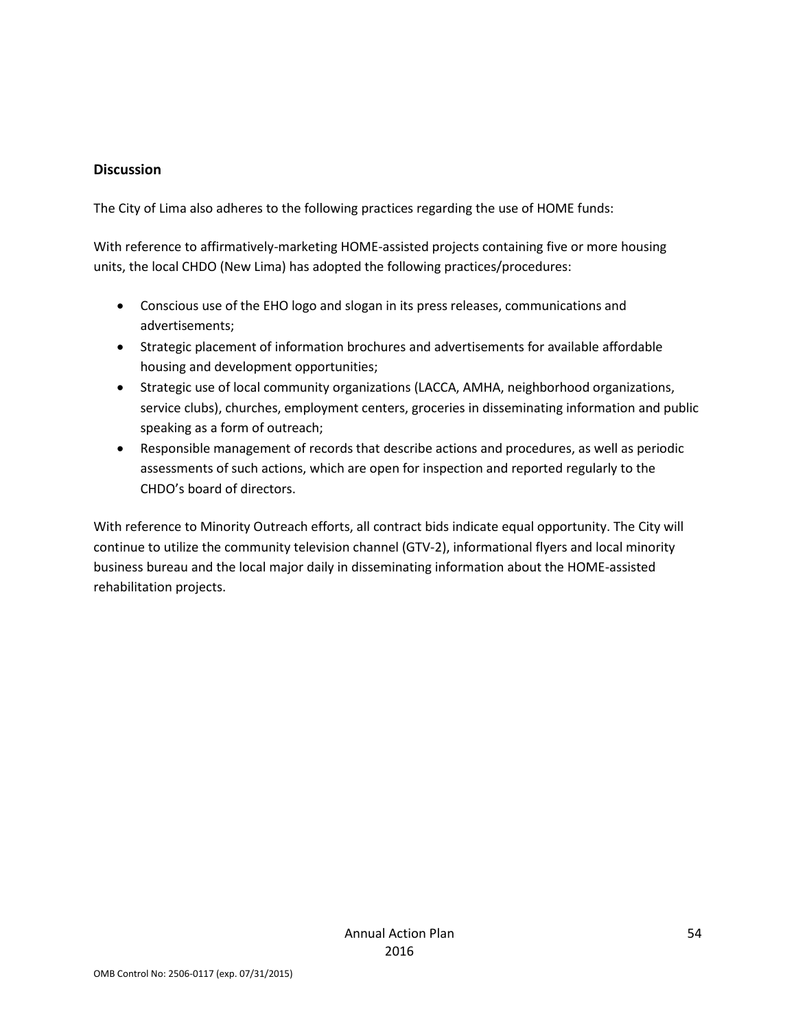## Discussion

The City of Lima also adheres to the following practices regarding the use of HOME funds:

With reference to affirmatively-marketing HOME-assisted projects containing five or more housing units, the local CHDO (New Lima) has adopted the following practices/procedures:

- Conscious use of the EHO logo and slogan in its press releases, communications and advertisements;
- Strategic placement of information brochures and advertisements for available affordable housing and development opportunities;
- Strategic use of local community organizations (LACCA, AMHA, neighborhood organizations, service clubs), churches, employment centers, groceries in disseminating information and public speaking as a form of outreach;
- Responsible management of records that describe actions and procedures, as well as periodic assessments of such actions, which are open for inspection and reported regularly to the CHDO's board of directors.

With reference to Minority Outreach efforts, all contract bids indicate equal opportunity. The City will continue to utilize the community television channel (GTV-2), informational flyers and local minority business bureau and the local major daily in disseminating information about the HOME-assisted rehabilitation projects.